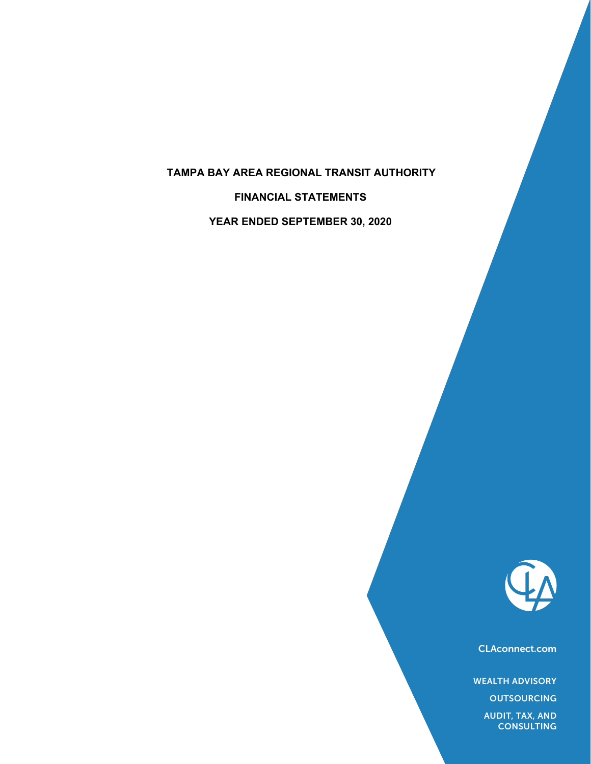# TAMPA BAY AREA REGIONAL TRANSIT AUTHORITY

## FINANCIAL STATEMENTS

## YEAR ENDED SEPTEMBER 30, 2020

CLAconnect.com

WEALTH ADVISORY

OUTSOURCING

AUDIT, TAX, AND CONSULTING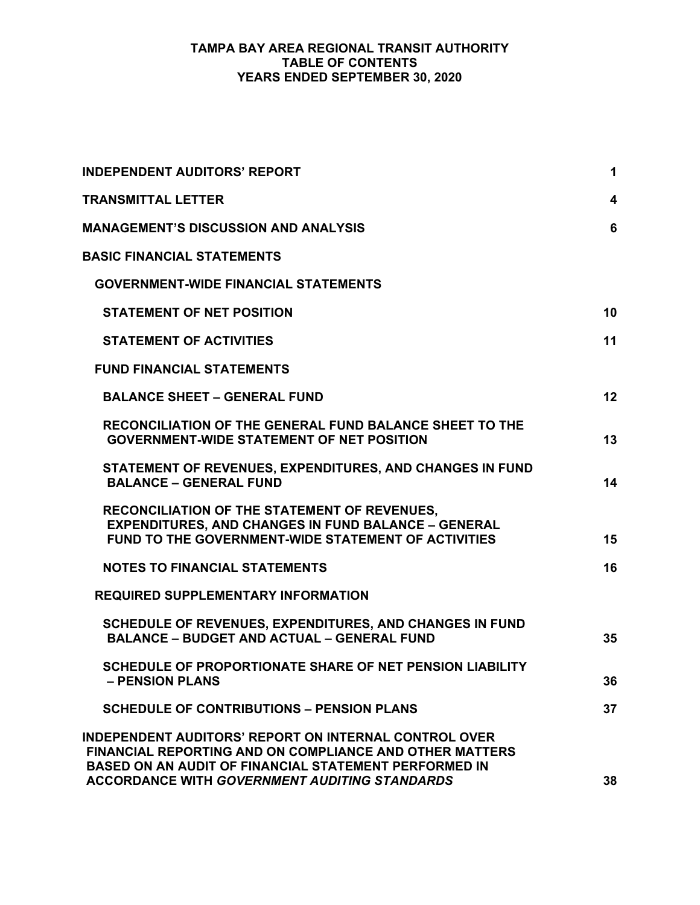# TAMPA BAY AREA REGIONAL TRANSIT AUTHORITY
# TABLE OF CONTENTS
# YEARS ENDED SEPTEMBER 30, 2020

| | |
|---|---|
| **INDEPENDENT AUDITORS' REPORT** | **1** |
| **TRANSMITTAL LETTER** | **4** |
| **MANAGEMENT'S DISCUSSION AND ANALYSIS** | **6** |
| **BASIC FINANCIAL STATEMENTS** | |
| **GOVERNMENT-WIDE FINANCIAL STATEMENTS** | |
| **STATEMENT OF NET POSITION** | **10** |
| **STATEMENT OF ACTIVITIES** | **11** |
| **FUND FINANCIAL STATEMENTS** | |
| **BALANCE SHEET – GENERAL FUND** | **12** |
| **RECONCILIATION OF THE GENERAL FUND BALANCE SHEET TO THE GOVERNMENT-WIDE STATEMENT OF NET POSITION** | **13** |
| **STATEMENT OF REVENUES, EXPENDITURES, AND CHANGES IN FUND BALANCE – GENERAL FUND** | **14** |
| **RECONCILIATION OF THE STATEMENT OF REVENUES, EXPENDITURES, AND CHANGES IN FUND BALANCE – GENERAL FUND TO THE GOVERNMENT-WIDE STATEMENT OF ACTIVITIES** | **15** |
| **NOTES TO FINANCIAL STATEMENTS** | **16** |
| **REQUIRED SUPPLEMENTARY INFORMATION** | |
| **SCHEDULE OF REVENUES, EXPENDITURES, AND CHANGES IN FUND BALANCE – BUDGET AND ACTUAL – GENERAL FUND** | **35** |
| **SCHEDULE OF PROPORTIONATE SHARE OF NET PENSION LIABILITY – PENSION PLANS** | **36** |
| **SCHEDULE OF CONTRIBUTIONS – PENSION PLANS** | **37** |
| **INDEPENDENT AUDITORS' REPORT ON INTERNAL CONTROL OVER FINANCIAL REPORTING AND ON COMPLIANCE AND OTHER MATTERS BASED ON AN AUDIT OF FINANCIAL STATEMENT PERFORMED IN ACCORDANCE WITH *GOVERNMENT AUDITING STANDARDS*** | **38** |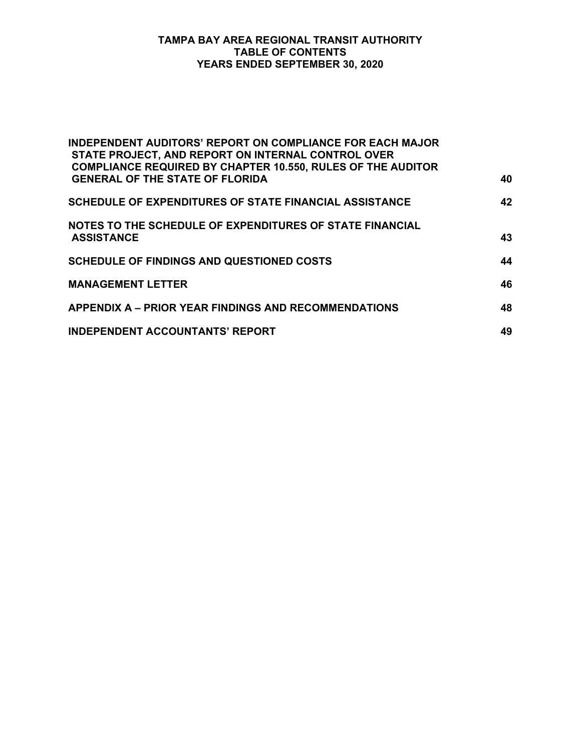# TAMPA BAY AREA REGIONAL TRANSIT AUTHORITY
## TABLE OF CONTENTS
## YEARS ENDED SEPTEMBER 30, 2020

| | |
|---|---|
| **INDEPENDENT AUDITORS' REPORT ON COMPLIANCE FOR EACH MAJOR STATE PROJECT, AND REPORT ON INTERNAL CONTROL OVER COMPLIANCE REQUIRED BY CHAPTER 10.550, RULES OF THE AUDITOR GENERAL OF THE STATE OF FLORIDA** | **40** |
| **SCHEDULE OF EXPENDITURES OF STATE FINANCIAL ASSISTANCE** | **42** |
| **NOTES TO THE SCHEDULE OF EXPENDITURES OF STATE FINANCIAL ASSISTANCE** | **43** |
| **SCHEDULE OF FINDINGS AND QUESTIONED COSTS** | **44** |
| **MANAGEMENT LETTER** | **46** |
| **APPENDIX A – PRIOR YEAR FINDINGS AND RECOMMENDATIONS** | **48** |
| **INDEPENDENT ACCOUNTANTS' REPORT** | **49** |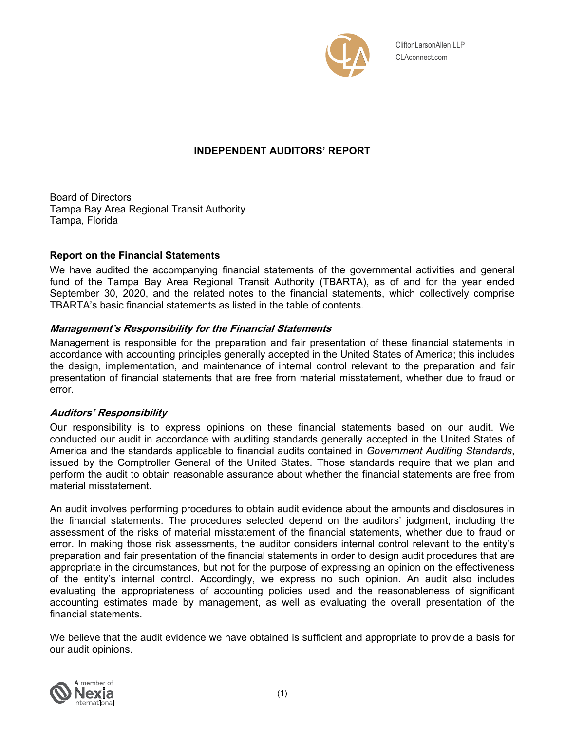CliftonLarsonAllen LLP
CLAconnect.com

# INDEPENDENT AUDITORS' REPORT

Board of Directors
Tampa Bay Area Regional Transit Authority
Tampa, Florida

## Report on the Financial Statements

We have audited the accompanying financial statements of the governmental activities and general fund of the Tampa Bay Area Regional Transit Authority (TBARTA), as of and for the year ended September 30, 2020, and the related notes to the financial statements, which collectively comprise TBARTA's basic financial statements as listed in the table of contents.

### *Management's Responsibility for the Financial Statements*

Management is responsible for the preparation and fair presentation of these financial statements in accordance with accounting principles generally accepted in the United States of America; this includes the design, implementation, and maintenance of internal control relevant to the preparation and fair presentation of financial statements that are free from material misstatement, whether due to fraud or error.

### *Auditors' Responsibility*

Our responsibility is to express opinions on these financial statements based on our audit. We conducted our audit in accordance with auditing standards generally accepted in the United States of America and the standards applicable to financial audits contained in *Government Auditing Standards*, issued by the Comptroller General of the United States. Those standards require that we plan and perform the audit to obtain reasonable assurance about whether the financial statements are free from material misstatement.

An audit involves performing procedures to obtain audit evidence about the amounts and disclosures in the financial statements. The procedures selected depend on the auditors' judgment, including the assessment of the risks of material misstatement of the financial statements, whether due to fraud or error. In making those risk assessments, the auditor considers internal control relevant to the entity's preparation and fair presentation of the financial statements in order to design audit procedures that are appropriate in the circumstances, but not for the purpose of expressing an opinion on the effectiveness of the entity's internal control. Accordingly, we express no such opinion. An audit also includes evaluating the appropriateness of accounting policies used and the reasonableness of significant accounting estimates made by management, as well as evaluating the overall presentation of the financial statements.

We believe that the audit evidence we have obtained is sufficient and appropriate to provide a basis for our audit opinions.

A member of Nexia International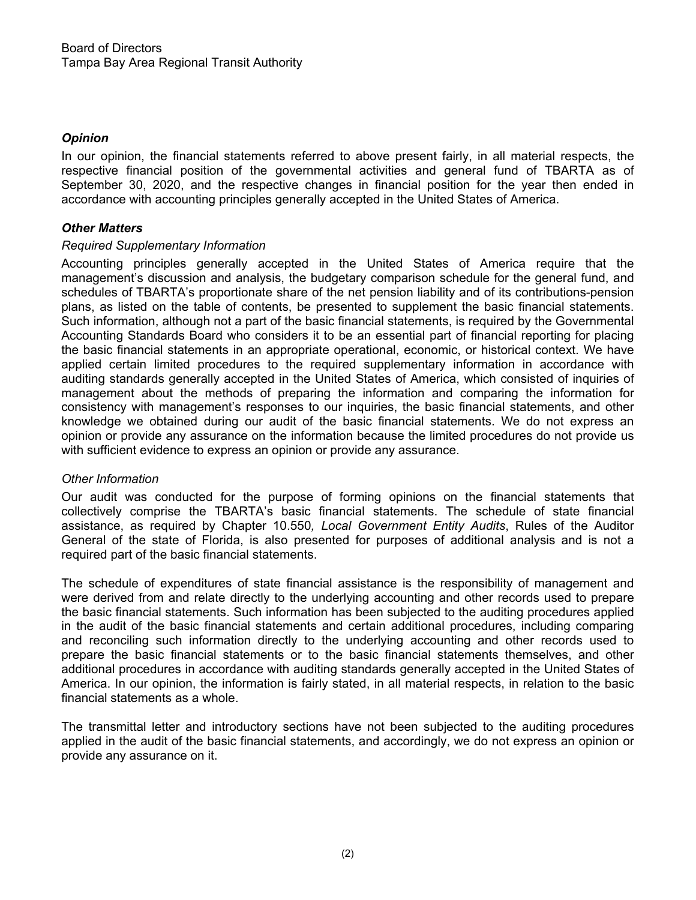Board of Directors
Tampa Bay Area Regional Transit Authority

### *Opinion*

In our opinion, the financial statements referred to above present fairly, in all material respects, the respective financial position of the governmental activities and general fund of TBARTA as of September 30, 2020, and the respective changes in financial position for the year then ended in accordance with accounting principles generally accepted in the United States of America.

### *Other Matters*

*Required Supplementary Information*

Accounting principles generally accepted in the United States of America require that the management's discussion and analysis, the budgetary comparison schedule for the general fund, and schedules of TBARTA's proportionate share of the net pension liability and of its contributions-pension plans, as listed on the table of contents, be presented to supplement the basic financial statements. Such information, although not a part of the basic financial statements, is required by the Governmental Accounting Standards Board who considers it to be an essential part of financial reporting for placing the basic financial statements in an appropriate operational, economic, or historical context. We have applied certain limited procedures to the required supplementary information in accordance with auditing standards generally accepted in the United States of America, which consisted of inquiries of management about the methods of preparing the information and comparing the information for consistency with management's responses to our inquiries, the basic financial statements, and other knowledge we obtained during our audit of the basic financial statements. We do not express an opinion or provide any assurance on the information because the limited procedures do not provide us with sufficient evidence to express an opinion or provide any assurance.

*Other Information*

Our audit was conducted for the purpose of forming opinions on the financial statements that collectively comprise the TBARTA's basic financial statements. The schedule of state financial assistance, as required by Chapter 10.550*, Local Government Entity Audits*, Rules of the Auditor General of the state of Florida, is also presented for purposes of additional analysis and is not a required part of the basic financial statements.

The schedule of expenditures of state financial assistance is the responsibility of management and were derived from and relate directly to the underlying accounting and other records used to prepare the basic financial statements. Such information has been subjected to the auditing procedures applied in the audit of the basic financial statements and certain additional procedures, including comparing and reconciling such information directly to the underlying accounting and other records used to prepare the basic financial statements or to the basic financial statements themselves, and other additional procedures in accordance with auditing standards generally accepted in the United States of America. In our opinion, the information is fairly stated, in all material respects, in relation to the basic financial statements as a whole.

The transmittal letter and introductory sections have not been subjected to the auditing procedures applied in the audit of the basic financial statements, and accordingly, we do not express an opinion or provide any assurance on it.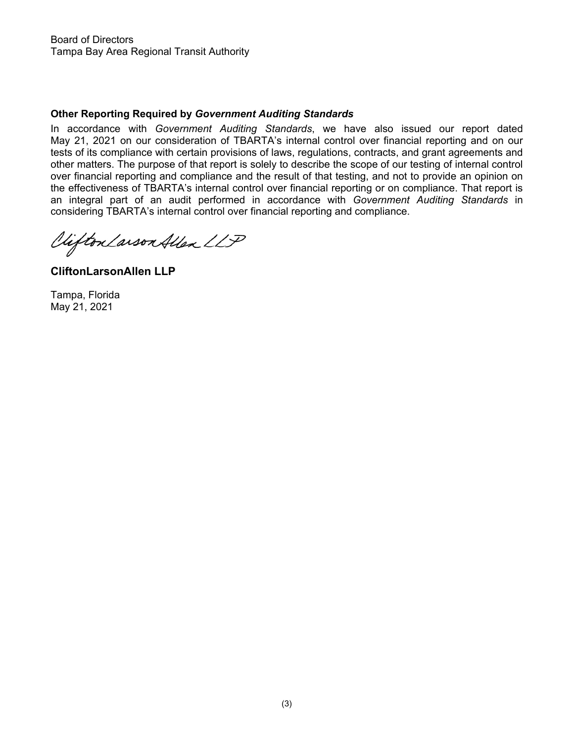Board of Directors
Tampa Bay Area Regional Transit Authority

**Other Reporting Required by *Government Auditing Standards***

In accordance with *Government Auditing Standards*, we have also issued our report dated May 21, 2021 on our consideration of TBARTA's internal control over financial reporting and on our tests of its compliance with certain provisions of laws, regulations, contracts, and grant agreements and other matters. The purpose of that report is solely to describe the scope of our testing of internal control over financial reporting and compliance and the result of that testing, and not to provide an opinion on the effectiveness of TBARTA's internal control over financial reporting or on compliance. That report is an integral part of an audit performed in accordance with *Government Auditing Standards* in considering TBARTA's internal control over financial reporting and compliance.

CliftonLarsonAllen LLP

**CliftonLarsonAllen LLP**

Tampa, Florida
May 21, 2021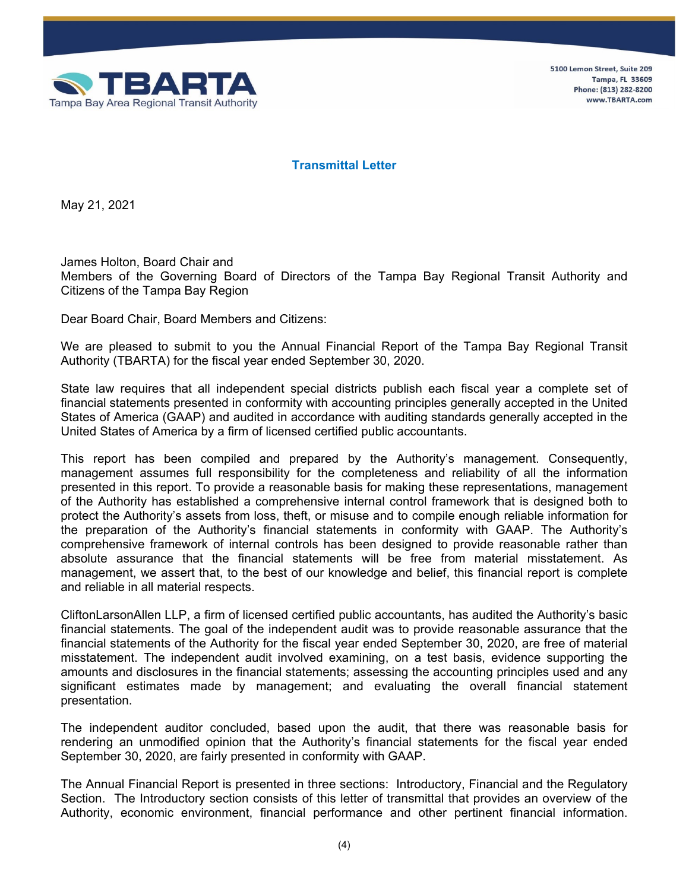TBARTA
Tampa Bay Area Regional Transit Authority

5100 Lemon Street, Suite 209
Tampa, FL 33609
Phone: (813) 282-8200
www.TBARTA.com

## Transmittal Letter

May 21, 2021

James Holton, Board Chair and
Members of the Governing Board of Directors of the Tampa Bay Regional Transit Authority and Citizens of the Tampa Bay Region

Dear Board Chair, Board Members and Citizens:

We are pleased to submit to you the Annual Financial Report of the Tampa Bay Regional Transit Authority (TBARTA) for the fiscal year ended September 30, 2020.

State law requires that all independent special districts publish each fiscal year a complete set of financial statements presented in conformity with accounting principles generally accepted in the United States of America (GAAP) and audited in accordance with auditing standards generally accepted in the United States of America by a firm of licensed certified public accountants.

This report has been compiled and prepared by the Authority's management. Consequently, management assumes full responsibility for the completeness and reliability of all the information presented in this report. To provide a reasonable basis for making these representations, management of the Authority has established a comprehensive internal control framework that is designed both to protect the Authority's assets from loss, theft, or misuse and to compile enough reliable information for the preparation of the Authority's financial statements in conformity with GAAP. The Authority's comprehensive framework of internal controls has been designed to provide reasonable rather than absolute assurance that the financial statements will be free from material misstatement. As management, we assert that, to the best of our knowledge and belief, this financial report is complete and reliable in all material respects.

CliftonLarsonAllen LLP, a firm of licensed certified public accountants, has audited the Authority's basic financial statements. The goal of the independent audit was to provide reasonable assurance that the financial statements of the Authority for the fiscal year ended September 30, 2020, are free of material misstatement. The independent audit involved examining, on a test basis, evidence supporting the amounts and disclosures in the financial statements; assessing the accounting principles used and any significant estimates made by management; and evaluating the overall financial statement presentation.

The independent auditor concluded, based upon the audit, that there was reasonable basis for rendering an unmodified opinion that the Authority's financial statements for the fiscal year ended September 30, 2020, are fairly presented in conformity with GAAP.

The Annual Financial Report is presented in three sections: Introductory, Financial and the Regulatory Section. The Introductory section consists of this letter of transmittal that provides an overview of the Authority, economic environment, financial performance and other pertinent financial information.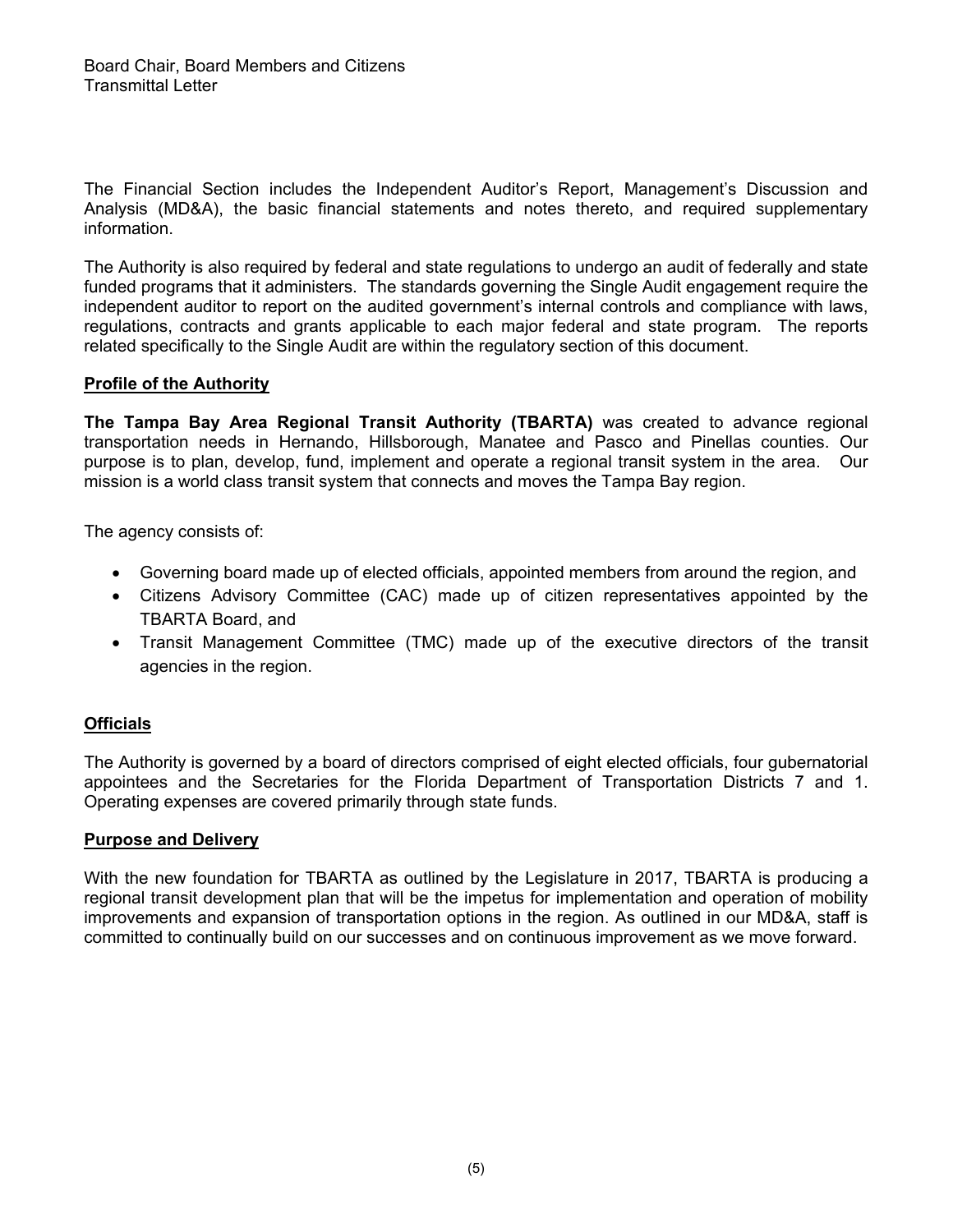Board Chair, Board Members and Citizens
Transmittal Letter

The Financial Section includes the Independent Auditor's Report, Management's Discussion and Analysis (MD&A), the basic financial statements and notes thereto, and required supplementary information.

The Authority is also required by federal and state regulations to undergo an audit of federally and state funded programs that it administers. The standards governing the Single Audit engagement require the independent auditor to report on the audited government's internal controls and compliance with laws, regulations, contracts and grants applicable to each major federal and state program. The reports related specifically to the Single Audit are within the regulatory section of this document.

## Profile of the Authority

**The Tampa Bay Area Regional Transit Authority (TBARTA)** was created to advance regional transportation needs in Hernando, Hillsborough, Manatee and Pasco and Pinellas counties. Our purpose is to plan, develop, fund, implement and operate a regional transit system in the area. Our mission is a world class transit system that connects and moves the Tampa Bay region.

The agency consists of:

- Governing board made up of elected officials, appointed members from around the region, and
- Citizens Advisory Committee (CAC) made up of citizen representatives appointed by the TBARTA Board, and
- Transit Management Committee (TMC) made up of the executive directors of the transit agencies in the region.

## Officials

The Authority is governed by a board of directors comprised of eight elected officials, four gubernatorial appointees and the Secretaries for the Florida Department of Transportation Districts 7 and 1. Operating expenses are covered primarily through state funds.

## Purpose and Delivery

With the new foundation for TBARTA as outlined by the Legislature in 2017, TBARTA is producing a regional transit development plan that will be the impetus for implementation and operation of mobility improvements and expansion of transportation options in the region. As outlined in our MD&A, staff is committed to continually build on our successes and on continuous improvement as we move forward.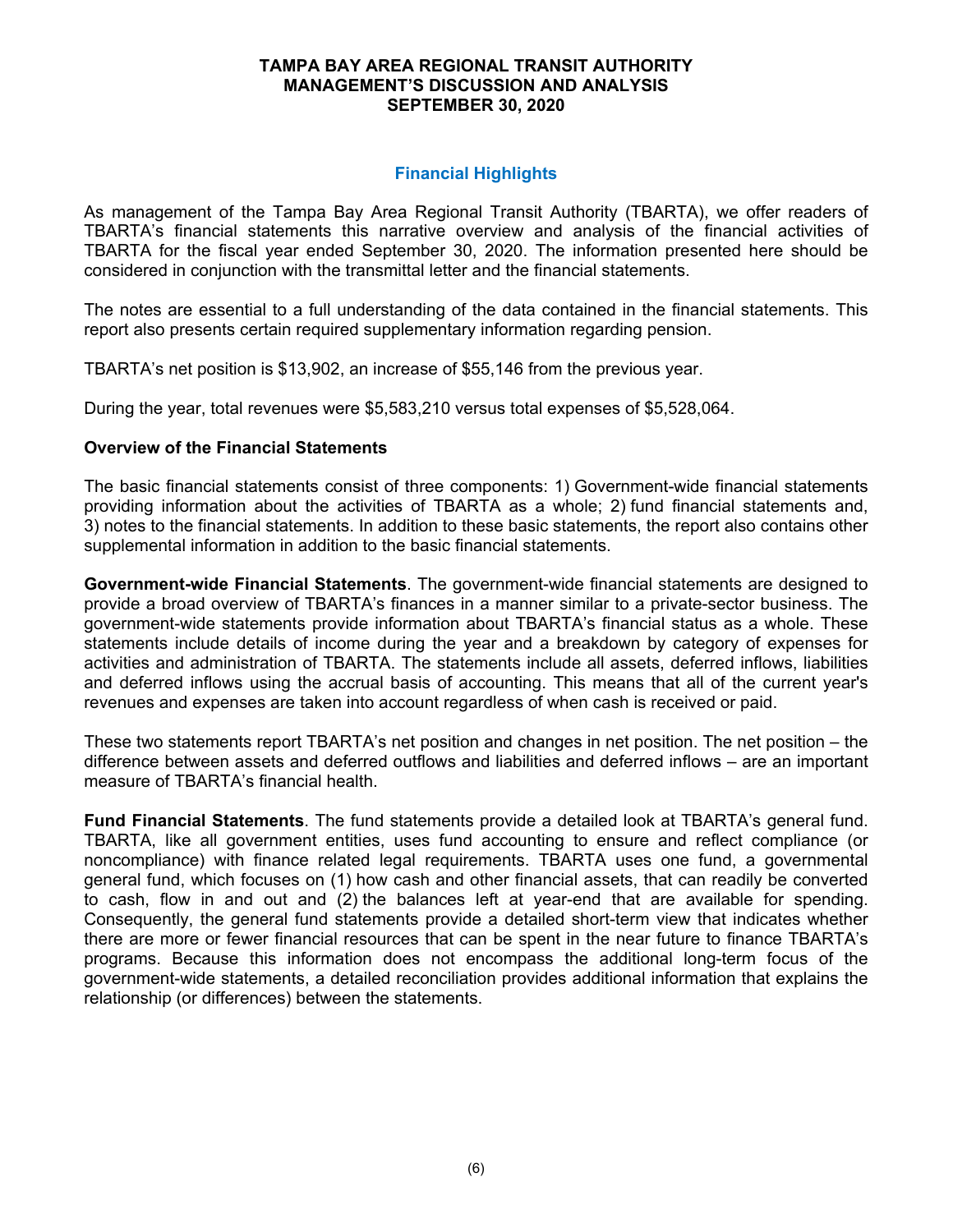## Financial Highlights

As management of the Tampa Bay Area Regional Transit Authority (TBARTA), we offer readers of TBARTA's financial statements this narrative overview and analysis of the financial activities of TBARTA for the fiscal year ended September 30, 2020. The information presented here should be considered in conjunction with the transmittal letter and the financial statements.

The notes are essential to a full understanding of the data contained in the financial statements. This report also presents certain required supplementary information regarding pension.

TBARTA's net position is $13,902, an increase of $55,146 from the previous year.

During the year, total revenues were $5,583,210 versus total expenses of $5,528,064.

### Overview of the Financial Statements

The basic financial statements consist of three components: 1) Government-wide financial statements providing information about the activities of TBARTA as a whole; 2) fund financial statements and, 3) notes to the financial statements. In addition to these basic statements, the report also contains other supplemental information in addition to the basic financial statements.

**Government-wide Financial Statements**. The government-wide financial statements are designed to provide a broad overview of TBARTA's finances in a manner similar to a private-sector business. The government-wide statements provide information about TBARTA's financial status as a whole. These statements include details of income during the year and a breakdown by category of expenses for activities and administration of TBARTA. The statements include all assets, deferred inflows, liabilities and deferred inflows using the accrual basis of accounting. This means that all of the current year's revenues and expenses are taken into account regardless of when cash is received or paid.

These two statements report TBARTA's net position and changes in net position. The net position – the difference between assets and deferred outflows and liabilities and deferred inflows – are an important measure of TBARTA's financial health.

**Fund Financial Statements**. The fund statements provide a detailed look at TBARTA's general fund. TBARTA, like all government entities, uses fund accounting to ensure and reflect compliance (or noncompliance) with finance related legal requirements. TBARTA uses one fund, a governmental general fund, which focuses on (1) how cash and other financial assets, that can readily be converted to cash, flow in and out and (2) the balances left at year-end that are available for spending. Consequently, the general fund statements provide a detailed short-term view that indicates whether there are more or fewer financial resources that can be spent in the near future to finance TBARTA's programs. Because this information does not encompass the additional long-term focus of the government-wide statements, a detailed reconciliation provides additional information that explains the relationship (or differences) between the statements.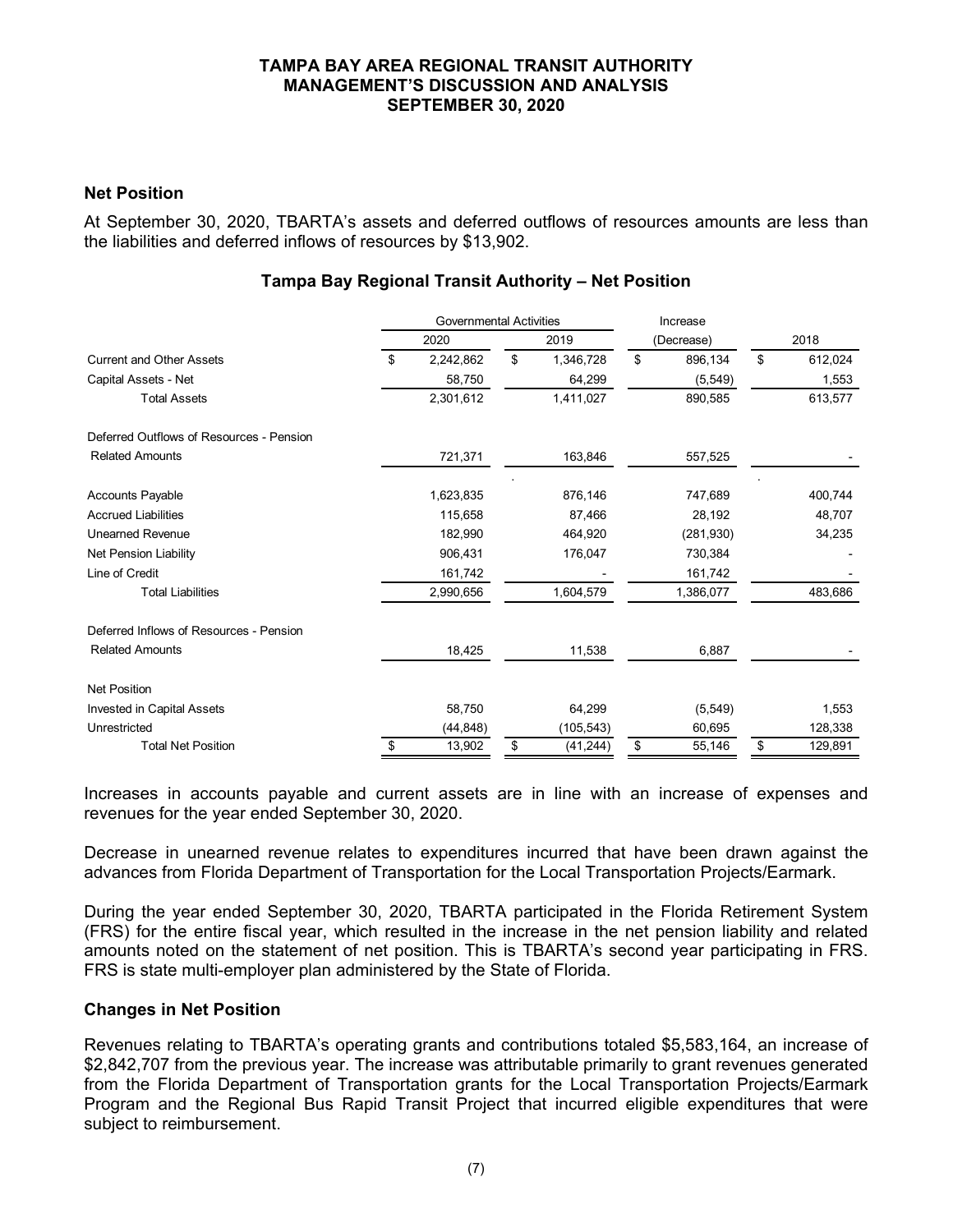## Net Position

At September 30, 2020, TBARTA's assets and deferred outflows of resources amounts are less than the liabilities and deferred inflows of resources by $13,902.

### Tampa Bay Regional Transit Authority – Net Position

| | Governmental Activities | | Increase | |
|---|---|---|---|---|
| | 2020 | 2019 | (Decrease) | 2018 |
| Current and Other Assets | $ 2,242,862 | $ 1,346,728 | $ 896,134 | $ 612,024 |
| Capital Assets - Net | 58,750 | 64,299 | (5,549) | 1,553 |
| Total Assets | 2,301,612 | 1,411,027 | 890,585 | 613,577 |
| Deferred Outflows of Resources - Pension Related Amounts | 721,371 | 163,846 | 557,525 | - |
| Accounts Payable | 1,623,835 | 876,146 | 747,689 | 400,744 |
| Accrued Liabilities | 115,658 | 87,466 | 28,192 | 48,707 |
| Unearned Revenue | 182,990 | 464,920 | (281,930) | 34,235 |
| Net Pension Liability | 906,431 | 176,047 | 730,384 | - |
| Line of Credit | 161,742 | - | 161,742 | - |
| Total Liabilities | 2,990,656 | 1,604,579 | 1,386,077 | 483,686 |
| Deferred Inflows of Resources - Pension Related Amounts | 18,425 | 11,538 | 6,887 | - |
| Net Position | | | | |
| Invested in Capital Assets | 58,750 | 64,299 | (5,549) | 1,553 |
| Unrestricted | (44,848) | (105,543) | 60,695 | 128,338 |
| Total Net Position | $ 13,902 | $ (41,244) | $ 55,146 | $ 129,891 |

Increases in accounts payable and current assets are in line with an increase of expenses and revenues for the year ended September 30, 2020.

Decrease in unearned revenue relates to expenditures incurred that have been drawn against the advances from Florida Department of Transportation for the Local Transportation Projects/Earmark.

During the year ended September 30, 2020, TBARTA participated in the Florida Retirement System (FRS) for the entire fiscal year, which resulted in the increase in the net pension liability and related amounts noted on the statement of net position. This is TBARTA's second year participating in FRS. FRS is state multi-employer plan administered by the State of Florida.

## Changes in Net Position

Revenues relating to TBARTA's operating grants and contributions totaled $5,583,164, an increase of $2,842,707 from the previous year. The increase was attributable primarily to grant revenues generated from the Florida Department of Transportation grants for the Local Transportation Projects/Earmark Program and the Regional Bus Rapid Transit Project that incurred eligible expenditures that were subject to reimbursement.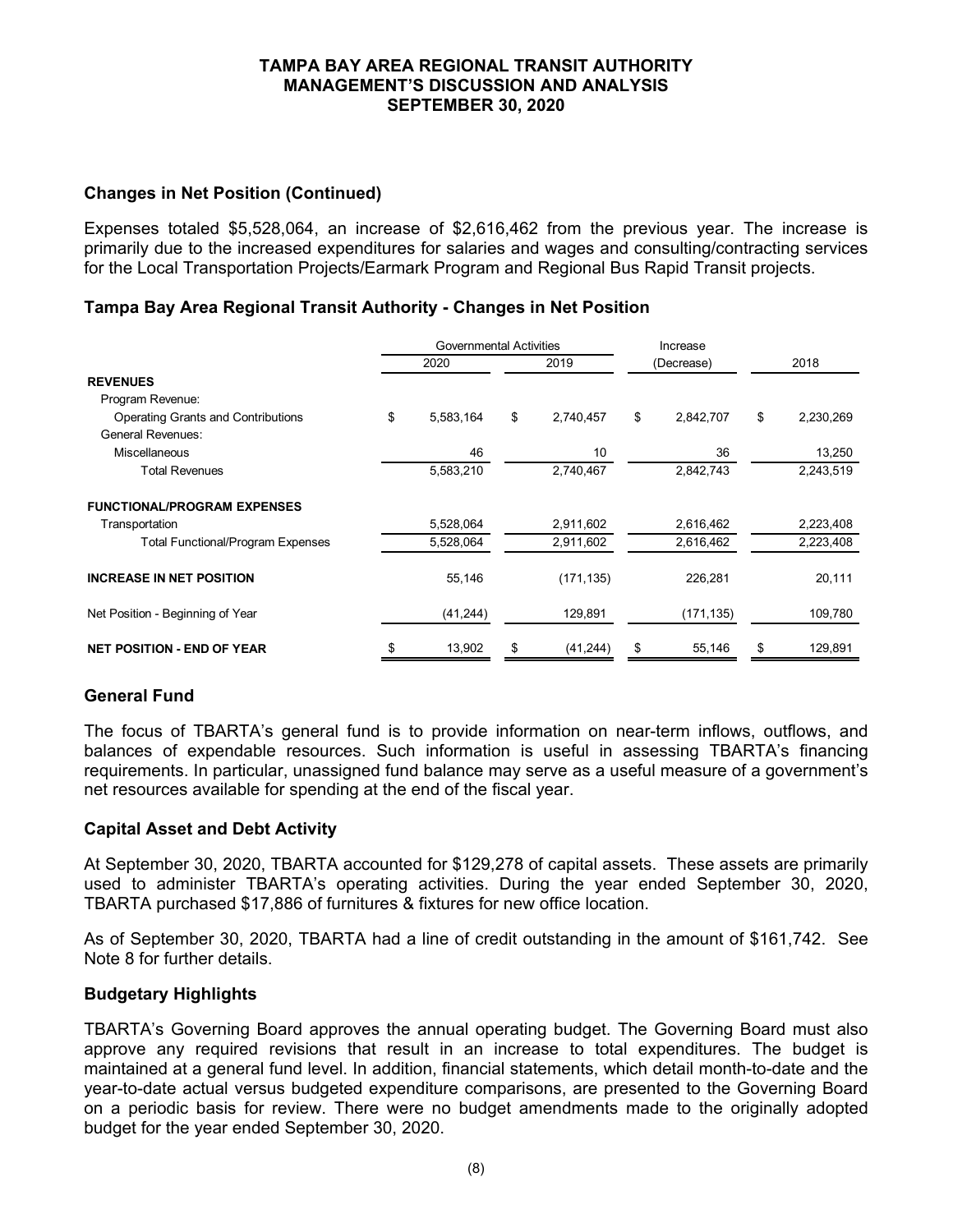## Changes in Net Position (Continued)

Expenses totaled $5,528,064, an increase of $2,616,462 from the previous year. The increase is primarily due to the increased expenditures for salaries and wages and consulting/contracting services for the Local Transportation Projects/Earmark Program and Regional Bus Rapid Transit projects.

## Tampa Bay Area Regional Transit Authority - Changes in Net Position

| | Governmental Activities | | Increase | |
|---|---|---|---|---|
| | 2020 | 2019 | (Decrease) | 2018 |
| **REVENUES** | | | | |
| Program Revenue: | | | | |
| Operating Grants and Contributions | $ 5,583,164 | $ 2,740,457 | $ 2,842,707 | $ 2,230,269 |
| General Revenues: | | | | |
| Miscellaneous | 46 | 10 | 36 | 13,250 |
| Total Revenues | 5,583,210 | 2,740,467 | 2,842,743 | 2,243,519 |
| **FUNCTIONAL/PROGRAM EXPENSES** | | | | |
| Transportation | 5,528,064 | 2,911,602 | 2,616,462 | 2,223,408 |
| Total Functional/Program Expenses | 5,528,064 | 2,911,602 | 2,616,462 | 2,223,408 |
| **INCREASE IN NET POSITION** | 55,146 | (171,135) | 226,281 | 20,111 |
| Net Position - Beginning of Year | (41,244) | 129,891 | (171,135) | 109,780 |
| **NET POSITION - END OF YEAR** | $ 13,902 | $ (41,244) | $ 55,146 | $ 129,891 |

## General Fund

The focus of TBARTA's general fund is to provide information on near-term inflows, outflows, and balances of expendable resources. Such information is useful in assessing TBARTA's financing requirements. In particular, unassigned fund balance may serve as a useful measure of a government's net resources available for spending at the end of the fiscal year.

## Capital Asset and Debt Activity

At September 30, 2020, TBARTA accounted for $129,278 of capital assets. These assets are primarily used to administer TBARTA's operating activities. During the year ended September 30, 2020, TBARTA purchased $17,886 of furnitures & fixtures for new office location.

As of September 30, 2020, TBARTA had a line of credit outstanding in the amount of $161,742. See Note 8 for further details.

## Budgetary Highlights

TBARTA's Governing Board approves the annual operating budget. The Governing Board must also approve any required revisions that result in an increase to total expenditures. The budget is maintained at a general fund level. In addition, financial statements, which detail month-to-date and the year-to-date actual versus budgeted expenditure comparisons, are presented to the Governing Board on a periodic basis for review. There were no budget amendments made to the originally adopted budget for the year ended September 30, 2020.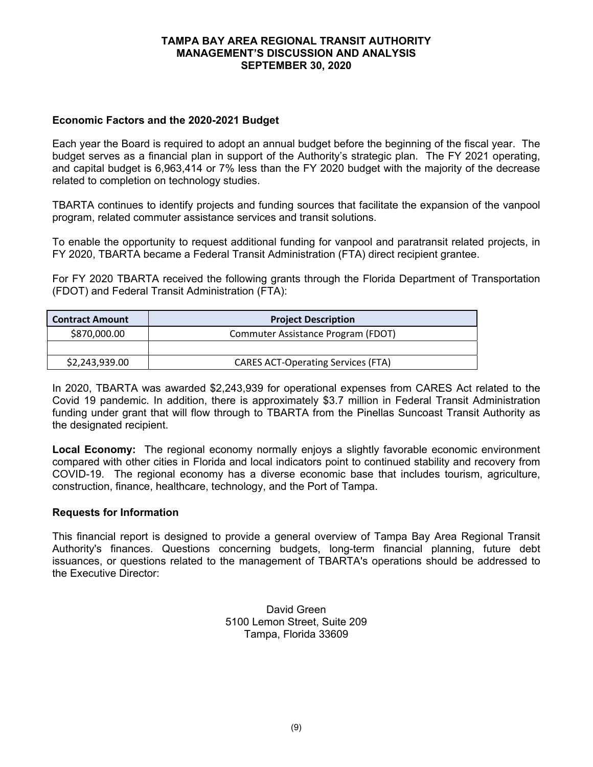# TAMPA BAY AREA REGIONAL TRANSIT AUTHORITY
# MANAGEMENT'S DISCUSSION AND ANALYSIS
# SEPTEMBER 30, 2020

## Economic Factors and the 2020-2021 Budget

Each year the Board is required to adopt an annual budget before the beginning of the fiscal year. The budget serves as a financial plan in support of the Authority's strategic plan. The FY 2021 operating, and capital budget is 6,963,414 or 7% less than the FY 2020 budget with the majority of the decrease related to completion on technology studies.

TBARTA continues to identify projects and funding sources that facilitate the expansion of the vanpool program, related commuter assistance services and transit solutions.

To enable the opportunity to request additional funding for vanpool and paratransit related projects, in FY 2020, TBARTA became a Federal Transit Administration (FTA) direct recipient grantee.

For FY 2020 TBARTA received the following grants through the Florida Department of Transportation (FDOT) and Federal Transit Administration (FTA):

| Contract Amount | Project Description |
|---|---|
| $870,000.00 | Commuter Assistance Program (FDOT) |
| | |
| $2,243,939.00 | CARES ACT-Operating Services (FTA) |

In 2020, TBARTA was awarded $2,243,939 for operational expenses from CARES Act related to the Covid 19 pandemic. In addition, there is approximately $3.7 million in Federal Transit Administration funding under grant that will flow through to TBARTA from the Pinellas Suncoast Transit Authority as the designated recipient.

**Local Economy:** The regional economy normally enjoys a slightly favorable economic environment compared with other cities in Florida and local indicators point to continued stability and recovery from COVID-19. The regional economy has a diverse economic base that includes tourism, agriculture, construction, finance, healthcare, technology, and the Port of Tampa.

## Requests for Information

This financial report is designed to provide a general overview of Tampa Bay Area Regional Transit Authority's finances. Questions concerning budgets, long-term financial planning, future debt issuances, or questions related to the management of TBARTA's operations should be addressed to the Executive Director:

David Green
5100 Lemon Street, Suite 209
Tampa, Florida 33609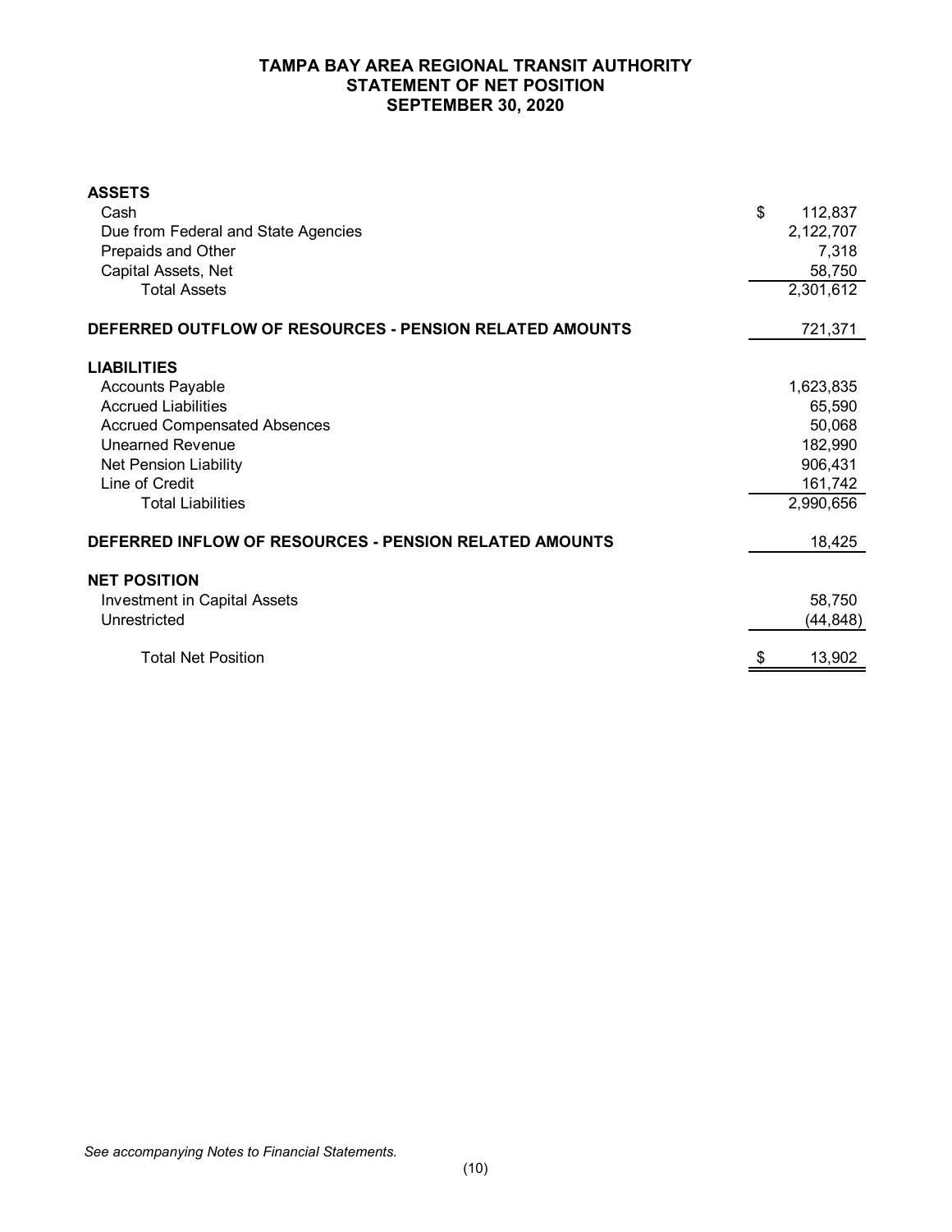# TAMPA BAY AREA REGIONAL TRANSIT AUTHORITY
## STATEMENT OF NET POSITION
## SEPTEMBER 30, 2020

| | |
|---|---|
| **ASSETS** | |
| Cash | $ 112,837 |
| Due from Federal and State Agencies | 2,122,707 |
| Prepaids and Other | 7,318 |
| Capital Assets, Net | 58,750 |
| Total Assets | 2,301,612 |
| **DEFERRED OUTFLOW OF RESOURCES - PENSION RELATED AMOUNTS** | 721,371 |
| **LIABILITIES** | |
| Accounts Payable | 1,623,835 |
| Accrued Liabilities | 65,590 |
| Accrued Compensated Absences | 50,068 |
| Unearned Revenue | 182,990 |
| Net Pension Liability | 906,431 |
| Line of Credit | 161,742 |
| Total Liabilities | 2,990,656 |
| **DEFERRED INFLOW OF RESOURCES - PENSION RELATED AMOUNTS** | 18,425 |
| **NET POSITION** | |
| Investment in Capital Assets | 58,750 |
| Unrestricted | (44,848) |
| Total Net Position | $ 13,902 |

*See accompanying Notes to Financial Statements.*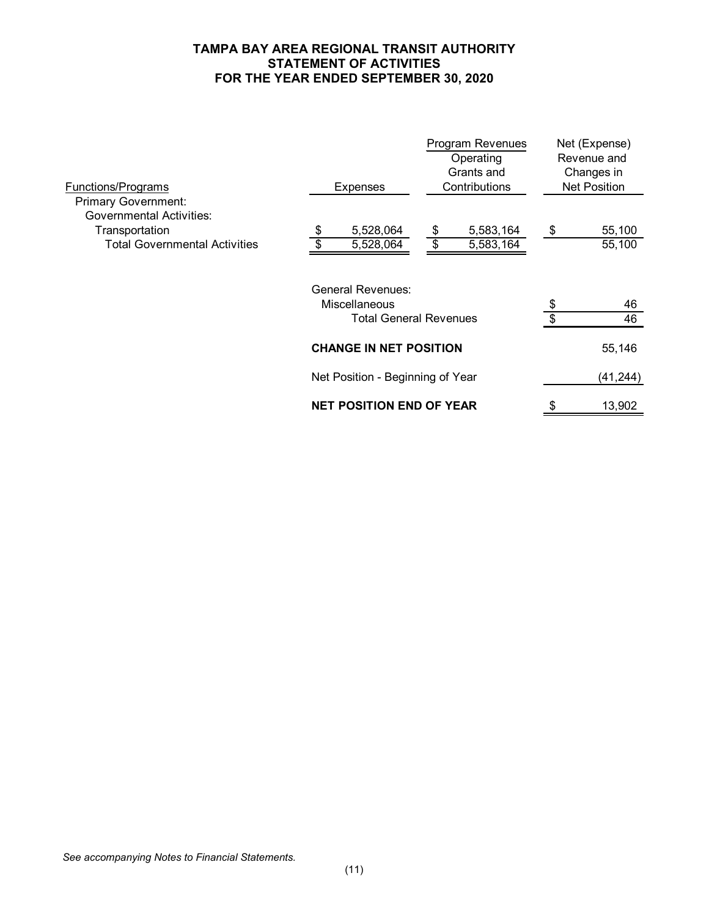# TAMPA BAY AREA REGIONAL TRANSIT AUTHORITY
## STATEMENT OF ACTIVITIES
## FOR THE YEAR ENDED SEPTEMBER 30, 2020

| Functions/Programs | Expenses | Program Revenues Operating Grants and Contributions | Net (Expense) Revenue and Changes in Net Position |
|---|---|---|---|
| Primary Government: | | | |
| Governmental Activities: | | | |
| Transportation | $ 5,528,064 | $ 5,583,164 | $ 55,100 |
| Total Governmental Activities | $ 5,528,064 | $ 5,583,164 | 55,100 |
| | General Revenues: | | |
| | Miscellaneous | | $ 46 |
| | Total General Revenues | | $ 46 |
| | **CHANGE IN NET POSITION** | | 55,146 |
| | Net Position - Beginning of Year | | (41,244) |
| | **NET POSITION END OF YEAR** | | $ 13,902 |

*See accompanying Notes to Financial Statements.*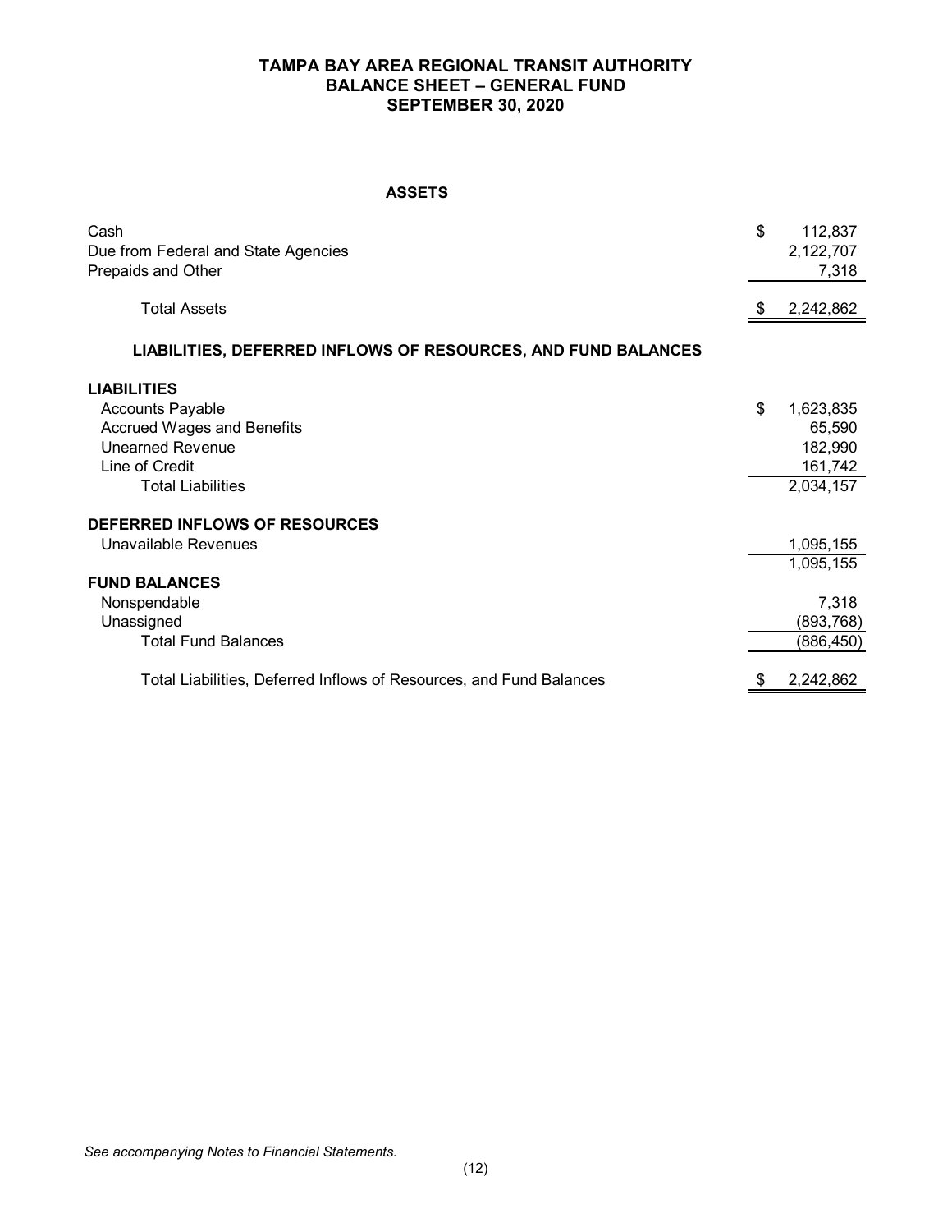# TAMPA BAY AREA REGIONAL TRANSIT AUTHORITY
## BALANCE SHEET – GENERAL FUND
## SEPTEMBER 30, 2020

| | |
|---|---|
| **ASSETS** | |
| Cash | $ 112,837 |
| Due from Federal and State Agencies | 2,122,707 |
| Prepaids and Other | 7,318 |
| Total Assets | $ 2,242,862 |
| **LIABILITIES, DEFERRED INFLOWS OF RESOURCES, AND FUND BALANCES** | |
| **LIABILITIES** | |
| Accounts Payable | $ 1,623,835 |
| Accrued Wages and Benefits | 65,590 |
| Unearned Revenue | 182,990 |
| Line of Credit | 161,742 |
| Total Liabilities | 2,034,157 |
| **DEFERRED INFLOWS OF RESOURCES** | |
| Unavailable Revenues | 1,095,155 |
| | 1,095,155 |
| **FUND BALANCES** | |
| Nonspendable | 7,318 |
| Unassigned | (893,768) |
| Total Fund Balances | (886,450) |
| Total Liabilities, Deferred Inflows of Resources, and Fund Balances | $ 2,242,862 |

*See accompanying Notes to Financial Statements.*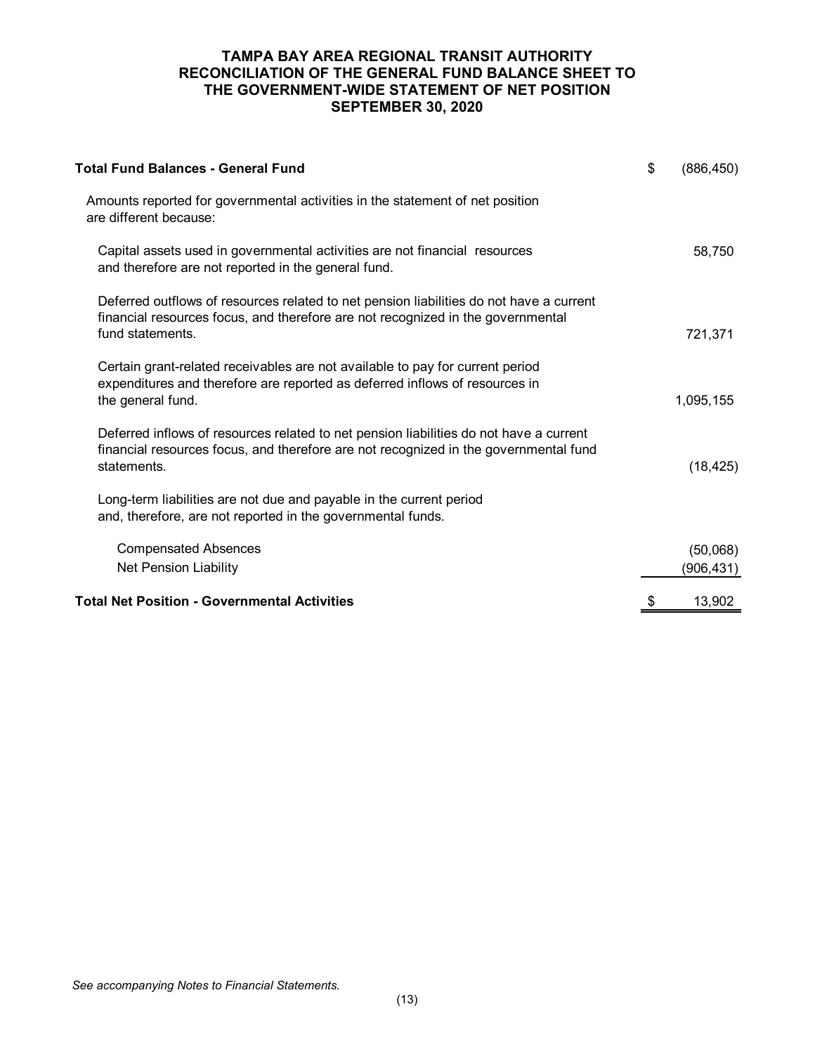# TAMPA BAY AREA REGIONAL TRANSIT AUTHORITY
## RECONCILIATION OF THE GENERAL FUND BALANCE SHEET TO THE GOVERNMENT-WIDE STATEMENT OF NET POSITION
## SEPTEMBER 30, 2020

| | |
|---|---|
| **Total Fund Balances - General Fund** | $ (886,450) |
| Amounts reported for governmental activities in the statement of net position are different because: | |
| Capital assets used in governmental activities are not financial resources and therefore are not reported in the general fund. | 58,750 |
| Deferred outflows of resources related to net pension liabilities do not have a current financial resources focus, and therefore are not recognized in the governmental fund statements. | 721,371 |
| Certain grant-related receivables are not available to pay for current period expenditures and therefore are reported as deferred inflows of resources in the general fund. | 1,095,155 |
| Deferred inflows of resources related to net pension liabilities do not have a current financial resources focus, and therefore are not recognized in the governmental fund statements. | (18,425) |
| Long-term liabilities are not due and payable in the current period and, therefore, are not reported in the governmental funds. | |
| Compensated Absences | (50,068) |
| Net Pension Liability | (906,431) |
| **Total Net Position - Governmental Activities** | $ 13,902 |

*See accompanying Notes to Financial Statements.*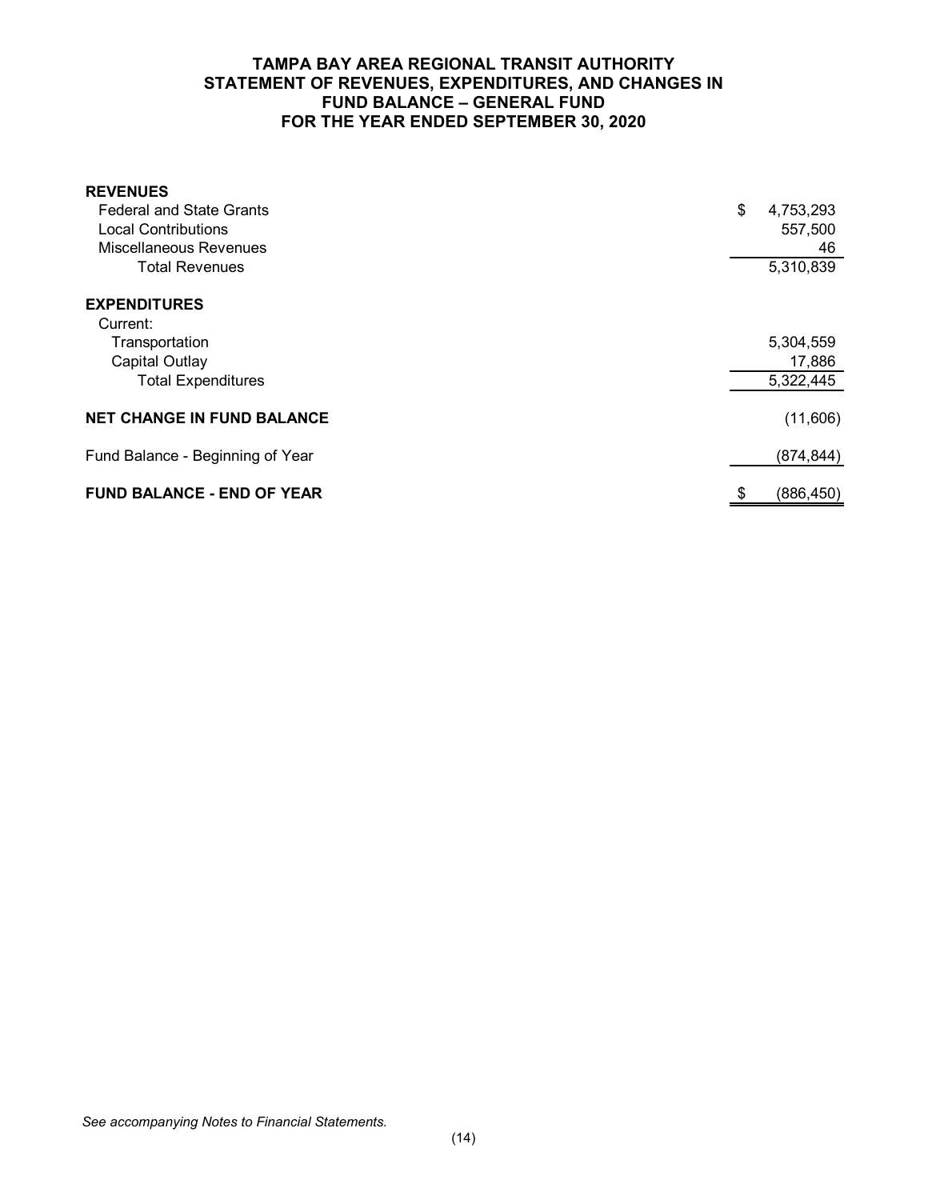**TAMPA BAY AREA REGIONAL TRANSIT AUTHORITY**
**STATEMENT OF REVENUES, EXPENDITURES, AND CHANGES IN FUND BALANCE – GENERAL FUND**
**FOR THE YEAR ENDED SEPTEMBER 30, 2020**

| | |
|---|---|
| **REVENUES** | |
| Federal and State Grants | $ 4,753,293 |
| Local Contributions | 557,500 |
| Miscellaneous Revenues | 46 |
| Total Revenues | 5,310,839 |
| | |
| **EXPENDITURES** | |
| Current: | |
| Transportation | 5,304,559 |
| Capital Outlay | 17,886 |
| Total Expenditures | 5,322,445 |
| | |
| **NET CHANGE IN FUND BALANCE** | (11,606) |
| | |
| Fund Balance - Beginning of Year | (874,844) |
| | |
| **FUND BALANCE - END OF YEAR** | $ (886,450) |

*See accompanying Notes to Financial Statements.*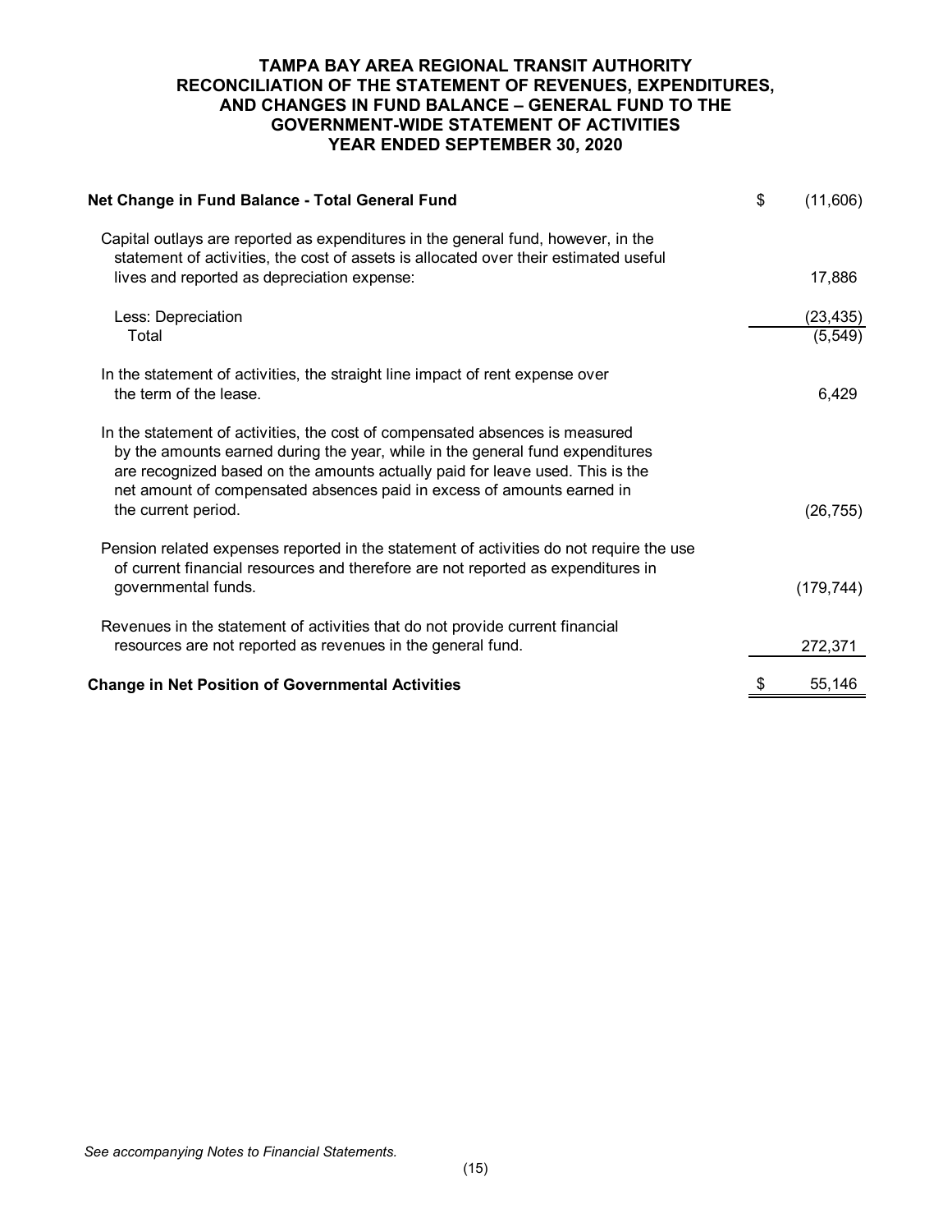# TAMPA BAY AREA REGIONAL TRANSIT AUTHORITY
# RECONCILIATION OF THE STATEMENT OF REVENUES, EXPENDITURES, AND CHANGES IN FUND BALANCE – GENERAL FUND TO THE GOVERNMENT-WIDE STATEMENT OF ACTIVITIES
# YEAR ENDED SEPTEMBER 30, 2020

| | | |
|---|---|---|
| **Net Change in Fund Balance - Total General Fund** | $ | (11,606) |
| Capital outlays are reported as expenditures in the general fund, however, in the statement of activities, the cost of assets is allocated over their estimated useful lives and reported as depreciation expense: | | 17,886 |
| Less: Depreciation | | (23,435) |
| Total | | (5,549) |
| In the statement of activities, the straight line impact of rent expense over the term of the lease. | | 6,429 |
| In the statement of activities, the cost of compensated absences is measured by the amounts earned during the year, while in the general fund expenditures are recognized based on the amounts actually paid for leave used. This is the net amount of compensated absences paid in excess of amounts earned in the current period. | | (26,755) |
| Pension related expenses reported in the statement of activities do not require the use of current financial resources and therefore are not reported as expenditures in governmental funds. | | (179,744) |
| Revenues in the statement of activities that do not provide current financial resources are not reported as revenues in the general fund. | | 272,371 |
| **Change in Net Position of Governmental Activities** | $ | 55,146 |

*See accompanying Notes to Financial Statements.*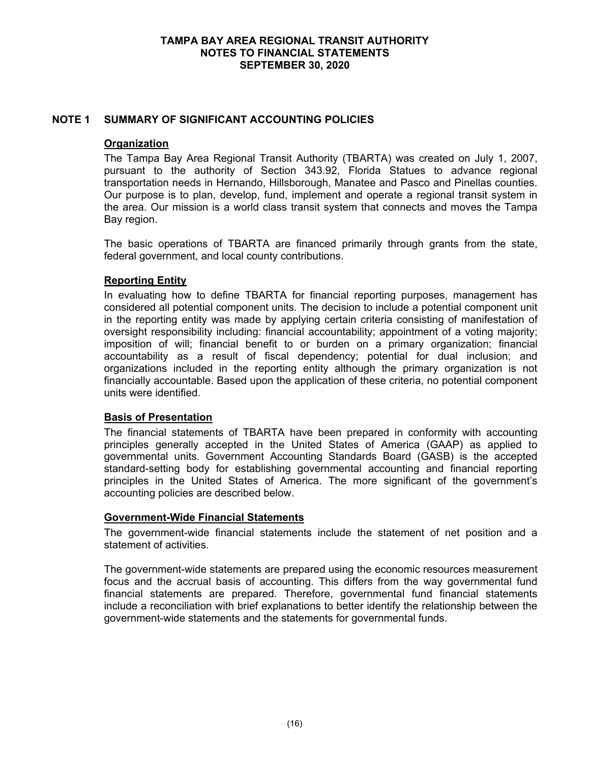# TAMPA BAY AREA REGIONAL TRANSIT AUTHORITY
## NOTES TO FINANCIAL STATEMENTS
## SEPTEMBER 30, 2020

## NOTE 1 SUMMARY OF SIGNIFICANT ACCOUNTING POLICIES

### Organization

The Tampa Bay Area Regional Transit Authority (TBARTA) was created on July 1, 2007, pursuant to the authority of Section 343.92, Florida Statues to advance regional transportation needs in Hernando, Hillsborough, Manatee and Pasco and Pinellas counties. Our purpose is to plan, develop, fund, implement and operate a regional transit system in the area. Our mission is a world class transit system that connects and moves the Tampa Bay region.

The basic operations of TBARTA are financed primarily through grants from the state, federal government, and local county contributions.

### Reporting Entity

In evaluating how to define TBARTA for financial reporting purposes, management has considered all potential component units. The decision to include a potential component unit in the reporting entity was made by applying certain criteria consisting of manifestation of oversight responsibility including: financial accountability; appointment of a voting majority; imposition of will; financial benefit to or burden on a primary organization; financial accountability as a result of fiscal dependency; potential for dual inclusion; and organizations included in the reporting entity although the primary organization is not financially accountable. Based upon the application of these criteria, no potential component units were identified.

### Basis of Presentation

The financial statements of TBARTA have been prepared in conformity with accounting principles generally accepted in the United States of America (GAAP) as applied to governmental units. Government Accounting Standards Board (GASB) is the accepted standard-setting body for establishing governmental accounting and financial reporting principles in the United States of America. The more significant of the government's accounting policies are described below.

### Government-Wide Financial Statements

The government-wide financial statements include the statement of net position and a statement of activities.

The government-wide statements are prepared using the economic resources measurement focus and the accrual basis of accounting. This differs from the way governmental fund financial statements are prepared. Therefore, governmental fund financial statements include a reconciliation with brief explanations to better identify the relationship between the government-wide statements and the statements for governmental funds.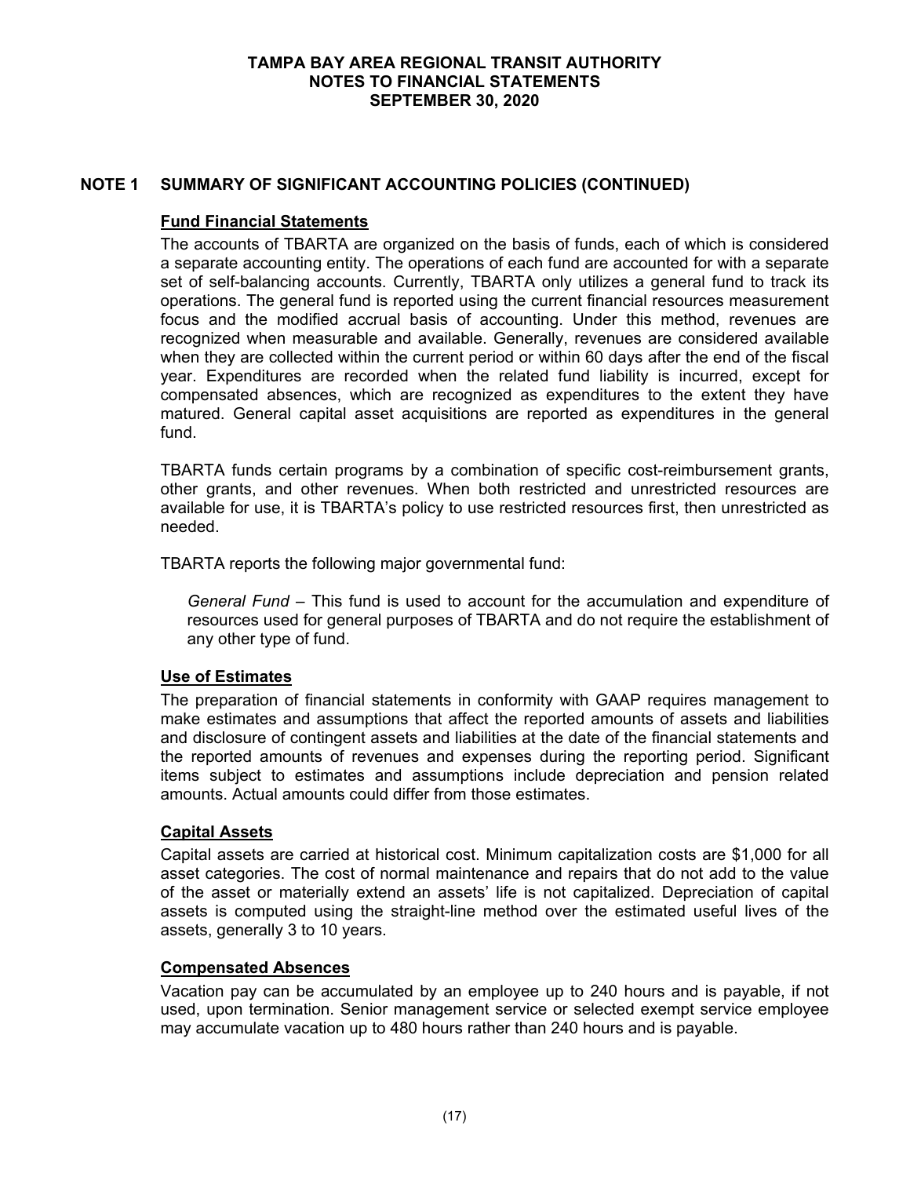## NOTE 1 SUMMARY OF SIGNIFICANT ACCOUNTING POLICIES (CONTINUED)

### Fund Financial Statements

The accounts of TBARTA are organized on the basis of funds, each of which is considered a separate accounting entity. The operations of each fund are accounted for with a separate set of self-balancing accounts. Currently, TBARTA only utilizes a general fund to track its operations. The general fund is reported using the current financial resources measurement focus and the modified accrual basis of accounting. Under this method, revenues are recognized when measurable and available. Generally, revenues are considered available when they are collected within the current period or within 60 days after the end of the fiscal year. Expenditures are recorded when the related fund liability is incurred, except for compensated absences, which are recognized as expenditures to the extent they have matured. General capital asset acquisitions are reported as expenditures in the general fund.

TBARTA funds certain programs by a combination of specific cost-reimbursement grants, other grants, and other revenues. When both restricted and unrestricted resources are available for use, it is TBARTA's policy to use restricted resources first, then unrestricted as needed.

TBARTA reports the following major governmental fund:

*General Fund* – This fund is used to account for the accumulation and expenditure of resources used for general purposes of TBARTA and do not require the establishment of any other type of fund.

### Use of Estimates

The preparation of financial statements in conformity with GAAP requires management to make estimates and assumptions that affect the reported amounts of assets and liabilities and disclosure of contingent assets and liabilities at the date of the financial statements and the reported amounts of revenues and expenses during the reporting period. Significant items subject to estimates and assumptions include depreciation and pension related amounts. Actual amounts could differ from those estimates.

### Capital Assets

Capital assets are carried at historical cost. Minimum capitalization costs are $1,000 for all asset categories. The cost of normal maintenance and repairs that do not add to the value of the asset or materially extend an assets' life is not capitalized. Depreciation of capital assets is computed using the straight-line method over the estimated useful lives of the assets, generally 3 to 10 years.

### Compensated Absences

Vacation pay can be accumulated by an employee up to 240 hours and is payable, if not used, upon termination. Senior management service or selected exempt service employee may accumulate vacation up to 480 hours rather than 240 hours and is payable.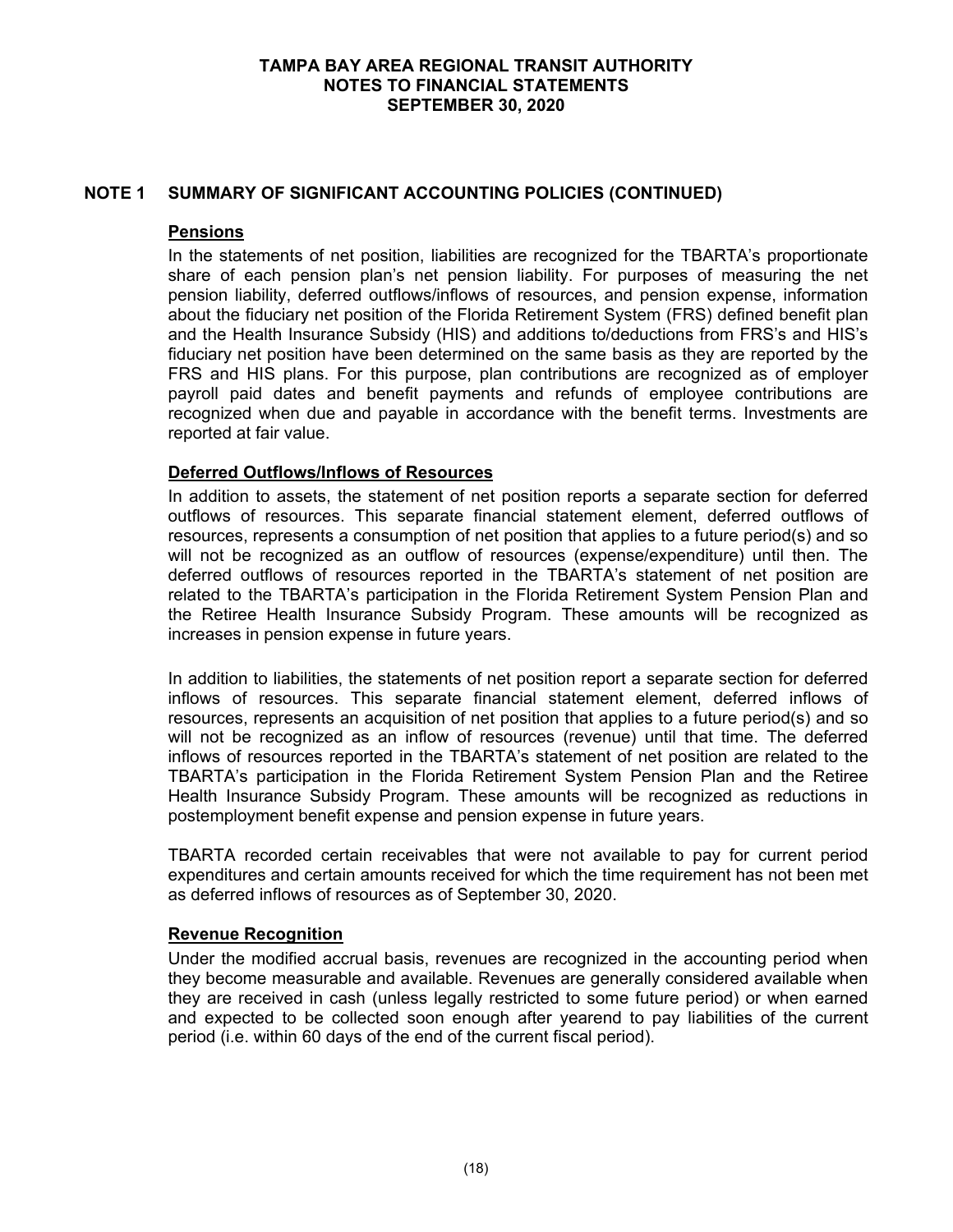## NOTE 1 SUMMARY OF SIGNIFICANT ACCOUNTING POLICIES (CONTINUED)

### Pensions

In the statements of net position, liabilities are recognized for the TBARTA's proportionate share of each pension plan's net pension liability. For purposes of measuring the net pension liability, deferred outflows/inflows of resources, and pension expense, information about the fiduciary net position of the Florida Retirement System (FRS) defined benefit plan and the Health Insurance Subsidy (HIS) and additions to/deductions from FRS's and HIS's fiduciary net position have been determined on the same basis as they are reported by the FRS and HIS plans. For this purpose, plan contributions are recognized as of employer payroll paid dates and benefit payments and refunds of employee contributions are recognized when due and payable in accordance with the benefit terms. Investments are reported at fair value.

### Deferred Outflows/Inflows of Resources

In addition to assets, the statement of net position reports a separate section for deferred outflows of resources. This separate financial statement element, deferred outflows of resources, represents a consumption of net position that applies to a future period(s) and so will not be recognized as an outflow of resources (expense/expenditure) until then. The deferred outflows of resources reported in the TBARTA's statement of net position are related to the TBARTA's participation in the Florida Retirement System Pension Plan and the Retiree Health Insurance Subsidy Program. These amounts will be recognized as increases in pension expense in future years.

In addition to liabilities, the statements of net position report a separate section for deferred inflows of resources. This separate financial statement element, deferred inflows of resources, represents an acquisition of net position that applies to a future period(s) and so will not be recognized as an inflow of resources (revenue) until that time. The deferred inflows of resources reported in the TBARTA's statement of net position are related to the TBARTA's participation in the Florida Retirement System Pension Plan and the Retiree Health Insurance Subsidy Program. These amounts will be recognized as reductions in postemployment benefit expense and pension expense in future years.

TBARTA recorded certain receivables that were not available to pay for current period expenditures and certain amounts received for which the time requirement has not been met as deferred inflows of resources as of September 30, 2020.

### Revenue Recognition

Under the modified accrual basis, revenues are recognized in the accounting period when they become measurable and available. Revenues are generally considered available when they are received in cash (unless legally restricted to some future period) or when earned and expected to be collected soon enough after yearend to pay liabilities of the current period (i.e. within 60 days of the end of the current fiscal period).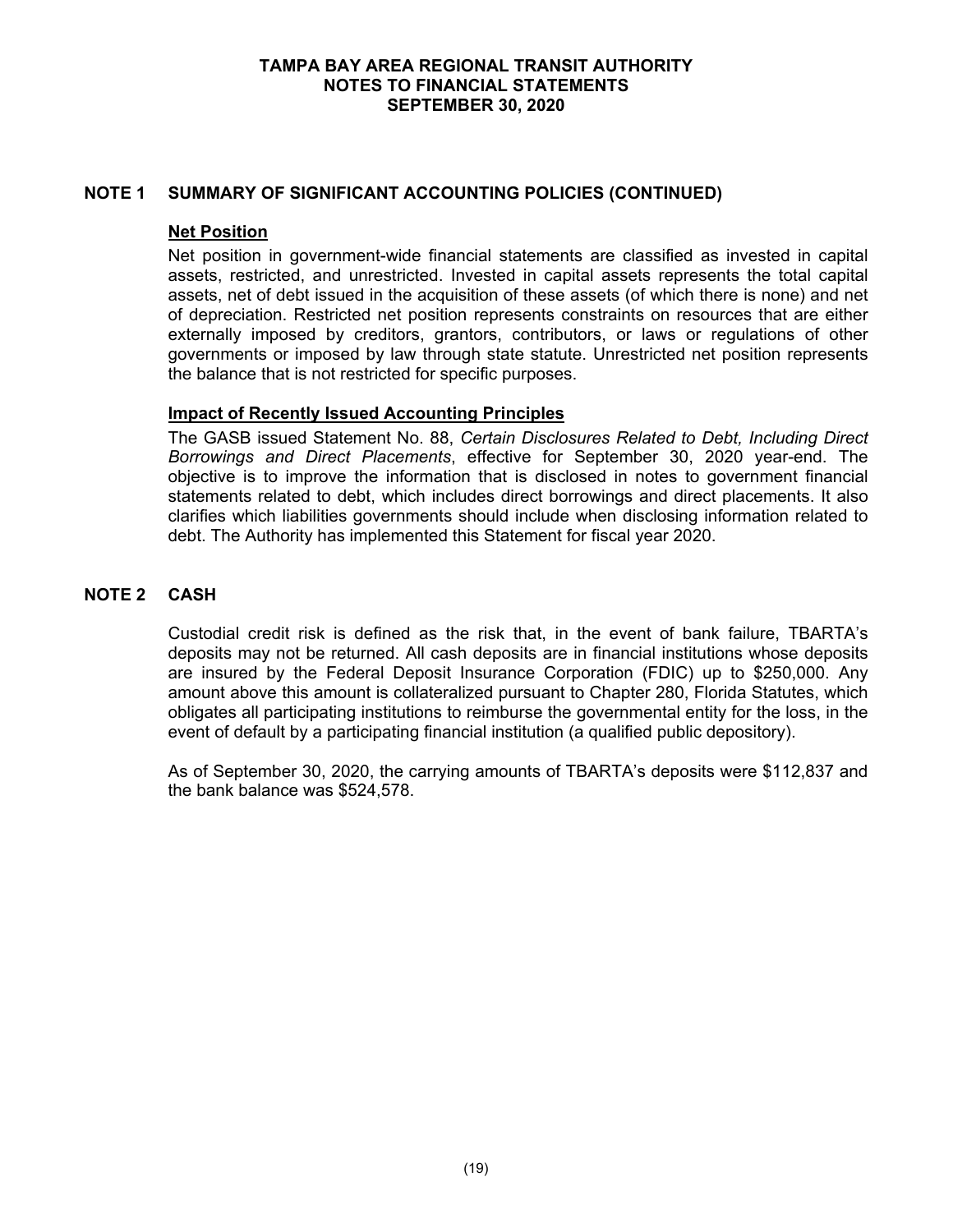## NOTE 1 SUMMARY OF SIGNIFICANT ACCOUNTING POLICIES (CONTINUED)

### Net Position

Net position in government-wide financial statements are classified as invested in capital assets, restricted, and unrestricted. Invested in capital assets represents the total capital assets, net of debt issued in the acquisition of these assets (of which there is none) and net of depreciation. Restricted net position represents constraints on resources that are either externally imposed by creditors, grantors, contributors, or laws or regulations of other governments or imposed by law through state statute. Unrestricted net position represents the balance that is not restricted for specific purposes.

### Impact of Recently Issued Accounting Principles

The GASB issued Statement No. 88, *Certain Disclosures Related to Debt, Including Direct Borrowings and Direct Placements*, effective for September 30, 2020 year-end. The objective is to improve the information that is disclosed in notes to government financial statements related to debt, which includes direct borrowings and direct placements. It also clarifies which liabilities governments should include when disclosing information related to debt. The Authority has implemented this Statement for fiscal year 2020.

## NOTE 2 CASH

Custodial credit risk is defined as the risk that, in the event of bank failure, TBARTA's deposits may not be returned. All cash deposits are in financial institutions whose deposits are insured by the Federal Deposit Insurance Corporation (FDIC) up to $250,000. Any amount above this amount is collateralized pursuant to Chapter 280, Florida Statutes, which obligates all participating institutions to reimburse the governmental entity for the loss, in the event of default by a participating financial institution (a qualified public depository).

As of September 30, 2020, the carrying amounts of TBARTA's deposits were $112,837 and the bank balance was $524,578.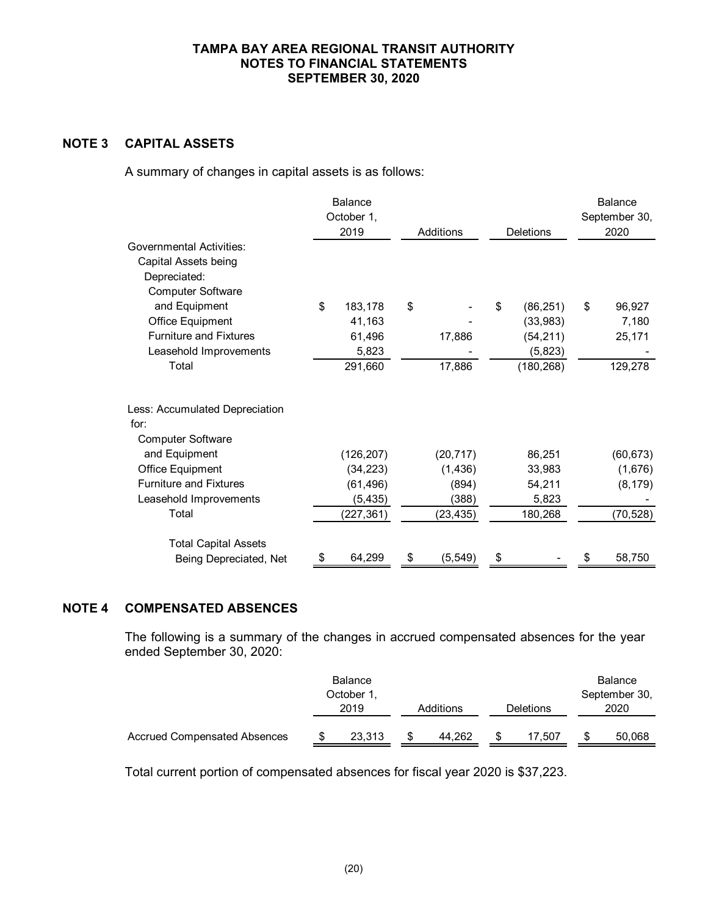**TAMPA BAY AREA REGIONAL TRANSIT AUTHORITY**
**NOTES TO FINANCIAL STATEMENTS**
**SEPTEMBER 30, 2020**

## NOTE 3 CAPITAL ASSETS

A summary of changes in capital assets is as follows:

| | Balance October 1, 2019 | Additions | Deletions | Balance September 30, 2020 |
|---|---|---|---|---|
| Governmental Activities: | | | | |
| Capital Assets being Depreciated: | | | | |
| Computer Software and Equipment | $ 183,178 | $ - | $ (86,251) | $ 96,927 |
| Office Equipment | 41,163 | - | (33,983) | 7,180 |
| Furniture and Fixtures | 61,496 | 17,886 | (54,211) | 25,171 |
| Leasehold Improvements | 5,823 | - | (5,823) | - |
| Total | 291,660 | 17,886 | (180,268) | 129,278 |
| Less: Accumulated Depreciation for: | | | | |
| Computer Software and Equipment | (126,207) | (20,717) | 86,251 | (60,673) |
| Office Equipment | (34,223) | (1,436) | 33,983 | (1,676) |
| Furniture and Fixtures | (61,496) | (894) | 54,211 | (8,179) |
| Leasehold Improvements | (5,435) | (388) | 5,823 | - |
| Total | (227,361) | (23,435) | 180,268 | (70,528) |
| Total Capital Assets Being Depreciated, Net | $ 64,299 | $ (5,549) | $ - | $ 58,750 |

## NOTE 4 COMPENSATED ABSENCES

The following is a summary of the changes in accrued compensated absences for the year ended September 30, 2020:

| | Balance October 1, 2019 | Additions | Deletions | Balance September 30, 2020 |
|---|---|---|---|---|
| Accrued Compensated Absences | $ 23,313 | $ 44,262 | $ 17,507 | $ 50,068 |

Total current portion of compensated absences for fiscal year 2020 is $37,223.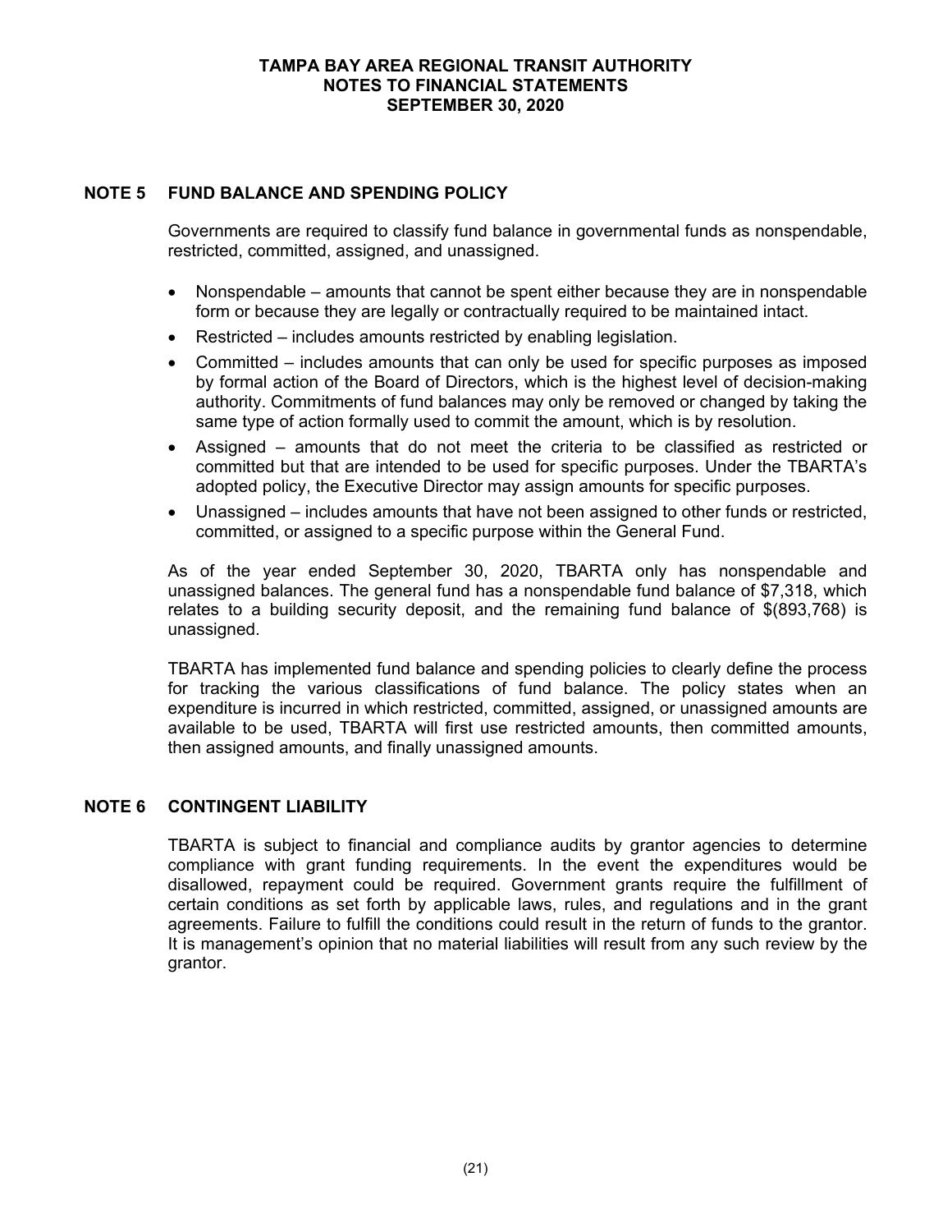## NOTE 5 FUND BALANCE AND SPENDING POLICY

Governments are required to classify fund balance in governmental funds as nonspendable, restricted, committed, assigned, and unassigned.

- Nonspendable – amounts that cannot be spent either because they are in nonspendable form or because they are legally or contractually required to be maintained intact.
- Restricted – includes amounts restricted by enabling legislation.
- Committed – includes amounts that can only be used for specific purposes as imposed by formal action of the Board of Directors, which is the highest level of decision-making authority. Commitments of fund balances may only be removed or changed by taking the same type of action formally used to commit the amount, which is by resolution.
- Assigned – amounts that do not meet the criteria to be classified as restricted or committed but that are intended to be used for specific purposes. Under the TBARTA's adopted policy, the Executive Director may assign amounts for specific purposes.
- Unassigned – includes amounts that have not been assigned to other funds or restricted, committed, or assigned to a specific purpose within the General Fund.

As of the year ended September 30, 2020, TBARTA only has nonspendable and unassigned balances. The general fund has a nonspendable fund balance of $7,318, which relates to a building security deposit, and the remaining fund balance of $(893,768) is unassigned.

TBARTA has implemented fund balance and spending policies to clearly define the process for tracking the various classifications of fund balance. The policy states when an expenditure is incurred in which restricted, committed, assigned, or unassigned amounts are available to be used, TBARTA will first use restricted amounts, then committed amounts, then assigned amounts, and finally unassigned amounts.

## NOTE 6 CONTINGENT LIABILITY

TBARTA is subject to financial and compliance audits by grantor agencies to determine compliance with grant funding requirements. In the event the expenditures would be disallowed, repayment could be required. Government grants require the fulfillment of certain conditions as set forth by applicable laws, rules, and regulations and in the grant agreements. Failure to fulfill the conditions could result in the return of funds to the grantor. It is management's opinion that no material liabilities will result from any such review by the grantor.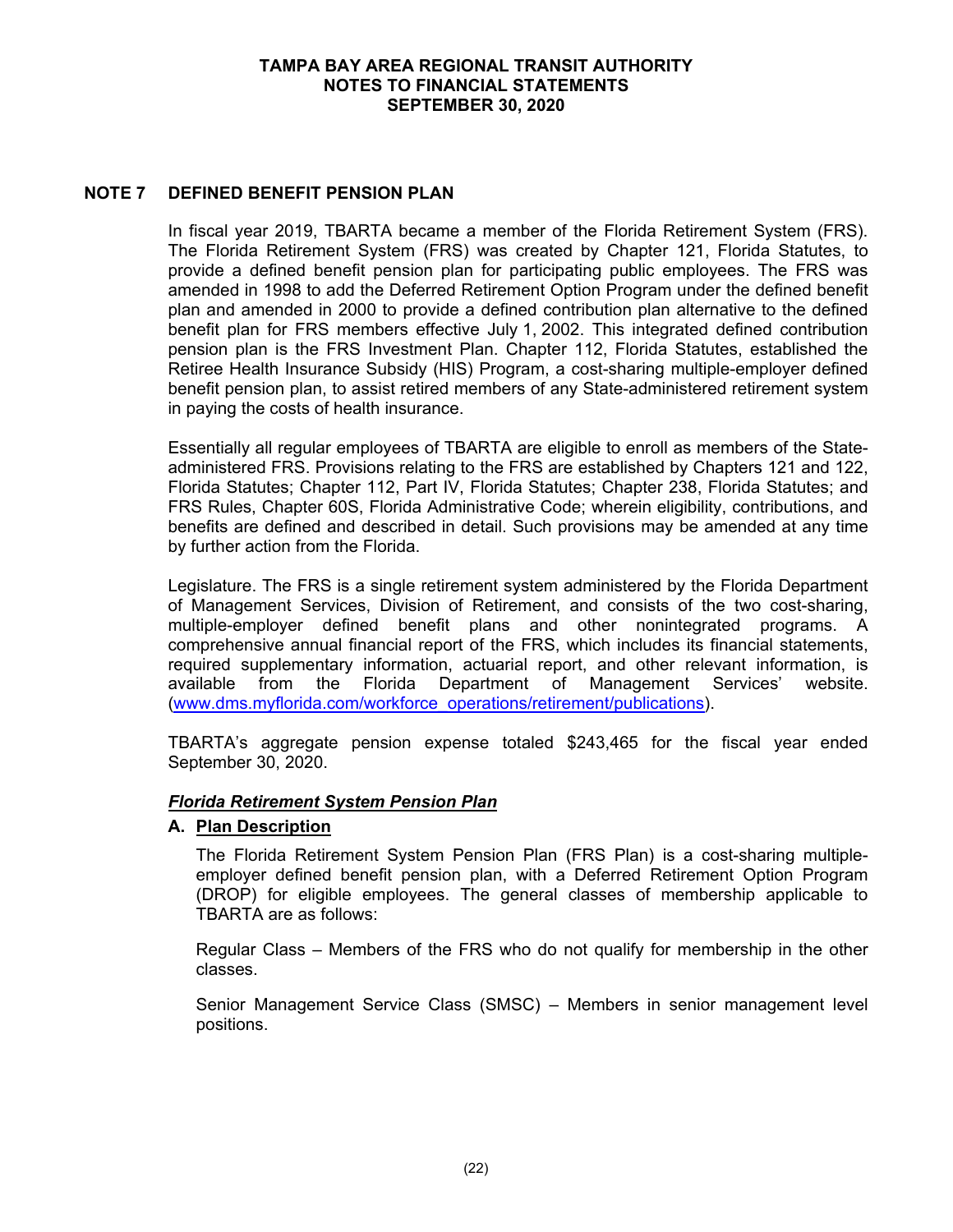## NOTE 7 DEFINED BENEFIT PENSION PLAN

In fiscal year 2019, TBARTA became a member of the Florida Retirement System (FRS). The Florida Retirement System (FRS) was created by Chapter 121, Florida Statutes, to provide a defined benefit pension plan for participating public employees. The FRS was amended in 1998 to add the Deferred Retirement Option Program under the defined benefit plan and amended in 2000 to provide a defined contribution plan alternative to the defined benefit plan for FRS members effective July 1, 2002. This integrated defined contribution pension plan is the FRS Investment Plan. Chapter 112, Florida Statutes, established the Retiree Health Insurance Subsidy (HIS) Program, a cost-sharing multiple-employer defined benefit pension plan, to assist retired members of any State-administered retirement system in paying the costs of health insurance.

Essentially all regular employees of TBARTA are eligible to enroll as members of the State-administered FRS. Provisions relating to the FRS are established by Chapters 121 and 122, Florida Statutes; Chapter 112, Part IV, Florida Statutes; Chapter 238, Florida Statutes; and FRS Rules, Chapter 60S, Florida Administrative Code; wherein eligibility, contributions, and benefits are defined and described in detail. Such provisions may be amended at any time by further action from the Florida.

Legislature. The FRS is a single retirement system administered by the Florida Department of Management Services, Division of Retirement, and consists of the two cost-sharing, multiple-employer defined benefit plans and other nonintegrated programs. A comprehensive annual financial report of the FRS, which includes its financial statements, required supplementary information, actuarial report, and other relevant information, is available from the Florida Department of Management Services' website. (www.dms.myflorida.com/workforce_operations/retirement/publications).

TBARTA's aggregate pension expense totaled $243,465 for the fiscal year ended September 30, 2020.

### *Florida Retirement System Pension Plan*

#### A. Plan Description

The Florida Retirement System Pension Plan (FRS Plan) is a cost-sharing multiple-employer defined benefit pension plan, with a Deferred Retirement Option Program (DROP) for eligible employees. The general classes of membership applicable to TBARTA are as follows:

Regular Class – Members of the FRS who do not qualify for membership in the other classes.

Senior Management Service Class (SMSC) – Members in senior management level positions.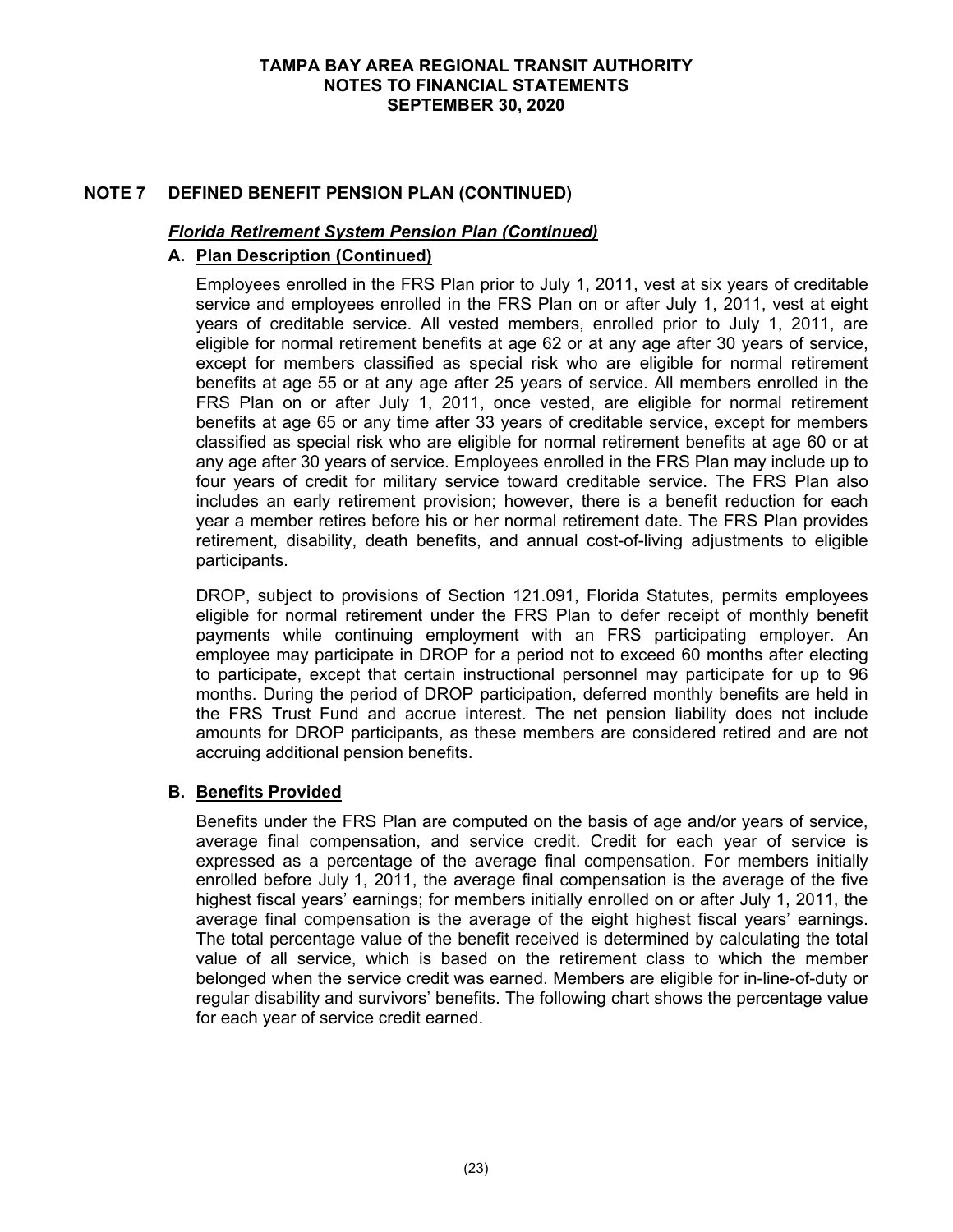## NOTE 7 DEFINED BENEFIT PENSION PLAN (CONTINUED)

### *Florida Retirement System Pension Plan (Continued)*

#### A. Plan Description (Continued)

Employees enrolled in the FRS Plan prior to July 1, 2011, vest at six years of creditable service and employees enrolled in the FRS Plan on or after July 1, 2011, vest at eight years of creditable service. All vested members, enrolled prior to July 1, 2011, are eligible for normal retirement benefits at age 62 or at any age after 30 years of service, except for members classified as special risk who are eligible for normal retirement benefits at age 55 or at any age after 25 years of service. All members enrolled in the FRS Plan on or after July 1, 2011, once vested, are eligible for normal retirement benefits at age 65 or any time after 33 years of creditable service, except for members classified as special risk who are eligible for normal retirement benefits at age 60 or at any age after 30 years of service. Employees enrolled in the FRS Plan may include up to four years of credit for military service toward creditable service. The FRS Plan also includes an early retirement provision; however, there is a benefit reduction for each year a member retires before his or her normal retirement date. The FRS Plan provides retirement, disability, death benefits, and annual cost-of-living adjustments to eligible participants.

DROP, subject to provisions of Section 121.091, Florida Statutes, permits employees eligible for normal retirement under the FRS Plan to defer receipt of monthly benefit payments while continuing employment with an FRS participating employer. An employee may participate in DROP for a period not to exceed 60 months after electing to participate, except that certain instructional personnel may participate for up to 96 months. During the period of DROP participation, deferred monthly benefits are held in the FRS Trust Fund and accrue interest. The net pension liability does not include amounts for DROP participants, as these members are considered retired and are not accruing additional pension benefits.

#### B. Benefits Provided

Benefits under the FRS Plan are computed on the basis of age and/or years of service, average final compensation, and service credit. Credit for each year of service is expressed as a percentage of the average final compensation. For members initially enrolled before July 1, 2011, the average final compensation is the average of the five highest fiscal years' earnings; for members initially enrolled on or after July 1, 2011, the average final compensation is the average of the eight highest fiscal years' earnings. The total percentage value of the benefit received is determined by calculating the total value of all service, which is based on the retirement class to which the member belonged when the service credit was earned. Members are eligible for in-line-of-duty or regular disability and survivors' benefits. The following chart shows the percentage value for each year of service credit earned.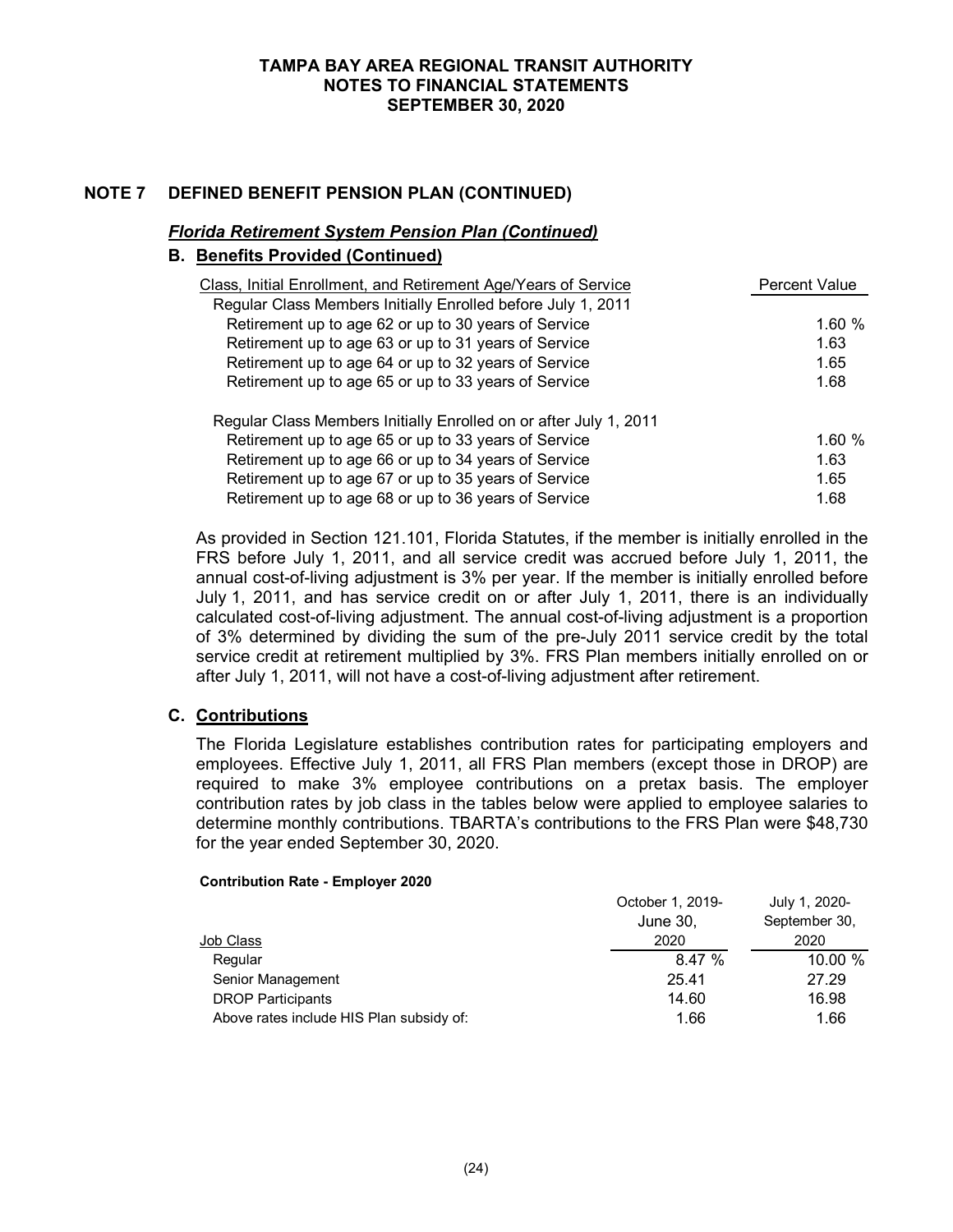# TAMPA BAY AREA REGIONAL TRANSIT AUTHORITY
## NOTES TO FINANCIAL STATEMENTS
## SEPTEMBER 30, 2020

## NOTE 7 DEFINED BENEFIT PENSION PLAN (CONTINUED)

### *Florida Retirement System Pension Plan (Continued)*

### B. Benefits Provided (Continued)

| Class, Initial Enrollment, and Retirement Age/Years of Service | Percent Value |
|---|---|
| Regular Class Members Initially Enrolled before July 1, 2011 | |
| Retirement up to age 62 or up to 30 years of Service | 1.60 % |
| Retirement up to age 63 or up to 31 years of Service | 1.63 |
| Retirement up to age 64 or up to 32 years of Service | 1.65 |
| Retirement up to age 65 or up to 33 years of Service | 1.68 |
| | |
| Regular Class Members Initially Enrolled on or after July 1, 2011 | |
| Retirement up to age 65 or up to 33 years of Service | 1.60 % |
| Retirement up to age 66 or up to 34 years of Service | 1.63 |
| Retirement up to age 67 or up to 35 years of Service | 1.65 |
| Retirement up to age 68 or up to 36 years of Service | 1.68 |

As provided in Section 121.101, Florida Statutes, if the member is initially enrolled in the FRS before July 1, 2011, and all service credit was accrued before July 1, 2011, the annual cost-of-living adjustment is 3% per year. If the member is initially enrolled before July 1, 2011, and has service credit on or after July 1, 2011, there is an individually calculated cost-of-living adjustment. The annual cost-of-living adjustment is a proportion of 3% determined by dividing the sum of the pre-July 2011 service credit by the total service credit at retirement multiplied by 3%. FRS Plan members initially enrolled on or after July 1, 2011, will not have a cost-of-living adjustment after retirement.

### C. Contributions

The Florida Legislature establishes contribution rates for participating employers and employees. Effective July 1, 2011, all FRS Plan members (except those in DROP) are required to make 3% employee contributions on a pretax basis. The employer contribution rates by job class in the tables below were applied to employee salaries to determine monthly contributions. TBARTA's contributions to the FRS Plan were $48,730 for the year ended September 30, 2020.

**Contribution Rate - Employer 2020**

| Job Class | October 1, 2019-June 30, 2020 | July 1, 2020-September 30, 2020 |
|---|---|---|
| Regular | 8.47 % | 10.00 % |
| Senior Management | 25.41 | 27.29 |
| DROP Participants | 14.60 | 16.98 |
| Above rates include HIS Plan subsidy of: | 1.66 | 1.66 |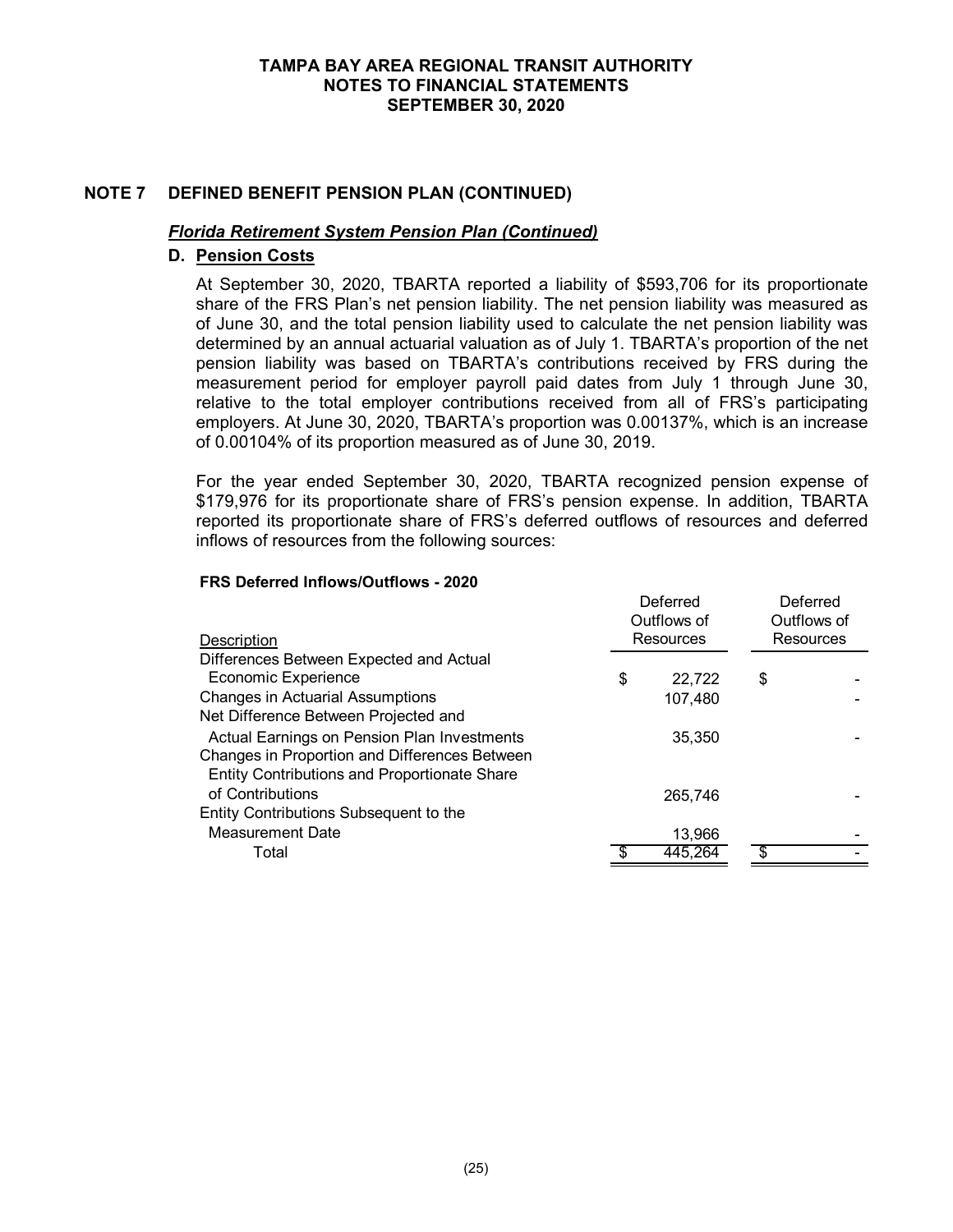**TAMPA BAY AREA REGIONAL TRANSIT AUTHORITY**
**NOTES TO FINANCIAL STATEMENTS**
**SEPTEMBER 30, 2020**

## NOTE 7 DEFINED BENEFIT PENSION PLAN (CONTINUED)

***Florida Retirement System Pension Plan (Continued)***

### D. Pension Costs

At September 30, 2020, TBARTA reported a liability of $593,706 for its proportionate share of the FRS Plan's net pension liability. The net pension liability was measured as of June 30, and the total pension liability used to calculate the net pension liability was determined by an annual actuarial valuation as of July 1. TBARTA's proportion of the net pension liability was based on TBARTA's contributions received by FRS during the measurement period for employer payroll paid dates from July 1 through June 30, relative to the total employer contributions received from all of FRS's participating employers. At June 30, 2020, TBARTA's proportion was 0.00137%, which is an increase of 0.00104% of its proportion measured as of June 30, 2019.

For the year ended September 30, 2020, TBARTA recognized pension expense of $179,976 for its proportionate share of FRS's pension expense. In addition, TBARTA reported its proportionate share of FRS's deferred outflows of resources and deferred inflows of resources from the following sources:

**FRS Deferred Inflows/Outflows - 2020**

| Description | Deferred Outflows of Resources | Deferred Outflows of Resources |
|---|---|---|
| Differences Between Expected and Actual Economic Experience | $ 22,722 | $ - |
| Changes in Actuarial Assumptions | 107,480 | - |
| Net Difference Between Projected and Actual Earnings on Pension Plan Investments | 35,350 | - |
| Changes in Proportion and Differences Between Entity Contributions and Proportionate Share of Contributions | 265,746 | - |
| Entity Contributions Subsequent to the Measurement Date | 13,966 | - |
| Total | $ 445,264 | $ - |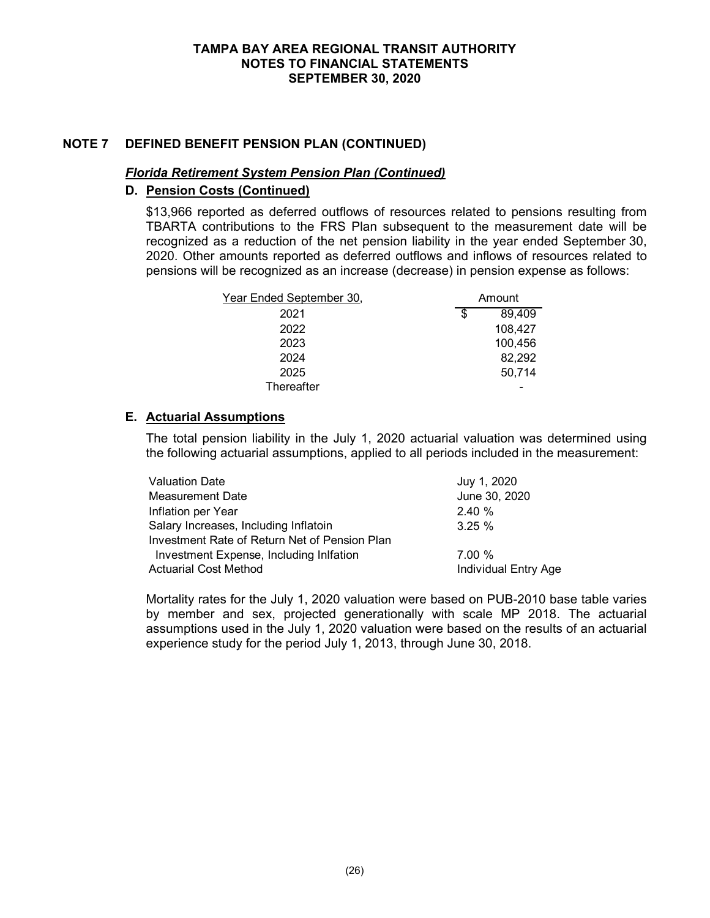## NOTE 7 DEFINED BENEFIT PENSION PLAN (CONTINUED)

### *Florida Retirement System Pension Plan (Continued)*

### D. Pension Costs (Continued)

$13,966 reported as deferred outflows of resources related to pensions resulting from TBARTA contributions to the FRS Plan subsequent to the measurement date will be recognized as a reduction of the net pension liability in the year ended September 30, 2020. Other amounts reported as deferred outflows and inflows of resources related to pensions will be recognized as an increase (decrease) in pension expense as follows:

| Year Ended September 30, | Amount |
|---|---|
| 2021 | $ 89,409 |
| 2022 | 108,427 |
| 2023 | 100,456 |
| 2024 | 82,292 |
| 2025 | 50,714 |
| Thereafter | - |

### E. Actuarial Assumptions

The total pension liability in the July 1, 2020 actuarial valuation was determined using the following actuarial assumptions, applied to all periods included in the measurement:

| | |
|---|---|
| Valuation Date | Juy 1, 2020 |
| Measurement Date | June 30, 2020 |
| Inflation per Year | 2.40 % |
| Salary Increases, Including Inflatoin | 3.25 % |
| Investment Rate of Return Net of Pension Plan Investment Expense, Including Inlfation | 7.00 % |
| Actuarial Cost Method | Individual Entry Age |

Mortality rates for the July 1, 2020 valuation were based on PUB-2010 base table varies by member and sex, projected generationally with scale MP 2018. The actuarial assumptions used in the July 1, 2020 valuation were based on the results of an actuarial experience study for the period July 1, 2013, through June 30, 2018.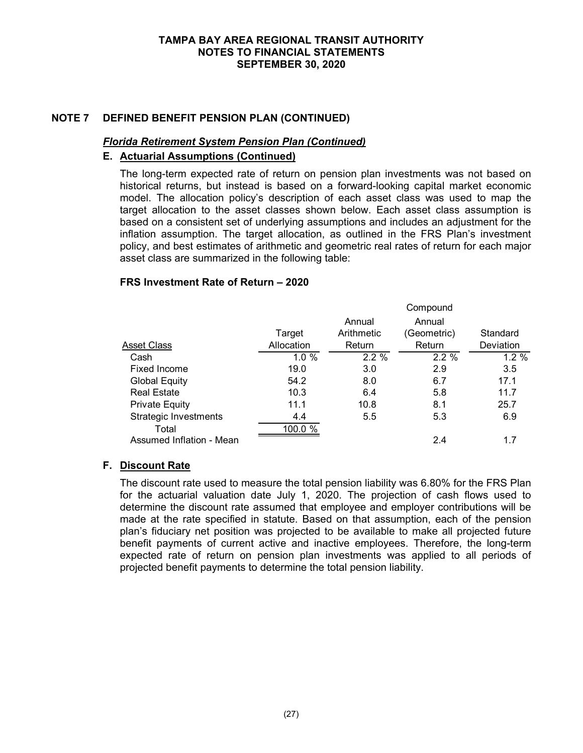## NOTE 7 DEFINED BENEFIT PENSION PLAN (CONTINUED)

### *Florida Retirement System Pension Plan (Continued)*

#### E. Actuarial Assumptions (Continued)

The long-term expected rate of return on pension plan investments was not based on historical returns, but instead is based on a forward-looking capital market economic model. The allocation policy's description of each asset class was used to map the target allocation to the asset classes shown below. Each asset class assumption is based on a consistent set of underlying assumptions and includes an adjustment for the inflation assumption. The target allocation, as outlined in the FRS Plan's investment policy, and best estimates of arithmetic and geometric real rates of return for each major asset class are summarized in the following table:

**FRS Investment Rate of Return – 2020**

| Asset Class | Target Allocation | Annual Arithmetic Return | Compound Annual (Geometric) Return | Standard Deviation |
|---|---|---|---|---|
| Cash | 1.0 % | 2.2 % | 2.2 % | 1.2 % |
| Fixed Income | 19.0 | 3.0 | 2.9 | 3.5 |
| Global Equity | 54.2 | 8.0 | 6.7 | 17.1 |
| Real Estate | 10.3 | 6.4 | 5.8 | 11.7 |
| Private Equity | 11.1 | 10.8 | 8.1 | 25.7 |
| Strategic Investments | 4.4 | 5.5 | 5.3 | 6.9 |
| Total | 100.0 % | | | |
| Assumed Inflation - Mean | | | 2.4 | 1.7 |

#### F. Discount Rate

The discount rate used to measure the total pension liability was 6.80% for the FRS Plan for the actuarial valuation date July 1, 2020. The projection of cash flows used to determine the discount rate assumed that employee and employer contributions will be made at the rate specified in statute. Based on that assumption, each of the pension plan's fiduciary net position was projected to be available to make all projected future benefit payments of current active and inactive employees. Therefore, the long-term expected rate of return on pension plan investments was applied to all periods of projected benefit payments to determine the total pension liability.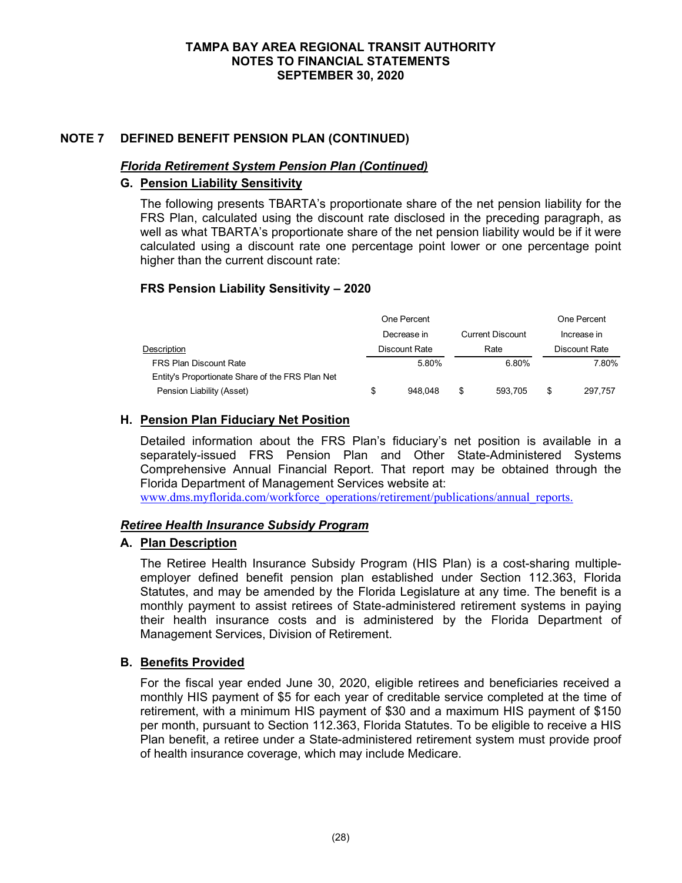## NOTE 7 DEFINED BENEFIT PENSION PLAN (CONTINUED)

### ***Florida Retirement System Pension Plan (Continued)***

### G. Pension Liability Sensitivity

The following presents TBARTA's proportionate share of the net pension liability for the FRS Plan, calculated using the discount rate disclosed in the preceding paragraph, as well as what TBARTA's proportionate share of the net pension liability would be if it were calculated using a discount rate one percentage point lower or one percentage point higher than the current discount rate:

**FRS Pension Liability Sensitivity – 2020**

| Description | One Percent Decrease in Discount Rate | Current Discount Rate | One Percent Increase in Discount Rate |
|---|---|---|---|
| FRS Plan Discount Rate | 5.80% | 6.80% | 7.80% |
| Entity's Proportionate Share of the FRS Plan Net Pension Liability (Asset) | $ 948,048 | $ 593,705 | $ 297,757 |

### H. Pension Plan Fiduciary Net Position

Detailed information about the FRS Plan's fiduciary's net position is available in a separately-issued FRS Pension Plan and Other State-Administered Systems Comprehensive Annual Financial Report. That report may be obtained through the Florida Department of Management Services website at: www.dms.myflorida.com/workforce_operations/retirement/publications/annual_reports.

### ***Retiree Health Insurance Subsidy Program***

### A. Plan Description

The Retiree Health Insurance Subsidy Program (HIS Plan) is a cost-sharing multiple-employer defined benefit pension plan established under Section 112.363, Florida Statutes, and may be amended by the Florida Legislature at any time. The benefit is a monthly payment to assist retirees of State-administered retirement systems in paying their health insurance costs and is administered by the Florida Department of Management Services, Division of Retirement.

### B. Benefits Provided

For the fiscal year ended June 30, 2020, eligible retirees and beneficiaries received a monthly HIS payment of $5 for each year of creditable service completed at the time of retirement, with a minimum HIS payment of $30 and a maximum HIS payment of $150 per month, pursuant to Section 112.363, Florida Statutes. To be eligible to receive a HIS Plan benefit, a retiree under a State-administered retirement system must provide proof of health insurance coverage, which may include Medicare.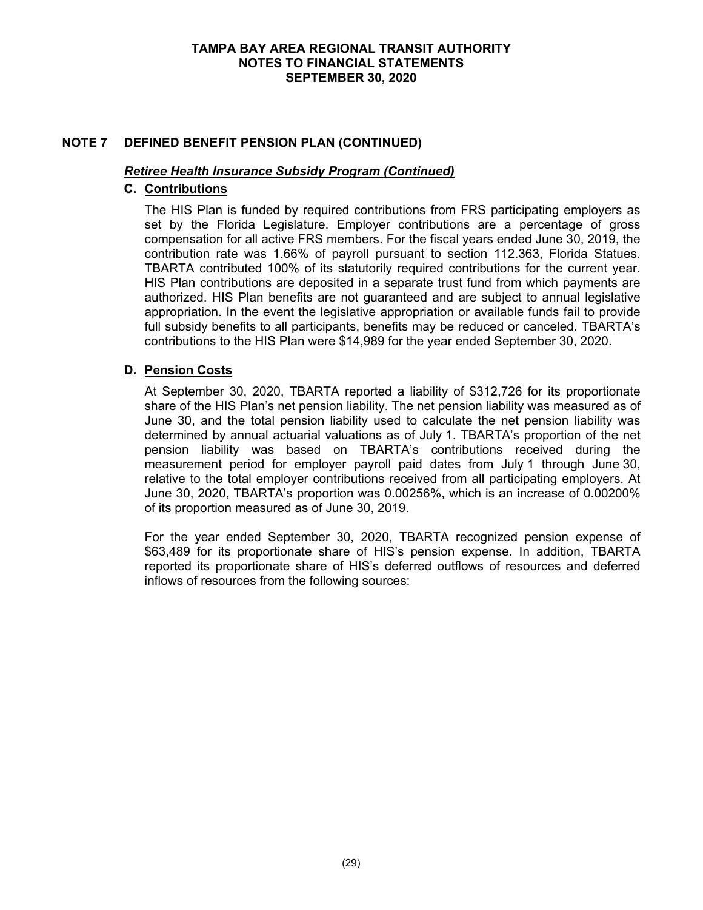## NOTE 7 DEFINED BENEFIT PENSION PLAN (CONTINUED)

### ***Retiree Health Insurance Subsidy Program (Continued)***

### C. Contributions

The HIS Plan is funded by required contributions from FRS participating employers as set by the Florida Legislature. Employer contributions are a percentage of gross compensation for all active FRS members. For the fiscal years ended June 30, 2019, the contribution rate was 1.66% of payroll pursuant to section 112.363, Florida Statues. TBARTA contributed 100% of its statutorily required contributions for the current year. HIS Plan contributions are deposited in a separate trust fund from which payments are authorized. HIS Plan benefits are not guaranteed and are subject to annual legislative appropriation. In the event the legislative appropriation or available funds fail to provide full subsidy benefits to all participants, benefits may be reduced or canceled. TBARTA's contributions to the HIS Plan were $14,989 for the year ended September 30, 2020.

### D. Pension Costs

At September 30, 2020, TBARTA reported a liability of $312,726 for its proportionate share of the HIS Plan's net pension liability. The net pension liability was measured as of June 30, and the total pension liability used to calculate the net pension liability was determined by annual actuarial valuations as of July 1. TBARTA's proportion of the net pension liability was based on TBARTA's contributions received during the measurement period for employer payroll paid dates from July 1 through June 30, relative to the total employer contributions received from all participating employers. At June 30, 2020, TBARTA's proportion was 0.00256%, which is an increase of 0.00200% of its proportion measured as of June 30, 2019.

For the year ended September 30, 2020, TBARTA recognized pension expense of $63,489 for its proportionate share of HIS's pension expense. In addition, TBARTA reported its proportionate share of HIS's deferred outflows of resources and deferred inflows of resources from the following sources: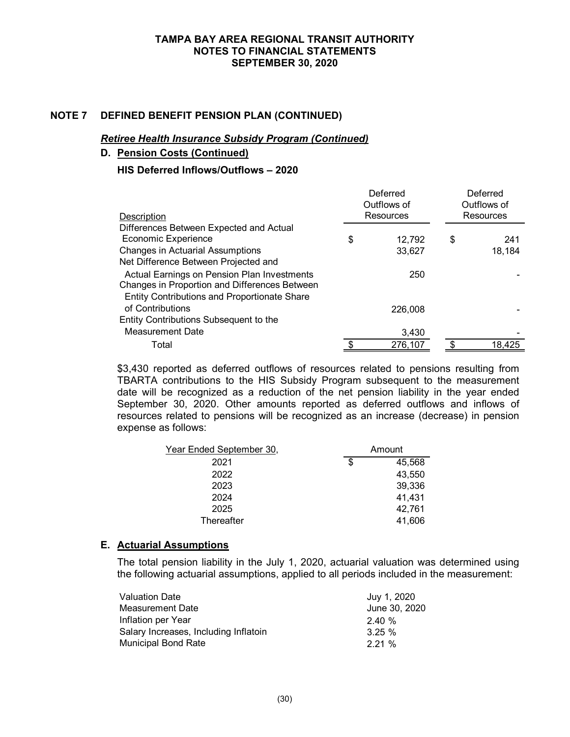## NOTE 7 DEFINED BENEFIT PENSION PLAN (CONTINUED)

### *Retiree Health Insurance Subsidy Program (Continued)*

### D. Pension Costs (Continued)

#### HIS Deferred Inflows/Outflows – 2020

| Description | Deferred Outflows of Resources | Deferred Outflows of Resources |
|---|---|---|
| Differences Between Expected and Actual Economic Experience | $ 12,792 | $ 241 |
| Changes in Actuarial Assumptions | 33,627 | 18,184 |
| Net Difference Between Projected and Actual Earnings on Pension Plan Investments | 250 | - |
| Changes in Proportion and Differences Between Entity Contributions and Proportionate Share of Contributions | 226,008 | - |
| Entity Contributions Subsequent to the Measurement Date | 3,430 | - |
| Total | $ 276,107 | $ 18,425 |

$3,430 reported as deferred outflows of resources related to pensions resulting from TBARTA contributions to the HIS Subsidy Program subsequent to the measurement date will be recognized as a reduction of the net pension liability in the year ended September 30, 2020. Other amounts reported as deferred outflows and inflows of resources related to pensions will be recognized as an increase (decrease) in pension expense as follows:

| Year Ended September 30, | Amount |
|---|---|
| 2021 | $ 45,568 |
| 2022 | 43,550 |
| 2023 | 39,336 |
| 2024 | 41,431 |
| 2025 | 42,761 |
| Thereafter | 41,606 |

### E. Actuarial Assumptions

The total pension liability in the July 1, 2020, actuarial valuation was determined using the following actuarial assumptions, applied to all periods included in the measurement:

| | |
|---|---|
| Valuation Date | July 1, 2020 |
| Measurement Date | June 30, 2020 |
| Inflation per Year | 2.40 % |
| Salary Increases, Including Inflatoin | 3.25 % |
| Municipal Bond Rate | 2.21 % |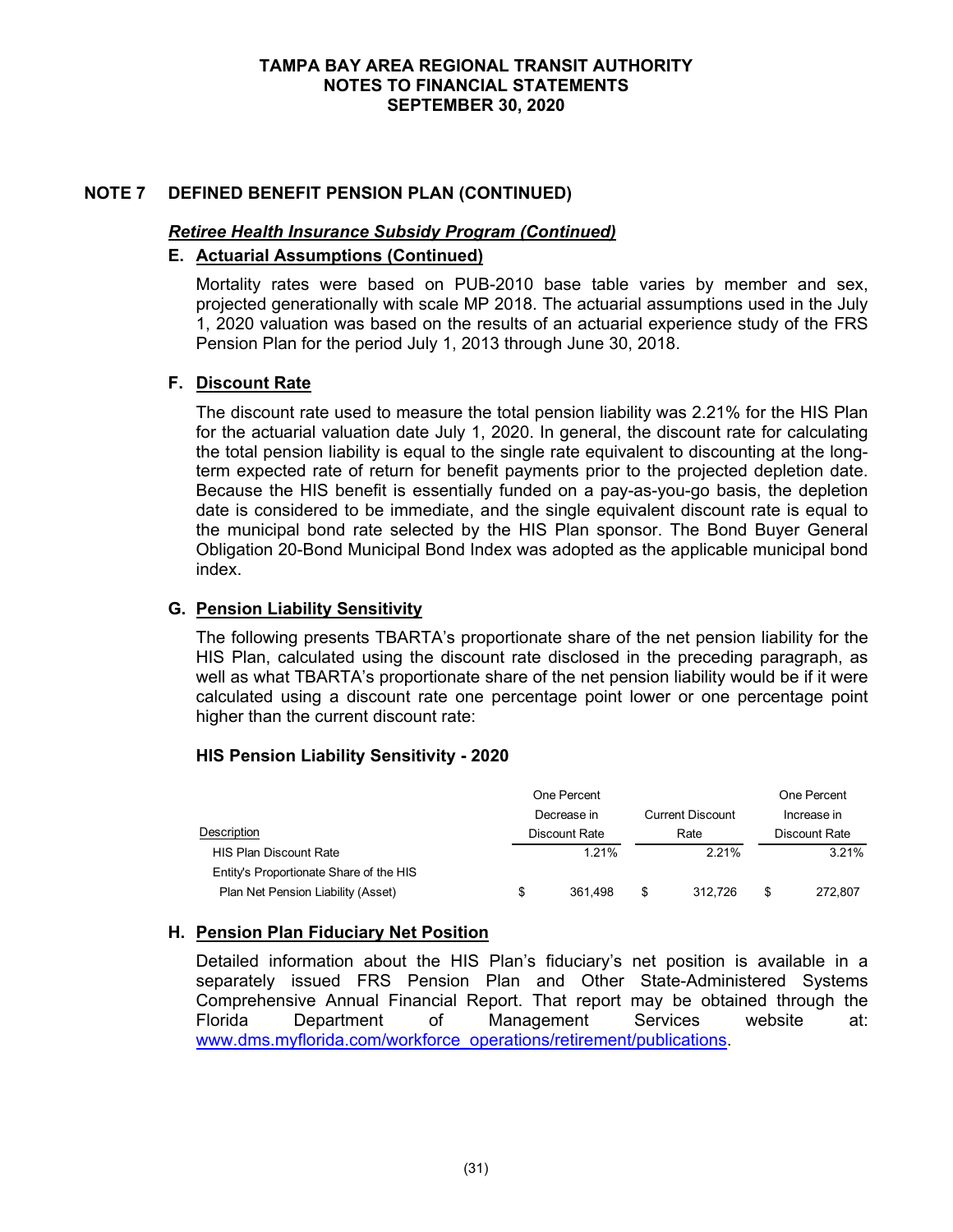# TAMPA BAY AREA REGIONAL TRANSIT AUTHORITY
# NOTES TO FINANCIAL STATEMENTS
# SEPTEMBER 30, 2020

## NOTE 7 DEFINED BENEFIT PENSION PLAN (CONTINUED)

### *Retiree Health Insurance Subsidy Program (Continued)*

### E. Actuarial Assumptions (Continued)

Mortality rates were based on PUB-2010 base table varies by member and sex, projected generationally with scale MP 2018. The actuarial assumptions used in the July 1, 2020 valuation was based on the results of an actuarial experience study of the FRS Pension Plan for the period July 1, 2013 through June 30, 2018.

### F. Discount Rate

The discount rate used to measure the total pension liability was 2.21% for the HIS Plan for the actuarial valuation date July 1, 2020. In general, the discount rate for calculating the total pension liability is equal to the single rate equivalent to discounting at the long-term expected rate of return for benefit payments prior to the projected depletion date. Because the HIS benefit is essentially funded on a pay-as-you-go basis, the depletion date is considered to be immediate, and the single equivalent discount rate is equal to the municipal bond rate selected by the HIS Plan sponsor. The Bond Buyer General Obligation 20-Bond Municipal Bond Index was adopted as the applicable municipal bond index.

### G. Pension Liability Sensitivity

The following presents TBARTA's proportionate share of the net pension liability for the HIS Plan, calculated using the discount rate disclosed in the preceding paragraph, as well as what TBARTA's proportionate share of the net pension liability would be if it were calculated using a discount rate one percentage point lower or one percentage point higher than the current discount rate:

**HIS Pension Liability Sensitivity - 2020**

| Description | One Percent Decrease in Discount Rate | Current Discount Rate | One Percent Increase in Discount Rate |
|---|---|---|---|
| HIS Plan Discount Rate | 1.21% | 2.21% | 3.21% |
| Entity's Proportionate Share of the HIS Plan Net Pension Liability (Asset) | $ 361,498 | $ 312,726 | $ 272,807 |

### H. Pension Plan Fiduciary Net Position

Detailed information about the HIS Plan's fiduciary's net position is available in a separately issued FRS Pension Plan and Other State-Administered Systems Comprehensive Annual Financial Report. That report may be obtained through the Florida Department of Management Services website at: www.dms.myflorida.com/workforce_operations/retirement/publications.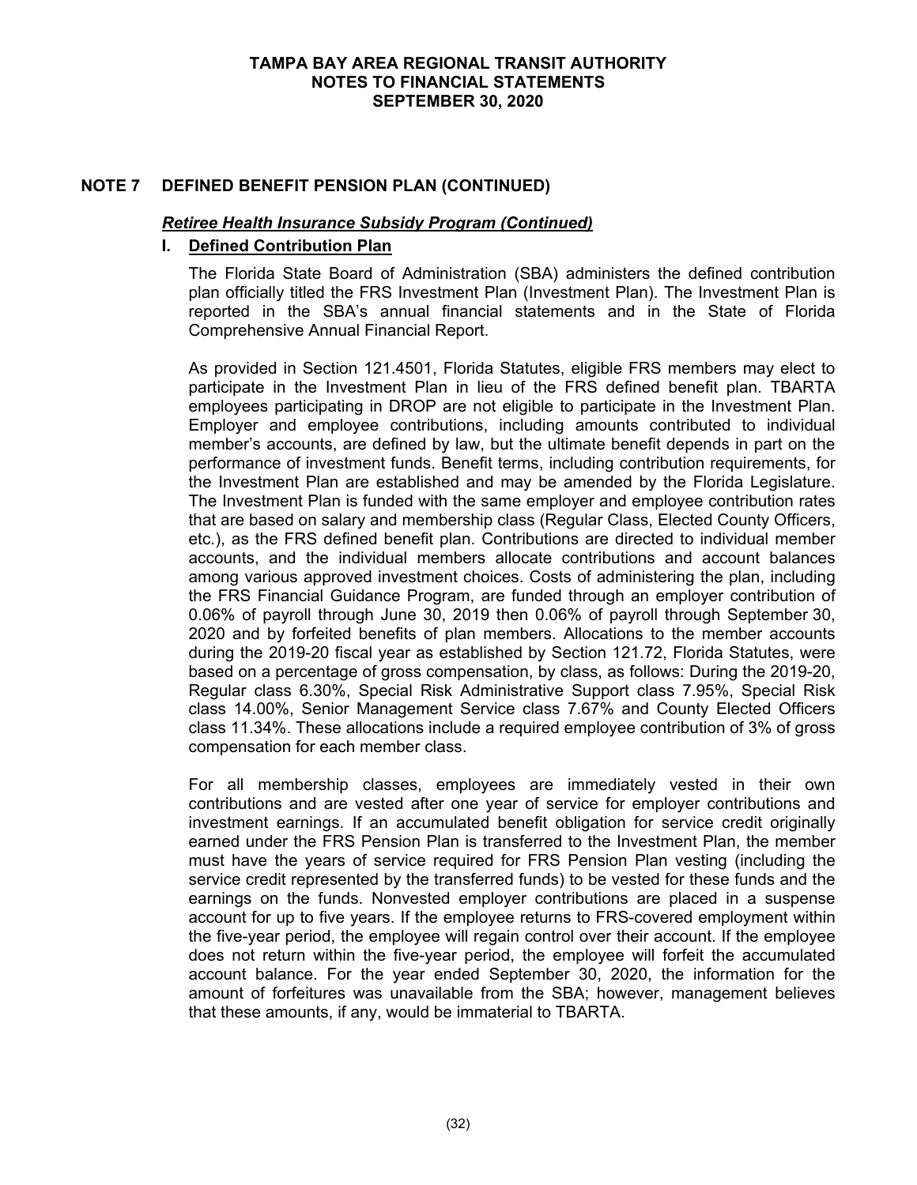## NOTE 7 DEFINED BENEFIT PENSION PLAN (CONTINUED)

### *Retiree Health Insurance Subsidy Program (Continued)*

#### I. Defined Contribution Plan

The Florida State Board of Administration (SBA) administers the defined contribution plan officially titled the FRS Investment Plan (Investment Plan). The Investment Plan is reported in the SBA's annual financial statements and in the State of Florida Comprehensive Annual Financial Report.

As provided in Section 121.4501, Florida Statutes, eligible FRS members may elect to participate in the Investment Plan in lieu of the FRS defined benefit plan. TBARTA employees participating in DROP are not eligible to participate in the Investment Plan. Employer and employee contributions, including amounts contributed to individual member's accounts, are defined by law, but the ultimate benefit depends in part on the performance of investment funds. Benefit terms, including contribution requirements, for the Investment Plan are established and may be amended by the Florida Legislature. The Investment Plan is funded with the same employer and employee contribution rates that are based on salary and membership class (Regular Class, Elected County Officers, etc.), as the FRS defined benefit plan. Contributions are directed to individual member accounts, and the individual members allocate contributions and account balances among various approved investment choices. Costs of administering the plan, including the FRS Financial Guidance Program, are funded through an employer contribution of 0.06% of payroll through June 30, 2019 then 0.06% of payroll through September 30, 2020 and by forfeited benefits of plan members. Allocations to the member accounts during the 2019-20 fiscal year as established by Section 121.72, Florida Statutes, were based on a percentage of gross compensation, by class, as follows: During the 2019-20, Regular class 6.30%, Special Risk Administrative Support class 7.95%, Special Risk class 14.00%, Senior Management Service class 7.67% and County Elected Officers class 11.34%. These allocations include a required employee contribution of 3% of gross compensation for each member class.

For all membership classes, employees are immediately vested in their own contributions and are vested after one year of service for employer contributions and investment earnings. If an accumulated benefit obligation for service credit originally earned under the FRS Pension Plan is transferred to the Investment Plan, the member must have the years of service required for FRS Pension Plan vesting (including the service credit represented by the transferred funds) to be vested for these funds and the earnings on the funds. Nonvested employer contributions are placed in a suspense account for up to five years. If the employee returns to FRS-covered employment within the five-year period, the employee will regain control over their account. If the employee does not return within the five-year period, the employee will forfeit the accumulated account balance. For the year ended September 30, 2020, the information for the amount of forfeitures was unavailable from the SBA; however, management believes that these amounts, if any, would be immaterial to TBARTA.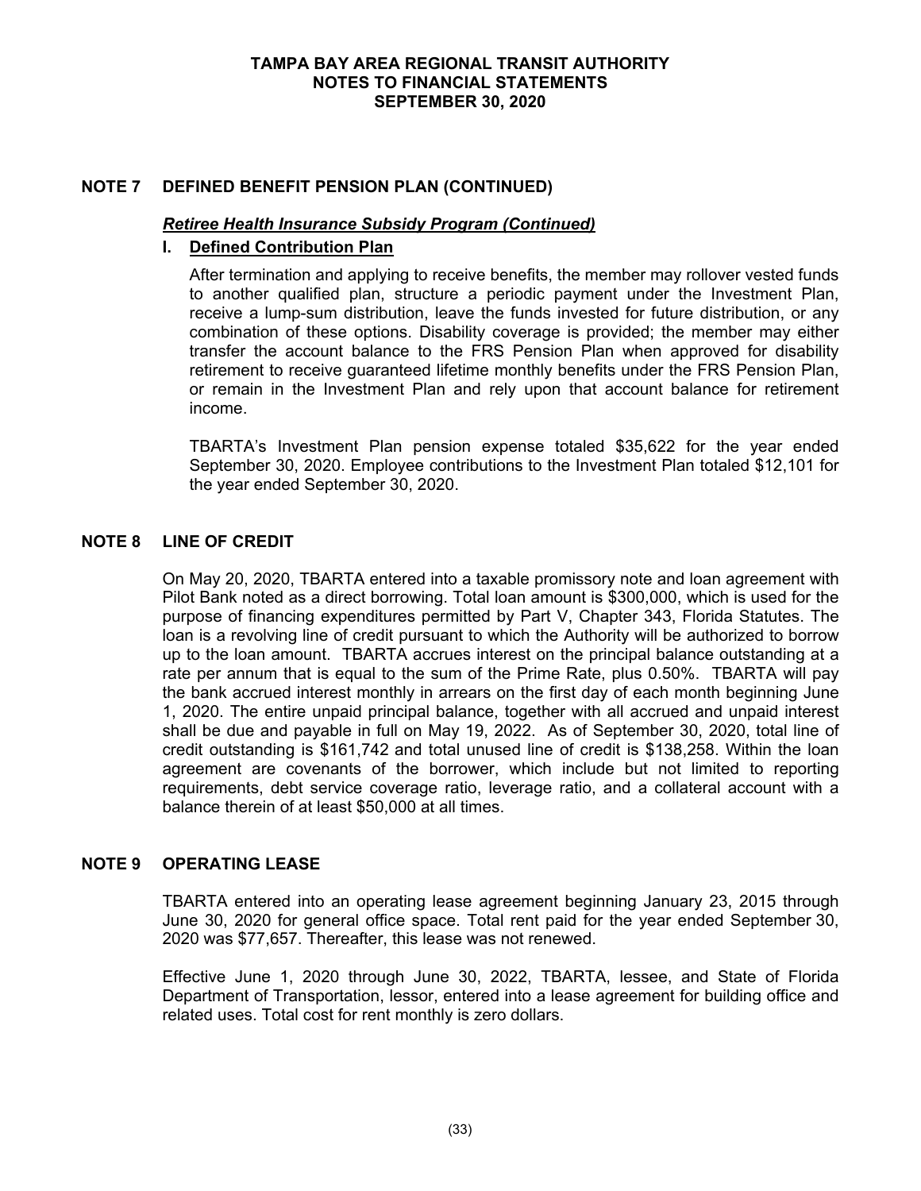## NOTE 7 DEFINED BENEFIT PENSION PLAN (CONTINUED)

### *Retiree Health Insurance Subsidy Program (Continued)*

#### I. Defined Contribution Plan

After termination and applying to receive benefits, the member may rollover vested funds to another qualified plan, structure a periodic payment under the Investment Plan, receive a lump-sum distribution, leave the funds invested for future distribution, or any combination of these options. Disability coverage is provided; the member may either transfer the account balance to the FRS Pension Plan when approved for disability retirement to receive guaranteed lifetime monthly benefits under the FRS Pension Plan, or remain in the Investment Plan and rely upon that account balance for retirement income.

TBARTA's Investment Plan pension expense totaled $35,622 for the year ended September 30, 2020. Employee contributions to the Investment Plan totaled $12,101 for the year ended September 30, 2020.

## NOTE 8 LINE OF CREDIT

On May 20, 2020, TBARTA entered into a taxable promissory note and loan agreement with Pilot Bank noted as a direct borrowing. Total loan amount is $300,000, which is used for the purpose of financing expenditures permitted by Part V, Chapter 343, Florida Statutes. The loan is a revolving line of credit pursuant to which the Authority will be authorized to borrow up to the loan amount. TBARTA accrues interest on the principal balance outstanding at a rate per annum that is equal to the sum of the Prime Rate, plus 0.50%. TBARTA will pay the bank accrued interest monthly in arrears on the first day of each month beginning June 1, 2020. The entire unpaid principal balance, together with all accrued and unpaid interest shall be due and payable in full on May 19, 2022. As of September 30, 2020, total line of credit outstanding is $161,742 and total unused line of credit is $138,258. Within the loan agreement are covenants of the borrower, which include but not limited to reporting requirements, debt service coverage ratio, leverage ratio, and a collateral account with a balance therein of at least $50,000 at all times.

## NOTE 9 OPERATING LEASE

TBARTA entered into an operating lease agreement beginning January 23, 2015 through June 30, 2020 for general office space. Total rent paid for the year ended September 30, 2020 was $77,657. Thereafter, this lease was not renewed.

Effective June 1, 2020 through June 30, 2022, TBARTA, lessee, and State of Florida Department of Transportation, lessor, entered into a lease agreement for building office and related uses. Total cost for rent monthly is zero dollars.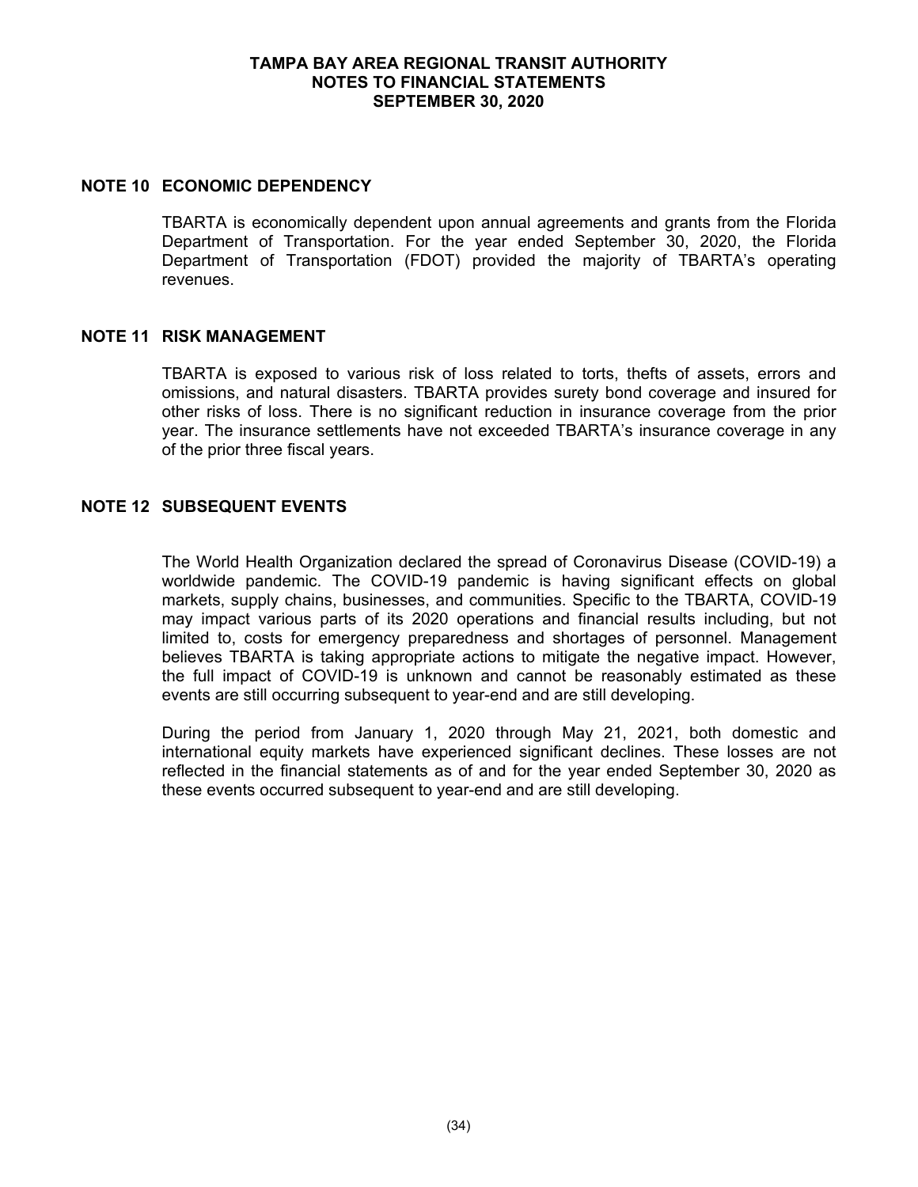## NOTE 10 ECONOMIC DEPENDENCY

TBARTA is economically dependent upon annual agreements and grants from the Florida Department of Transportation. For the year ended September 30, 2020, the Florida Department of Transportation (FDOT) provided the majority of TBARTA's operating revenues.

## NOTE 11 RISK MANAGEMENT

TBARTA is exposed to various risk of loss related to torts, thefts of assets, errors and omissions, and natural disasters. TBARTA provides surety bond coverage and insured for other risks of loss. There is no significant reduction in insurance coverage from the prior year. The insurance settlements have not exceeded TBARTA's insurance coverage in any of the prior three fiscal years.

## NOTE 12 SUBSEQUENT EVENTS

The World Health Organization declared the spread of Coronavirus Disease (COVID-19) a worldwide pandemic. The COVID-19 pandemic is having significant effects on global markets, supply chains, businesses, and communities. Specific to the TBARTA, COVID-19 may impact various parts of its 2020 operations and financial results including, but not limited to, costs for emergency preparedness and shortages of personnel. Management believes TBARTA is taking appropriate actions to mitigate the negative impact. However, the full impact of COVID-19 is unknown and cannot be reasonably estimated as these events are still occurring subsequent to year-end and are still developing.

During the period from January 1, 2020 through May 21, 2021, both domestic and international equity markets have experienced significant declines. These losses are not reflected in the financial statements as of and for the year ended September 30, 2020 as these events occurred subsequent to year-end and are still developing.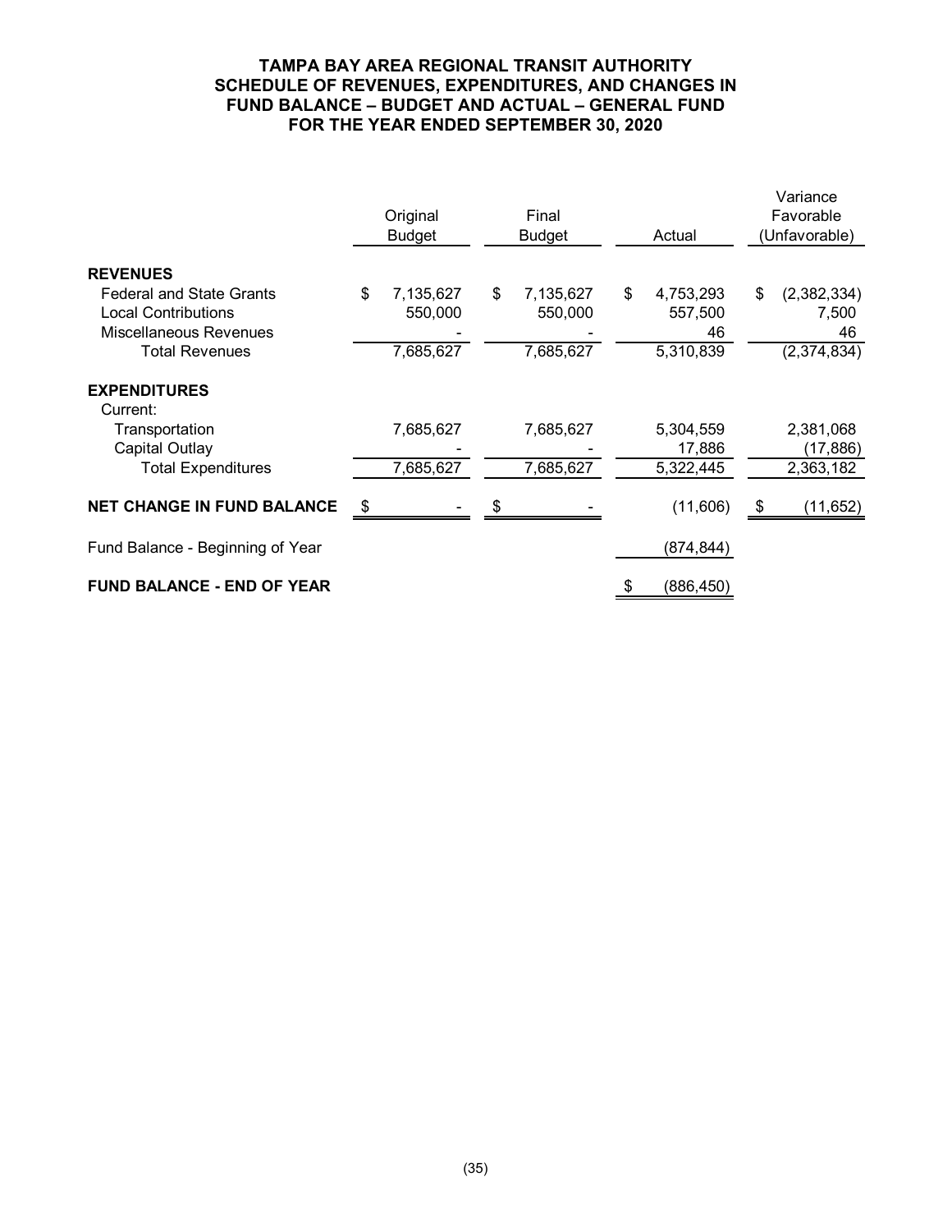# TAMPA BAY AREA REGIONAL TRANSIT AUTHORITY
## SCHEDULE OF REVENUES, EXPENDITURES, AND CHANGES IN FUND BALANCE – BUDGET AND ACTUAL – GENERAL FUND
## FOR THE YEAR ENDED SEPTEMBER 30, 2020

| | Original Budget | Final Budget | Actual | Variance Favorable (Unfavorable) |
|---|---|---|---|---|
| **REVENUES** | | | | |
| Federal and State Grants | $ 7,135,627 | $ 7,135,627 | $ 4,753,293 | $ (2,382,334) |
| Local Contributions | 550,000 | 550,000 | 557,500 | 7,500 |
| Miscellaneous Revenues | - | - | 46 | 46 |
| Total Revenues | 7,685,627 | 7,685,627 | 5,310,839 | (2,374,834) |
| **EXPENDITURES** | | | | |
| Current: | | | | |
| Transportation | 7,685,627 | 7,685,627 | 5,304,559 | 2,381,068 |
| Capital Outlay | - | - | 17,886 | (17,886) |
| Total Expenditures | 7,685,627 | 7,685,627 | 5,322,445 | 2,363,182 |
| **NET CHANGE IN FUND BALANCE** | $ - | $ - | (11,606) | $ (11,652) |
| Fund Balance - Beginning of Year | | | (874,844) | |
| **FUND BALANCE - END OF YEAR** | | | $ (886,450) | |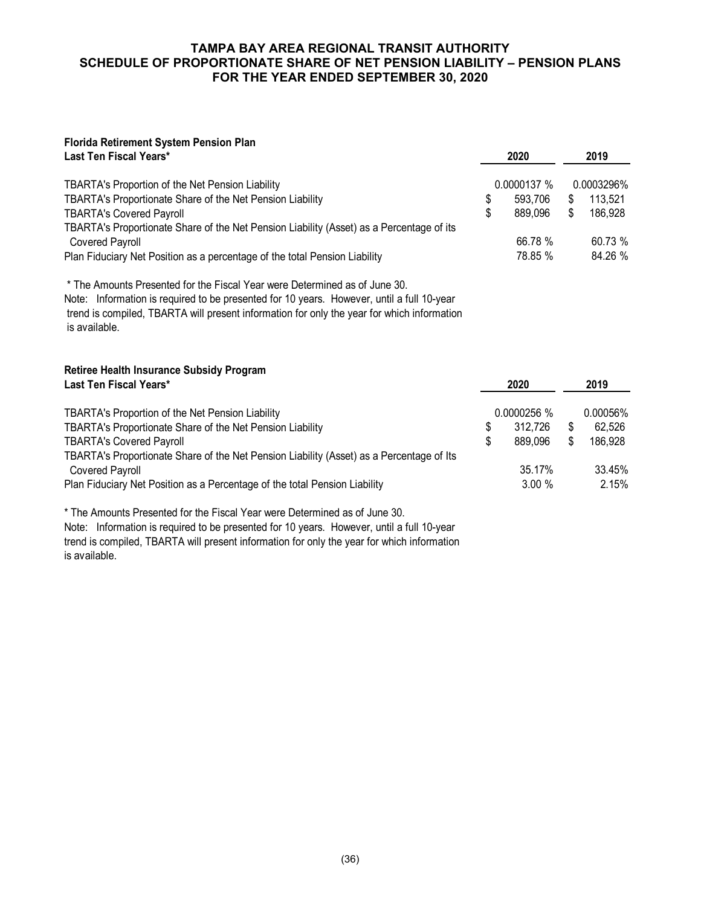# TAMPA BAY AREA REGIONAL TRANSIT AUTHORITY
## SCHEDULE OF PROPORTIONATE SHARE OF NET PENSION LIABILITY – PENSION PLANS
## FOR THE YEAR ENDED SEPTEMBER 30, 2020

**Florida Retirement System Pension Plan**
**Last Ten Fiscal Years***

| | 2020 | 2019 |
|---|---|---|
| TBARTA's Proportion of the Net Pension Liability | 0.0000137 % | 0.0003296% |
| TBARTA's Proportionate Share of the Net Pension Liability | $ 593,706 | $ 113,521 |
| TBARTA's Covered Payroll | $ 889,096 | $ 186,928 |
| TBARTA's Proportionate Share of the Net Pension Liability (Asset) as a Percentage of its Covered Payroll | 66.78 % | 60.73 % |
| Plan Fiduciary Net Position as a percentage of the total Pension Liability | 78.85 % | 84.26 % |

* The Amounts Presented for the Fiscal Year were Determined as of June 30.

Note: Information is required to be presented for 10 years. However, until a full 10-year trend is compiled, TBARTA will present information for only the year for which information is available.

**Retiree Health Insurance Subsidy Program**
**Last Ten Fiscal Years***

| | 2020 | 2019 |
|---|---|---|
| TBARTA's Proportion of the Net Pension Liability | 0.0000256 % | 0.00056% |
| TBARTA's Proportionate Share of the Net Pension Liability | $ 312,726 | $ 62,526 |
| TBARTA's Covered Payroll | $ 889,096 | $ 186,928 |
| TBARTA's Proportionate Share of the Net Pension Liability (Asset) as a Percentage of Its Covered Payroll | 35.17% | 33.45% |
| Plan Fiduciary Net Position as a Percentage of the total Pension Liability | 3.00 % | 2.15% |

* The Amounts Presented for the Fiscal Year were Determined as of June 30.

Note: Information is required to be presented for 10 years. However, until a full 10-year trend is compiled, TBARTA will present information for only the year for which information is available.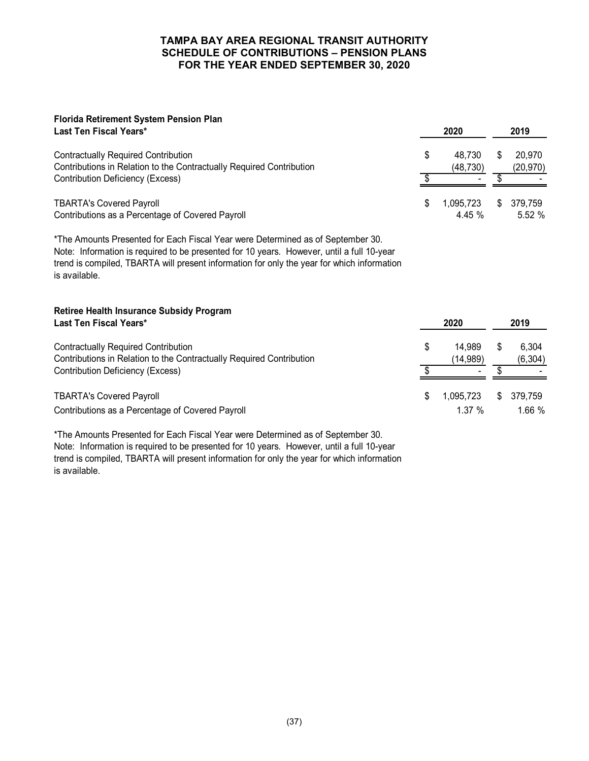# TAMPA BAY AREA REGIONAL TRANSIT AUTHORITY
## SCHEDULE OF CONTRIBUTIONS – PENSION PLANS
## FOR THE YEAR ENDED SEPTEMBER 30, 2020

### Florida Retirement System Pension Plan

| Last Ten Fiscal Years* | 2020 | 2019 |
|---|---|---|
| Contractually Required Contribution | $ 48,730 | $ 20,970 |
| Contributions in Relation to the Contractually Required Contribution | (48,730) | (20,970) |
| Contribution Deficiency (Excess) | $ - | $ - |
| TBARTA's Covered Payroll | $ 1,095,723 | $ 379,759 |
| Contributions as a Percentage of Covered Payroll | 4.45 % | 5.52 % |

*The Amounts Presented for Each Fiscal Year were Determined as of September 30.
Note: Information is required to be presented for 10 years. However, until a full 10-year trend is compiled, TBARTA will present information for only the year for which information is available.

### Retiree Health Insurance Subsidy Program

| Last Ten Fiscal Years* | 2020 | 2019 |
|---|---|---|
| Contractually Required Contribution | $ 14,989 | $ 6,304 |
| Contributions in Relation to the Contractually Required Contribution | (14,989) | (6,304) |
| Contribution Deficiency (Excess) | $ - | $ - |
| TBARTA's Covered Payroll | $ 1,095,723 | $ 379,759 |
| Contributions as a Percentage of Covered Payroll | 1.37 % | 1.66 % |

*The Amounts Presented for Each Fiscal Year were Determined as of September 30.
Note: Information is required to be presented for 10 years. However, until a full 10-year trend is compiled, TBARTA will present information for only the year for which information is available.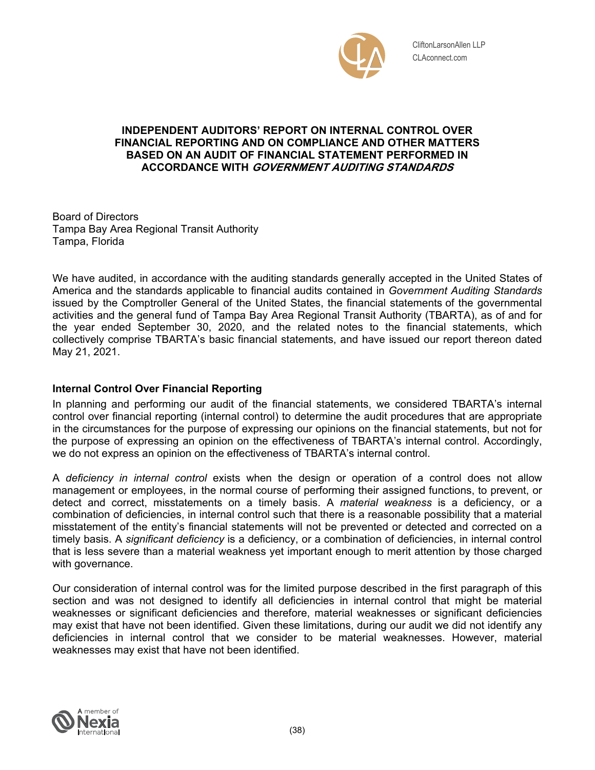CliftonLarsonAllen LLP
CLAconnect.com

# INDEPENDENT AUDITORS' REPORT ON INTERNAL CONTROL OVER FINANCIAL REPORTING AND ON COMPLIANCE AND OTHER MATTERS BASED ON AN AUDIT OF FINANCIAL STATEMENT PERFORMED IN ACCORDANCE WITH *GOVERNMENT AUDITING STANDARDS*

Board of Directors
Tampa Bay Area Regional Transit Authority
Tampa, Florida

We have audited, in accordance with the auditing standards generally accepted in the United States of America and the standards applicable to financial audits contained in *Government Auditing Standards* issued by the Comptroller General of the United States, the financial statements of the governmental activities and the general fund of Tampa Bay Area Regional Transit Authority (TBARTA), as of and for the year ended September 30, 2020, and the related notes to the financial statements, which collectively comprise TBARTA's basic financial statements, and have issued our report thereon dated May 21, 2021.

## Internal Control Over Financial Reporting

In planning and performing our audit of the financial statements, we considered TBARTA's internal control over financial reporting (internal control) to determine the audit procedures that are appropriate in the circumstances for the purpose of expressing our opinions on the financial statements, but not for the purpose of expressing an opinion on the effectiveness of TBARTA's internal control. Accordingly, we do not express an opinion on the effectiveness of TBARTA's internal control.

A *deficiency in internal control* exists when the design or operation of a control does not allow management or employees, in the normal course of performing their assigned functions, to prevent, or detect and correct, misstatements on a timely basis. A *material weakness* is a deficiency, or a combination of deficiencies, in internal control such that there is a reasonable possibility that a material misstatement of the entity's financial statements will not be prevented or detected and corrected on a timely basis. A *significant deficiency* is a deficiency, or a combination of deficiencies, in internal control that is less severe than a material weakness yet important enough to merit attention by those charged with governance.

Our consideration of internal control was for the limited purpose described in the first paragraph of this section and was not designed to identify all deficiencies in internal control that might be material weaknesses or significant deficiencies and therefore, material weaknesses or significant deficiencies may exist that have not been identified. Given these limitations, during our audit we did not identify any deficiencies in internal control that we consider to be material weaknesses. However, material weaknesses may exist that have not been identified.

A member of Nexia International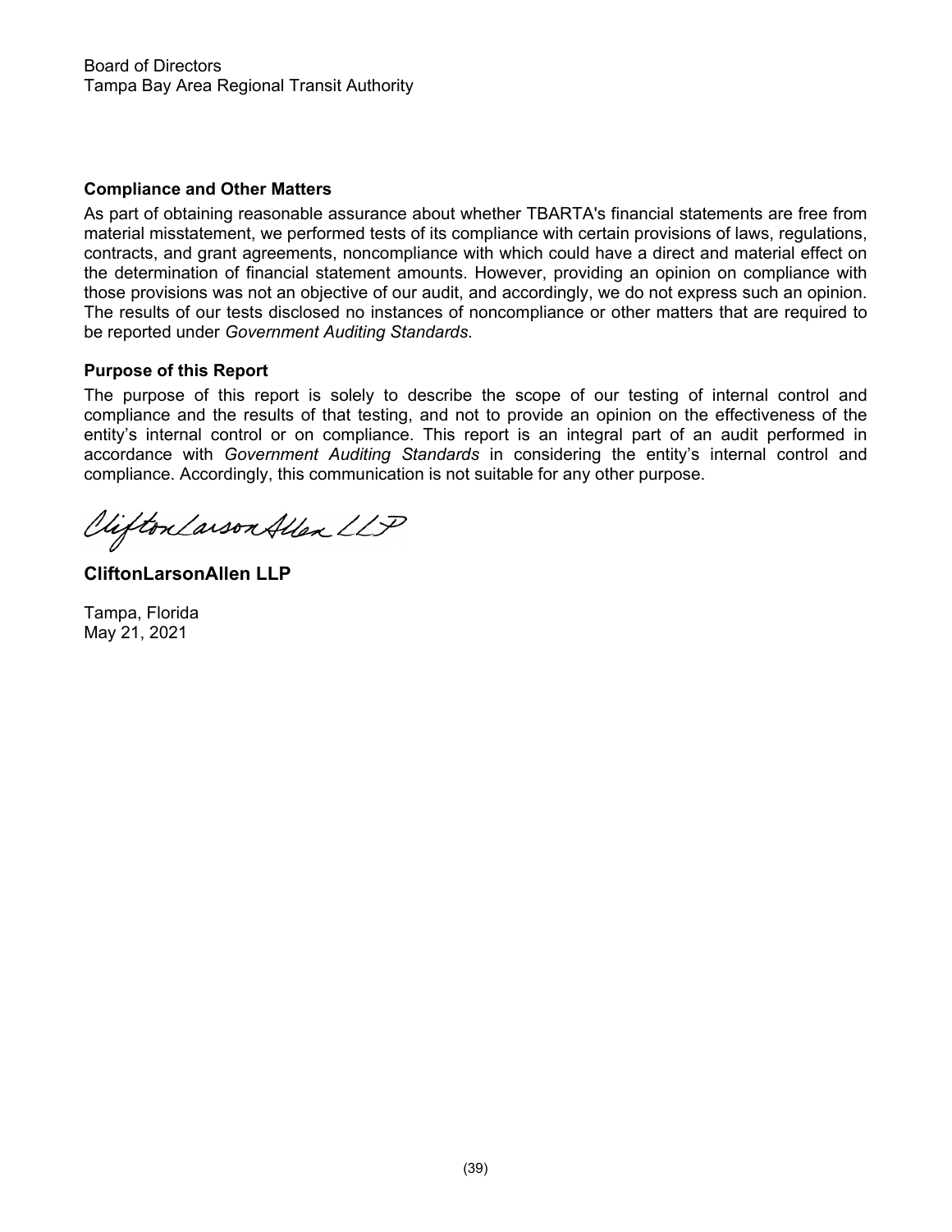Board of Directors
Tampa Bay Area Regional Transit Authority

**Compliance and Other Matters**

As part of obtaining reasonable assurance about whether TBARTA's financial statements are free from material misstatement, we performed tests of its compliance with certain provisions of laws, regulations, contracts, and grant agreements, noncompliance with which could have a direct and material effect on the determination of financial statement amounts. However, providing an opinion on compliance with those provisions was not an objective of our audit, and accordingly, we do not express such an opinion. The results of our tests disclosed no instances of noncompliance or other matters that are required to be reported under *Government Auditing Standards*.

**Purpose of this Report**

The purpose of this report is solely to describe the scope of our testing of internal control and compliance and the results of that testing, and not to provide an opinion on the effectiveness of the entity's internal control or on compliance. This report is an integral part of an audit performed in accordance with *Government Auditing Standards* in considering the entity's internal control and compliance. Accordingly, this communication is not suitable for any other purpose.

CliftonLarsonAllen LLP

**CliftonLarsonAllen LLP**

Tampa, Florida
May 21, 2021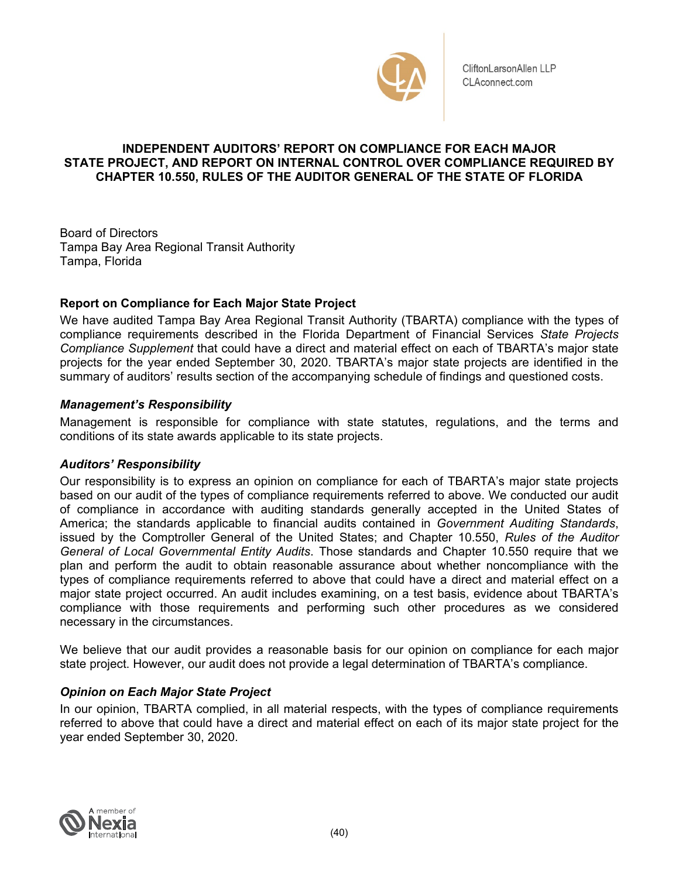CliftonLarsonAllen LLP
CLAconnect.com

# INDEPENDENT AUDITORS' REPORT ON COMPLIANCE FOR EACH MAJOR STATE PROJECT, AND REPORT ON INTERNAL CONTROL OVER COMPLIANCE REQUIRED BY CHAPTER 10.550, RULES OF THE AUDITOR GENERAL OF THE STATE OF FLORIDA

Board of Directors
Tampa Bay Area Regional Transit Authority
Tampa, Florida

## Report on Compliance for Each Major State Project

We have audited Tampa Bay Area Regional Transit Authority (TBARTA) compliance with the types of compliance requirements described in the Florida Department of Financial Services *State Projects Compliance Supplement* that could have a direct and material effect on each of TBARTA's major state projects for the year ended September 30, 2020. TBARTA's major state projects are identified in the summary of auditors' results section of the accompanying schedule of findings and questioned costs.

### *Management's Responsibility*

Management is responsible for compliance with state statutes, regulations, and the terms and conditions of its state awards applicable to its state projects.

### *Auditors' Responsibility*

Our responsibility is to express an opinion on compliance for each of TBARTA's major state projects based on our audit of the types of compliance requirements referred to above. We conducted our audit of compliance in accordance with auditing standards generally accepted in the United States of America; the standards applicable to financial audits contained in *Government Auditing Standards*, issued by the Comptroller General of the United States; and Chapter 10.550, *Rules of the Auditor General of Local Governmental Entity Audits*. Those standards and Chapter 10.550 require that we plan and perform the audit to obtain reasonable assurance about whether noncompliance with the types of compliance requirements referred to above that could have a direct and material effect on a major state project occurred. An audit includes examining, on a test basis, evidence about TBARTA's compliance with those requirements and performing such other procedures as we considered necessary in the circumstances.

We believe that our audit provides a reasonable basis for our opinion on compliance for each major state project. However, our audit does not provide a legal determination of TBARTA's compliance.

### *Opinion on Each Major State Project*

In our opinion, TBARTA complied, in all material respects, with the types of compliance requirements referred to above that could have a direct and material effect on each of its major state project for the year ended September 30, 2020.

A member of Nexia International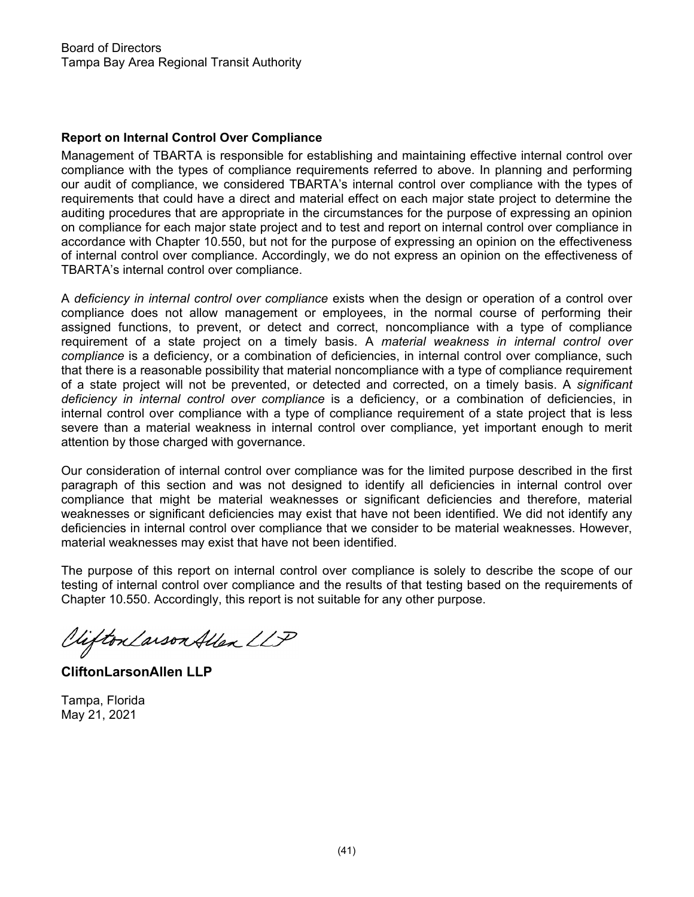Board of Directors
Tampa Bay Area Regional Transit Authority

**Report on Internal Control Over Compliance**

Management of TBARTA is responsible for establishing and maintaining effective internal control over compliance with the types of compliance requirements referred to above. In planning and performing our audit of compliance, we considered TBARTA's internal control over compliance with the types of requirements that could have a direct and material effect on each major state project to determine the auditing procedures that are appropriate in the circumstances for the purpose of expressing an opinion on compliance for each major state project and to test and report on internal control over compliance in accordance with Chapter 10.550, but not for the purpose of expressing an opinion on the effectiveness of internal control over compliance. Accordingly, we do not express an opinion on the effectiveness of TBARTA's internal control over compliance.

A *deficiency in internal control over compliance* exists when the design or operation of a control over compliance does not allow management or employees, in the normal course of performing their assigned functions, to prevent, or detect and correct, noncompliance with a type of compliance requirement of a state project on a timely basis. A *material weakness in internal control over compliance* is a deficiency, or a combination of deficiencies, in internal control over compliance, such that there is a reasonable possibility that material noncompliance with a type of compliance requirement of a state project will not be prevented, or detected and corrected, on a timely basis. A *significant deficiency in internal control over compliance* is a deficiency, or a combination of deficiencies, in internal control over compliance with a type of compliance requirement of a state project that is less severe than a material weakness in internal control over compliance, yet important enough to merit attention by those charged with governance.

Our consideration of internal control over compliance was for the limited purpose described in the first paragraph of this section and was not designed to identify all deficiencies in internal control over compliance that might be material weaknesses or significant deficiencies and therefore, material weaknesses or significant deficiencies may exist that have not been identified. We did not identify any deficiencies in internal control over compliance that we consider to be material weaknesses. However, material weaknesses may exist that have not been identified.

The purpose of this report on internal control over compliance is solely to describe the scope of our testing of internal control over compliance and the results of that testing based on the requirements of Chapter 10.550. Accordingly, this report is not suitable for any other purpose.

CliftonLarsonAllen LLP

**CliftonLarsonAllen LLP**

Tampa, Florida
May 21, 2021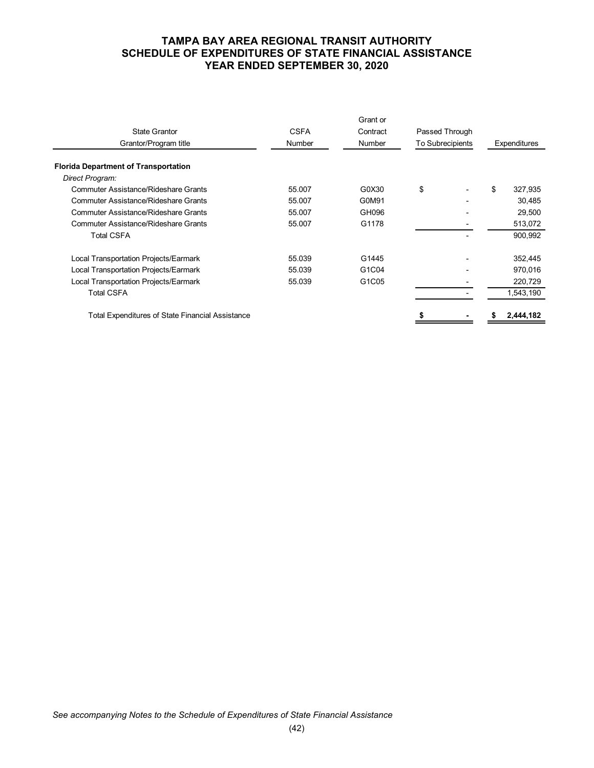# TAMPA BAY AREA REGIONAL TRANSIT AUTHORITY
## SCHEDULE OF EXPENDITURES OF STATE FINANCIAL ASSISTANCE
## YEAR ENDED SEPTEMBER 30, 2020

| State Grantor Grantor/Program title | CSFA Number | Grant or Contract Number | Passed Through To Subrecipients | Expenditures |
|---|---|---|---|---|
| **Florida Department of Transportation** | | | | |
| *Direct Program:* | | | | |
| Commuter Assistance/Rideshare Grants | 55.007 | G0X30 | $ - | $ 327,935 |
| Commuter Assistance/Rideshare Grants | 55.007 | G0M91 | - | 30,485 |
| Commuter Assistance/Rideshare Grants | 55.007 | GH096 | - | 29,500 |
| Commuter Assistance/Rideshare Grants | 55.007 | G1178 | - | 513,072 |
| Total CSFA | | | - | 900,992 |
| Local Transportation Projects/Earmark | 55.039 | G1445 | - | 352,445 |
| Local Transportation Projects/Earmark | 55.039 | G1C04 | - | 970,016 |
| Local Transportation Projects/Earmark | 55.039 | G1C05 | - | 220,729 |
| Total CSFA | | | - | 1,543,190 |
| Total Expenditures of State Financial Assistance | | | **$ -** | **$ 2,444,182** |

*See accompanying Notes to the Schedule of Expenditures of State Financial Assistance*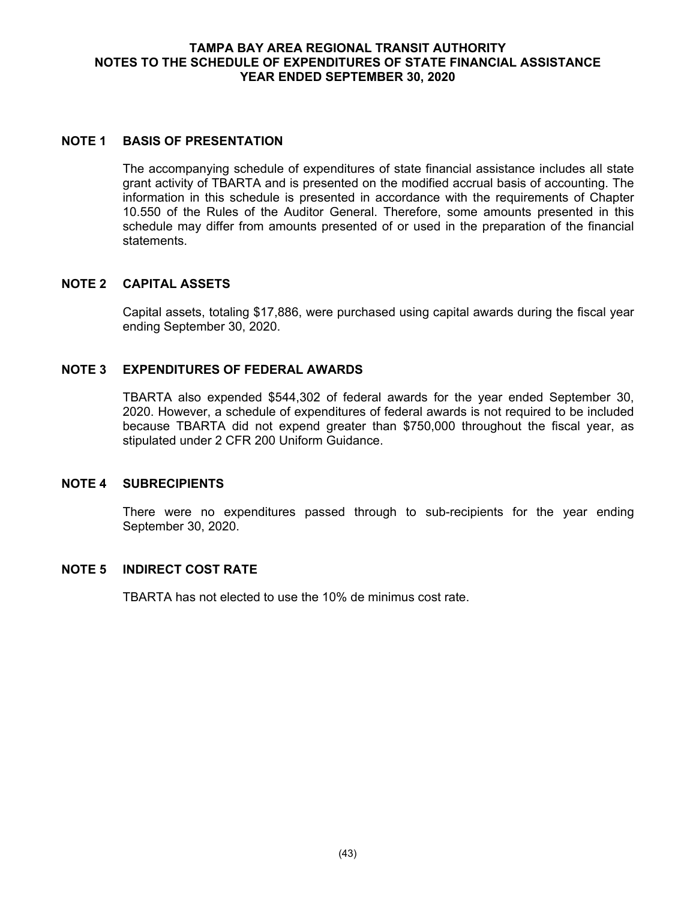# TAMPA BAY AREA REGIONAL TRANSIT AUTHORITY
## NOTES TO THE SCHEDULE OF EXPENDITURES OF STATE FINANCIAL ASSISTANCE
## YEAR ENDED SEPTEMBER 30, 2020

### NOTE 1 BASIS OF PRESENTATION

The accompanying schedule of expenditures of state financial assistance includes all state grant activity of TBARTA and is presented on the modified accrual basis of accounting. The information in this schedule is presented in accordance with the requirements of Chapter 10.550 of the Rules of the Auditor General. Therefore, some amounts presented in this schedule may differ from amounts presented of or used in the preparation of the financial statements.

### NOTE 2 CAPITAL ASSETS

Capital assets, totaling $17,886, were purchased using capital awards during the fiscal year ending September 30, 2020.

### NOTE 3 EXPENDITURES OF FEDERAL AWARDS

TBARTA also expended $544,302 of federal awards for the year ended September 30, 2020. However, a schedule of expenditures of federal awards is not required to be included because TBARTA did not expend greater than $750,000 throughout the fiscal year, as stipulated under 2 CFR 200 Uniform Guidance.

### NOTE 4 SUBRECIPIENTS

There were no expenditures passed through to sub-recipients for the year ending September 30, 2020.

### NOTE 5 INDIRECT COST RATE

TBARTA has not elected to use the 10% de minimus cost rate.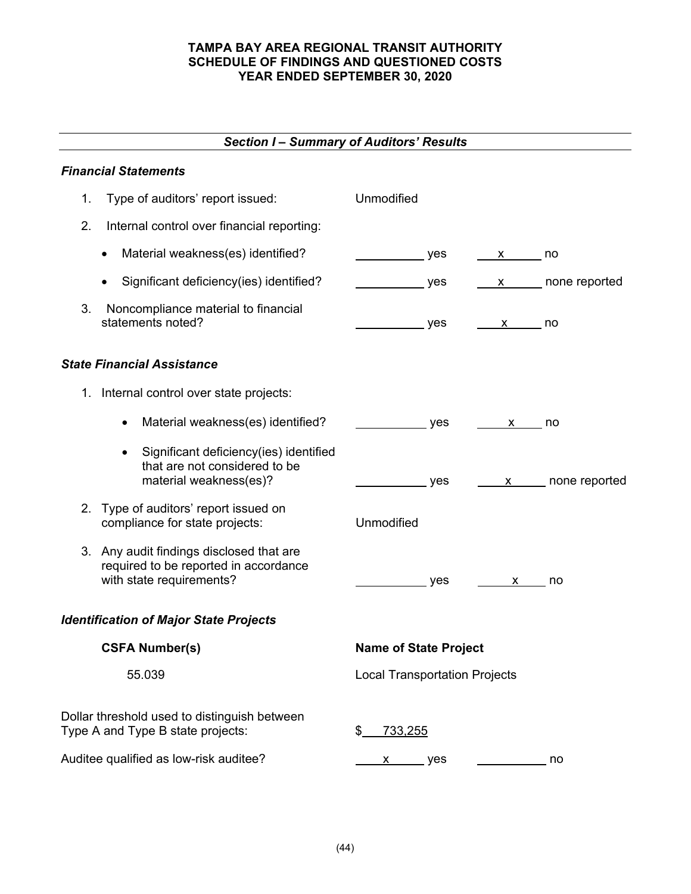**TAMPA BAY AREA REGIONAL TRANSIT AUTHORITY**
**SCHEDULE OF FINDINGS AND QUESTIONED COSTS**
**YEAR ENDED SEPTEMBER 30, 2020**

## *Section I – Summary of Auditors' Results*

### *Financial Statements*

1. Type of auditors' report issued: Unmodified
2. Internal control over financial reporting:
   - Material weakness(es) identified? ______ yes __x__ no
   - Significant deficiency(ies) identified? ______ yes __x__ none reported
3. Noncompliance material to financial statements noted? ______ yes __x__ no

### *State Financial Assistance*

1. Internal control over state projects:
   - Material weakness(es) identified? ______ yes __x__ no
   - Significant deficiency(ies) identified that are not considered to be material weakness(es)? ______ yes __x__ none reported
2. Type of auditors' report issued on compliance for state projects: Unmodified
3. Any audit findings disclosed that are required to be reported in accordance with state requirements? ______ yes __x__ no

### *Identification of Major State Projects*

| CSFA Number(s) | Name of State Project |
|---|---|
| 55.039 | Local Transportation Projects |

Dollar threshold used to distinguish between Type A and Type B state projects: $ 733,255

Auditee qualified as low-risk auditee? __x__ yes ______ no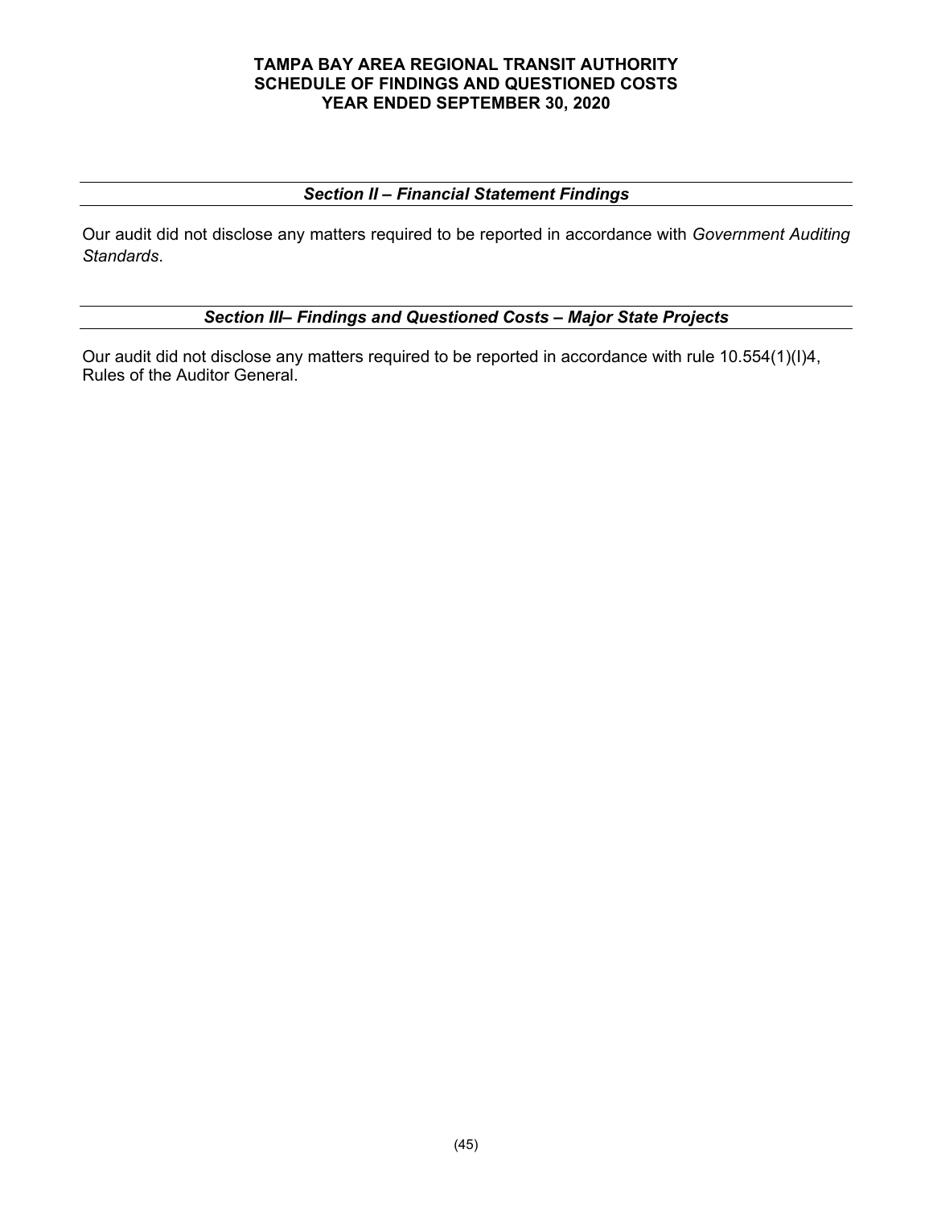**TAMPA BAY AREA REGIONAL TRANSIT AUTHORITY**
**SCHEDULE OF FINDINGS AND QUESTIONED COSTS**
**YEAR ENDED SEPTEMBER 30, 2020**

### *Section II – Financial Statement Findings*

Our audit did not disclose any matters required to be reported in accordance with *Government Auditing Standards*.

### *Section III– Findings and Questioned Costs – Major State Projects*

Our audit did not disclose any matters required to be reported in accordance with rule 10.554(1)(I)4, Rules of the Auditor General.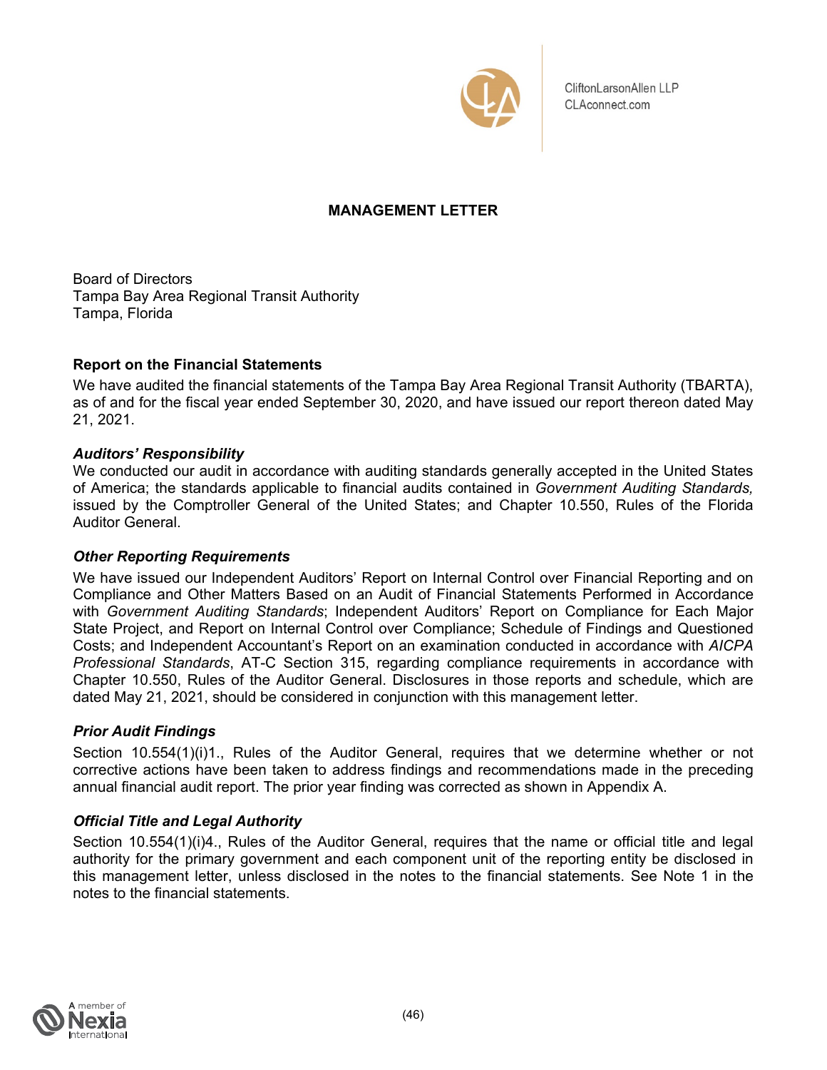CliftonLarsonAllen LLP
CLAconnect.com

# MANAGEMENT LETTER

Board of Directors
Tampa Bay Area Regional Transit Authority
Tampa, Florida

## Report on the Financial Statements

We have audited the financial statements of the Tampa Bay Area Regional Transit Authority (TBARTA), as of and for the fiscal year ended September 30, 2020, and have issued our report thereon dated May 21, 2021.

### *Auditors' Responsibility*

We conducted our audit in accordance with auditing standards generally accepted in the United States of America; the standards applicable to financial audits contained in *Government Auditing Standards,* issued by the Comptroller General of the United States; and Chapter 10.550, Rules of the Florida Auditor General.

### *Other Reporting Requirements*

We have issued our Independent Auditors' Report on Internal Control over Financial Reporting and on Compliance and Other Matters Based on an Audit of Financial Statements Performed in Accordance with *Government Auditing Standards*; Independent Auditors' Report on Compliance for Each Major State Project, and Report on Internal Control over Compliance; Schedule of Findings and Questioned Costs; and Independent Accountant's Report on an examination conducted in accordance with *AICPA Professional Standards*, AT-C Section 315, regarding compliance requirements in accordance with Chapter 10.550, Rules of the Auditor General. Disclosures in those reports and schedule, which are dated May 21, 2021, should be considered in conjunction with this management letter.

### *Prior Audit Findings*

Section 10.554(1)(i)1., Rules of the Auditor General, requires that we determine whether or not corrective actions have been taken to address findings and recommendations made in the preceding annual financial audit report. The prior year finding was corrected as shown in Appendix A.

### *Official Title and Legal Authority*

Section 10.554(1)(i)4., Rules of the Auditor General, requires that the name or official title and legal authority for the primary government and each component unit of the reporting entity be disclosed in this management letter, unless disclosed in the notes to the financial statements. See Note 1 in the notes to the financial statements.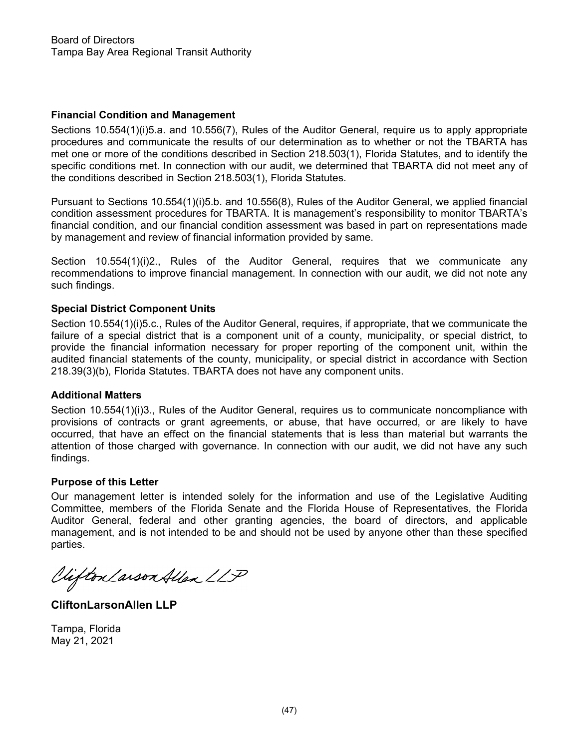Board of Directors
Tampa Bay Area Regional Transit Authority

**Financial Condition and Management**

Sections 10.554(1)(i)5.a. and 10.556(7), Rules of the Auditor General, require us to apply appropriate procedures and communicate the results of our determination as to whether or not the TBARTA has met one or more of the conditions described in Section 218.503(1), Florida Statutes, and to identify the specific conditions met. In connection with our audit, we determined that TBARTA did not meet any of the conditions described in Section 218.503(1), Florida Statutes.

Pursuant to Sections 10.554(1)(i)5.b. and 10.556(8), Rules of the Auditor General, we applied financial condition assessment procedures for TBARTA. It is management's responsibility to monitor TBARTA's financial condition, and our financial condition assessment was based in part on representations made by management and review of financial information provided by same.

Section 10.554(1)(i)2., Rules of the Auditor General, requires that we communicate any recommendations to improve financial management. In connection with our audit, we did not note any such findings.

**Special District Component Units**

Section 10.554(1)(i)5.c., Rules of the Auditor General, requires, if appropriate, that we communicate the failure of a special district that is a component unit of a county, municipality, or special district, to provide the financial information necessary for proper reporting of the component unit, within the audited financial statements of the county, municipality, or special district in accordance with Section 218.39(3)(b), Florida Statutes. TBARTA does not have any component units.

**Additional Matters**

Section 10.554(1)(i)3., Rules of the Auditor General, requires us to communicate noncompliance with provisions of contracts or grant agreements, or abuse, that have occurred, or are likely to have occurred, that have an effect on the financial statements that is less than material but warrants the attention of those charged with governance. In connection with our audit, we did not have any such findings.

**Purpose of this Letter**

Our management letter is intended solely for the information and use of the Legislative Auditing Committee, members of the Florida Senate and the Florida House of Representatives, the Florida Auditor General, federal and other granting agencies, the board of directors, and applicable management, and is not intended to be and should not be used by anyone other than these specified parties.

CliftonLarsonAllen LLP

**CliftonLarsonAllen LLP**

Tampa, Florida
May 21, 2021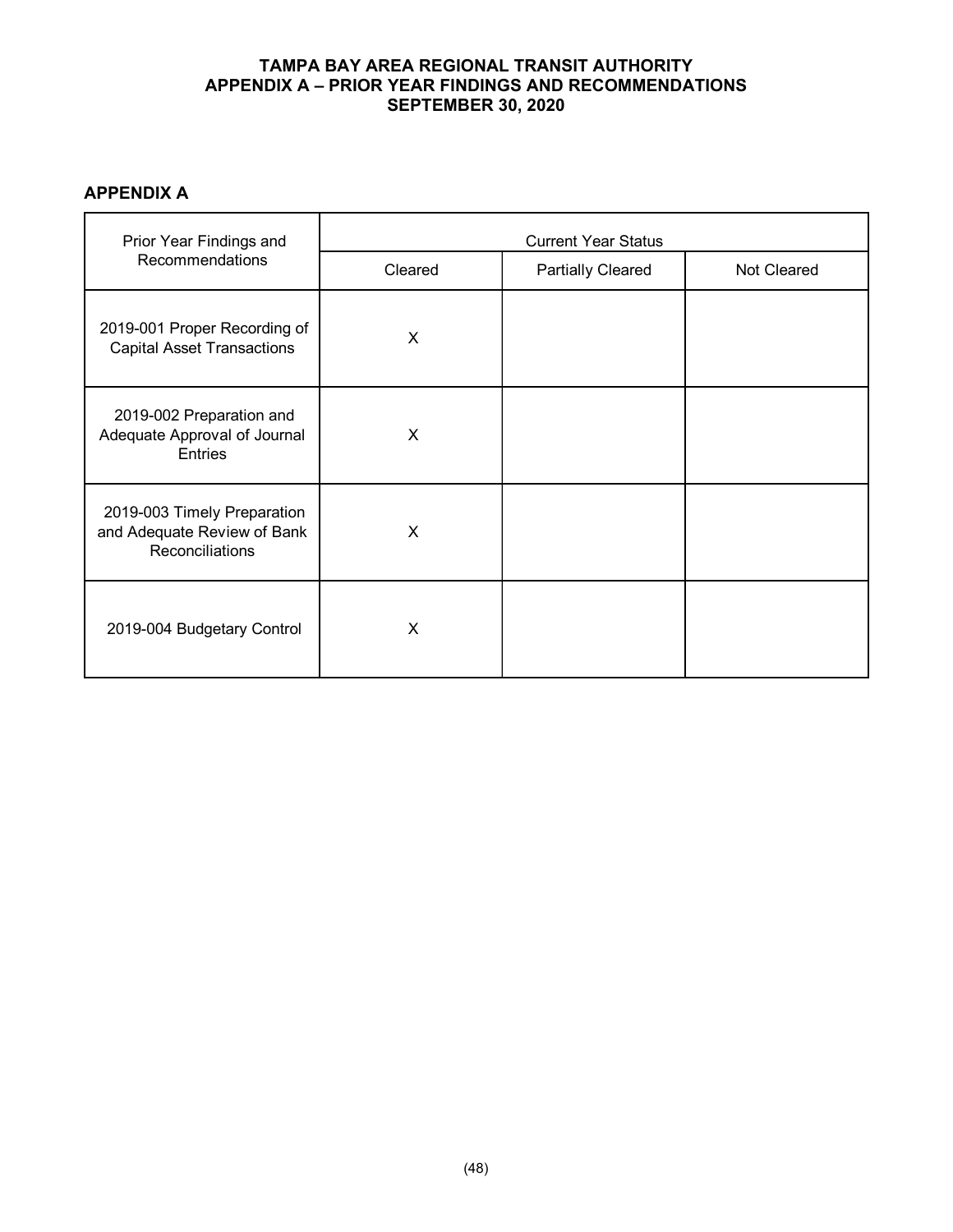# TAMPA BAY AREA REGIONAL TRANSIT AUTHORITY
## APPENDIX A – PRIOR YEAR FINDINGS AND RECOMMENDATIONS
## SEPTEMBER 30, 2020

### APPENDIX A

| Prior Year Findings and Recommendations | Current Year Status | | |
|---|---|---|---|
| | Cleared | Partially Cleared | Not Cleared |
| 2019-001 Proper Recording of Capital Asset Transactions | X | | |
| 2019-002 Preparation and Adequate Approval of Journal Entries | X | | |
| 2019-003 Timely Preparation and Adequate Review of Bank Reconciliations | X | | |
| 2019-004 Budgetary Control | X | | |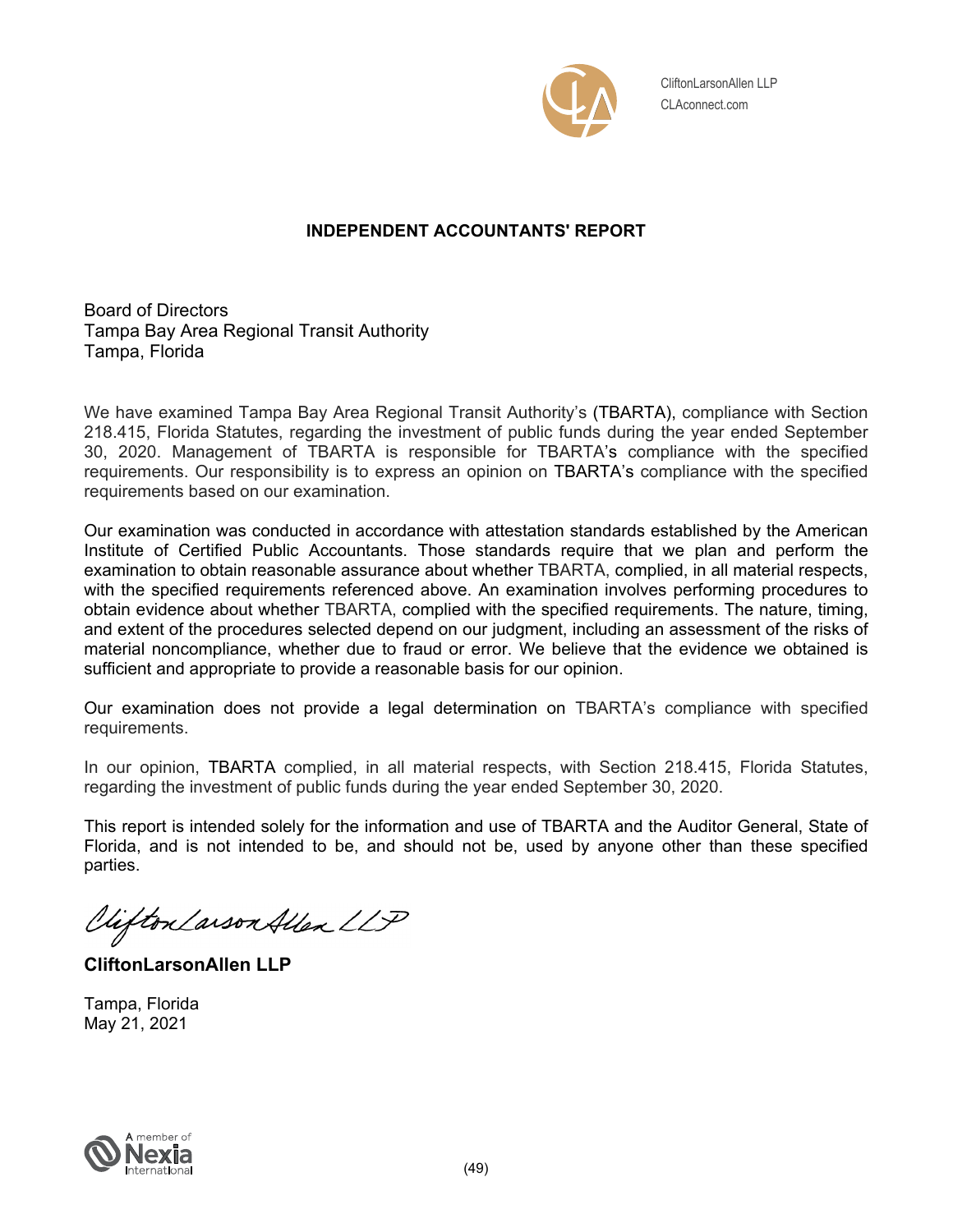CliftonLarsonAllen LLP
CLAconnect.com

# INDEPENDENT ACCOUNTANTS' REPORT

Board of Directors
Tampa Bay Area Regional Transit Authority
Tampa, Florida

We have examined Tampa Bay Area Regional Transit Authority's (TBARTA), compliance with Section 218.415, Florida Statutes, regarding the investment of public funds during the year ended September 30, 2020. Management of TBARTA is responsible for TBARTA's compliance with the specified requirements. Our responsibility is to express an opinion on TBARTA's compliance with the specified requirements based on our examination.

Our examination was conducted in accordance with attestation standards established by the American Institute of Certified Public Accountants. Those standards require that we plan and perform the examination to obtain reasonable assurance about whether TBARTA, complied, in all material respects, with the specified requirements referenced above. An examination involves performing procedures to obtain evidence about whether TBARTA, complied with the specified requirements. The nature, timing, and extent of the procedures selected depend on our judgment, including an assessment of the risks of material noncompliance, whether due to fraud or error. We believe that the evidence we obtained is sufficient and appropriate to provide a reasonable basis for our opinion.

Our examination does not provide a legal determination on TBARTA's compliance with specified requirements.

In our opinion, TBARTA complied, in all material respects, with Section 218.415, Florida Statutes, regarding the investment of public funds during the year ended September 30, 2020.

This report is intended solely for the information and use of TBARTA and the Auditor General, State of Florida, and is not intended to be, and should not be, used by anyone other than these specified parties.

CliftonLarsonAllen LLP

**CliftonLarsonAllen LLP**

Tampa, Florida
May 21, 2021

A member of Nexia International